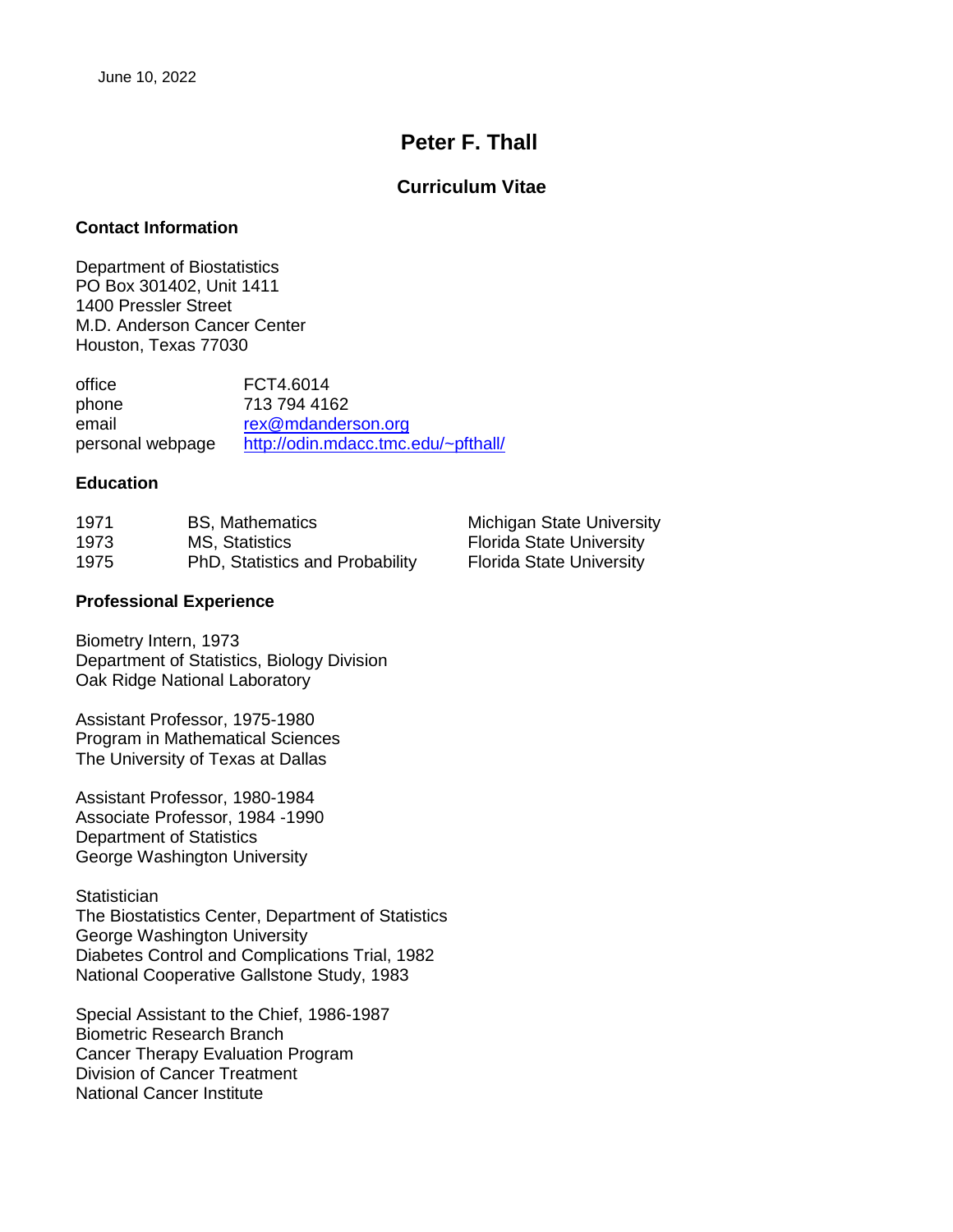June 10, 2022

# Peter F. Thall

## Curriculum Vitae

### Contact Information

Department of Biostatistics
PO Box 301402, Unit 1411
1400 Pressler Street
M.D. Anderson Cancer Center
Houston, Texas 77030

| | |
|---|---|
| office | FCT4.6014 |
| phone | 713 794 4162 |
| email | rex@mdanderson.org |
| personal webpage | http://odin.mdacc.tmc.edu/~pfthall/ |

### Education

| | | |
|---|---|---|
| 1971 | BS, Mathematics | Michigan State University |
| 1973 | MS, Statistics | Florida State University |
| 1975 | PhD, Statistics and Probability | Florida State University |

### Professional Experience

Biometry Intern, 1973
Department of Statistics, Biology Division
Oak Ridge National Laboratory

Assistant Professor, 1975-1980
Program in Mathematical Sciences
The University of Texas at Dallas

Assistant Professor, 1980-1984
Associate Professor, 1984 -1990
Department of Statistics
George Washington University

Statistician
The Biostatistics Center, Department of Statistics
George Washington University
Diabetes Control and Complications Trial, 1982
National Cooperative Gallstone Study, 1983

Special Assistant to the Chief, 1986-1987
Biometric Research Branch
Cancer Therapy Evaluation Program
Division of Cancer Treatment
National Cancer Institute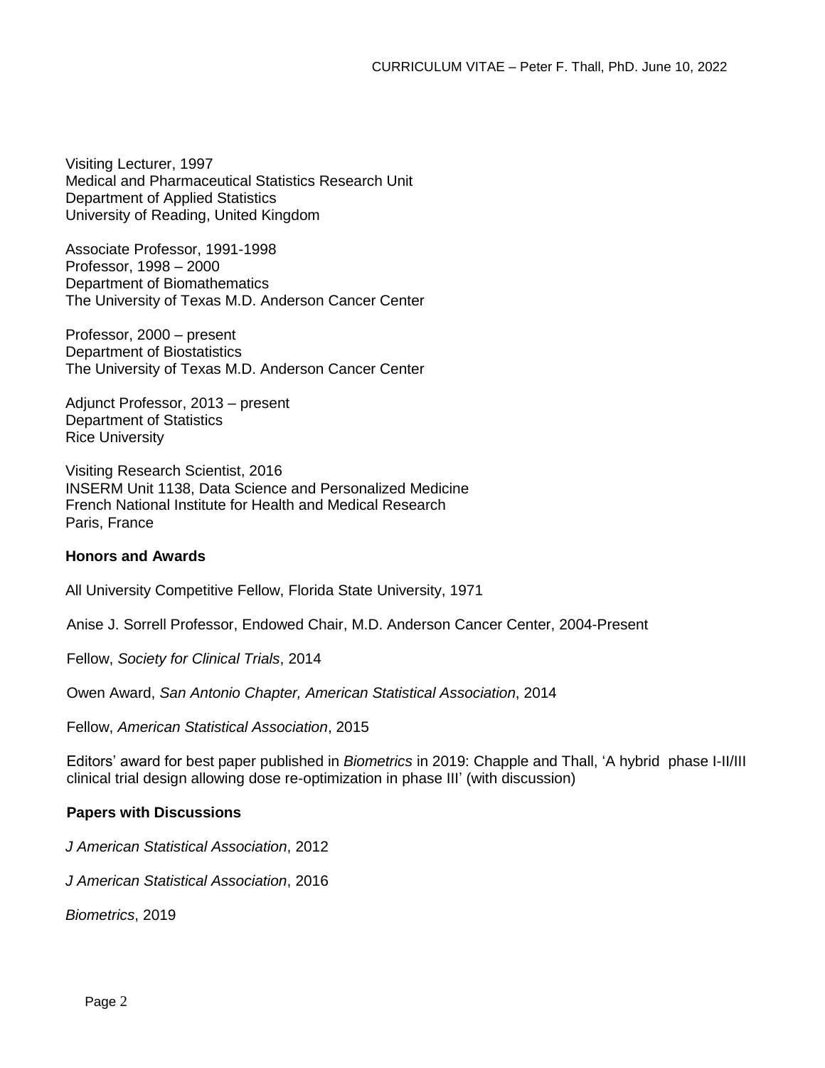Visiting Lecturer, 1997
Medical and Pharmaceutical Statistics Research Unit
Department of Applied Statistics
University of Reading, United Kingdom

Associate Professor, 1991-1998
Professor, 1998 – 2000
Department of Biomathematics
The University of Texas M.D. Anderson Cancer Center

Professor, 2000 – present
Department of Biostatistics
The University of Texas M.D. Anderson Cancer Center

Adjunct Professor, 2013 – present
Department of Statistics
Rice University

Visiting Research Scientist, 2016
INSERM Unit 1138, Data Science and Personalized Medicine
French National Institute for Health and Medical Research
Paris, France

**Honors and Awards**

All University Competitive Fellow, Florida State University, 1971

Anise J. Sorrell Professor, Endowed Chair, M.D. Anderson Cancer Center, 2004-Present

Fellow, *Society for Clinical Trials*, 2014

Owen Award, *San Antonio Chapter, American Statistical Association*, 2014

Fellow, *American Statistical Association*, 2015

Editors' award for best paper published in *Biometrics* in 2019: Chapple and Thall, 'A hybrid phase I-II/III clinical trial design allowing dose re-optimization in phase III' (with discussion)

**Papers with Discussions**

*J American Statistical Association*, 2012

*J American Statistical Association*, 2016

*Biometrics*, 2019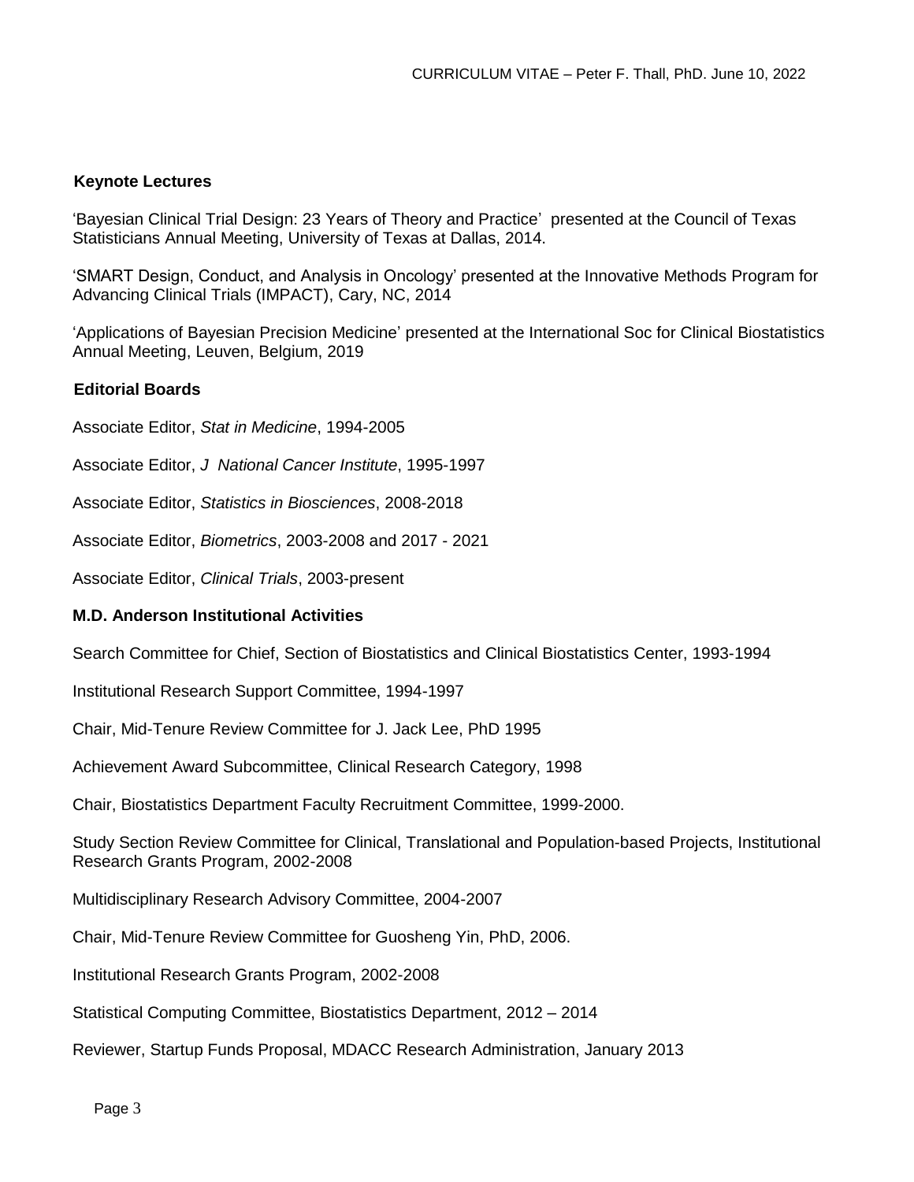## Keynote Lectures

'Bayesian Clinical Trial Design: 23 Years of Theory and Practice' presented at the Council of Texas Statisticians Annual Meeting, University of Texas at Dallas, 2014.

'SMART Design, Conduct, and Analysis in Oncology' presented at the Innovative Methods Program for Advancing Clinical Trials (IMPACT), Cary, NC, 2014

'Applications of Bayesian Precision Medicine' presented at the International Soc for Clinical Biostatistics Annual Meeting, Leuven, Belgium, 2019

## Editorial Boards

Associate Editor, *Stat in Medicine*, 1994-2005

Associate Editor, *J National Cancer Institute*, 1995-1997

Associate Editor, *Statistics in Biosciences*, 2008-2018

Associate Editor, *Biometrics*, 2003-2008 and 2017 - 2021

Associate Editor, *Clinical Trials*, 2003-present

## M.D. Anderson Institutional Activities

Search Committee for Chief, Section of Biostatistics and Clinical Biostatistics Center, 1993-1994

Institutional Research Support Committee, 1994-1997

Chair, Mid-Tenure Review Committee for J. Jack Lee, PhD 1995

Achievement Award Subcommittee, Clinical Research Category, 1998

Chair, Biostatistics Department Faculty Recruitment Committee, 1999-2000.

Study Section Review Committee for Clinical, Translational and Population-based Projects, Institutional Research Grants Program, 2002-2008

Multidisciplinary Research Advisory Committee, 2004-2007

Chair, Mid-Tenure Review Committee for Guosheng Yin, PhD, 2006.

Institutional Research Grants Program, 2002-2008

Statistical Computing Committee, Biostatistics Department, 2012 – 2014

Reviewer, Startup Funds Proposal, MDACC Research Administration, January 2013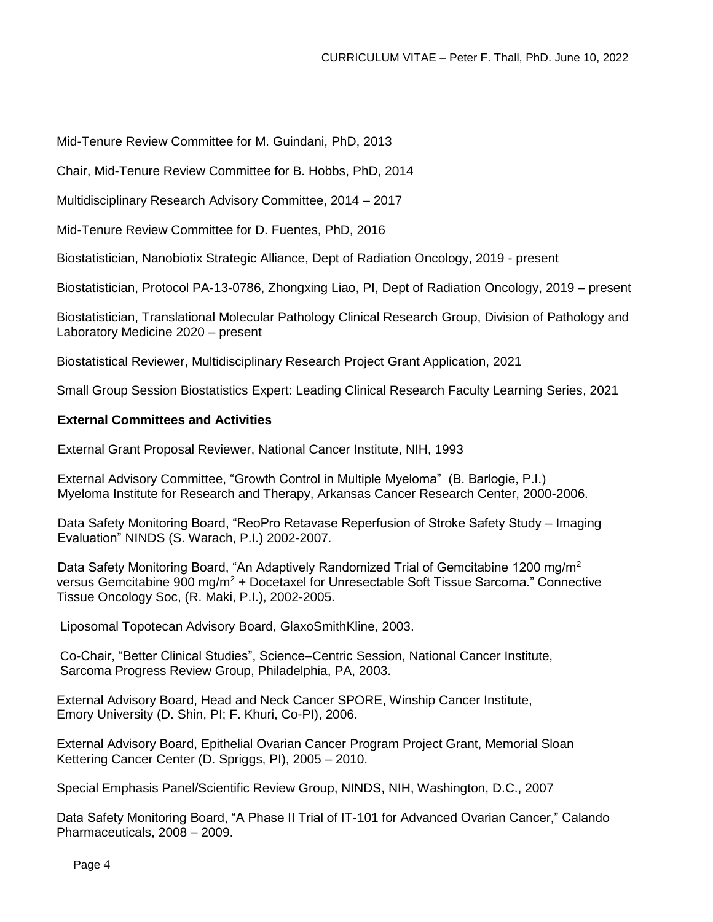Mid-Tenure Review Committee for M. Guindani, PhD, 2013

Chair, Mid-Tenure Review Committee for B. Hobbs, PhD, 2014

Multidisciplinary Research Advisory Committee, 2014 – 2017

Mid-Tenure Review Committee for D. Fuentes, PhD, 2016

Biostatistician, Nanobiotix Strategic Alliance, Dept of Radiation Oncology, 2019 - present

Biostatistician, Protocol PA-13-0786, Zhongxing Liao, PI, Dept of Radiation Oncology, 2019 – present

Biostatistician, Translational Molecular Pathology Clinical Research Group, Division of Pathology and Laboratory Medicine 2020 – present

Biostatistical Reviewer, Multidisciplinary Research Project Grant Application, 2021

Small Group Session Biostatistics Expert: Leading Clinical Research Faculty Learning Series, 2021

**External Committees and Activities**

External Grant Proposal Reviewer, National Cancer Institute, NIH, 1993

External Advisory Committee, "Growth Control in Multiple Myeloma" (B. Barlogie, P.I.) Myeloma Institute for Research and Therapy, Arkansas Cancer Research Center, 2000-2006.

Data Safety Monitoring Board, "ReoPro Retavase Reperfusion of Stroke Safety Study – Imaging Evaluation" NINDS (S. Warach, P.I.) 2002-2007.

Data Safety Monitoring Board, "An Adaptively Randomized Trial of Gemcitabine 1200 mg/m$^2$ versus Gemcitabine 900 mg/m$^2$ + Docetaxel for Unresectable Soft Tissue Sarcoma." Connective Tissue Oncology Soc, (R. Maki, P.I.), 2002-2005.

Liposomal Topotecan Advisory Board, GlaxoSmithKline, 2003.

Co-Chair, "Better Clinical Studies", Science–Centric Session, National Cancer Institute, Sarcoma Progress Review Group, Philadelphia, PA, 2003.

External Advisory Board, Head and Neck Cancer SPORE, Winship Cancer Institute, Emory University (D. Shin, PI; F. Khuri, Co-PI), 2006.

External Advisory Board, Epithelial Ovarian Cancer Program Project Grant, Memorial Sloan Kettering Cancer Center (D. Spriggs, PI), 2005 – 2010.

Special Emphasis Panel/Scientific Review Group, NINDS, NIH, Washington, D.C., 2007

Data Safety Monitoring Board, "A Phase II Trial of IT-101 for Advanced Ovarian Cancer," Calando Pharmaceuticals, 2008 – 2009.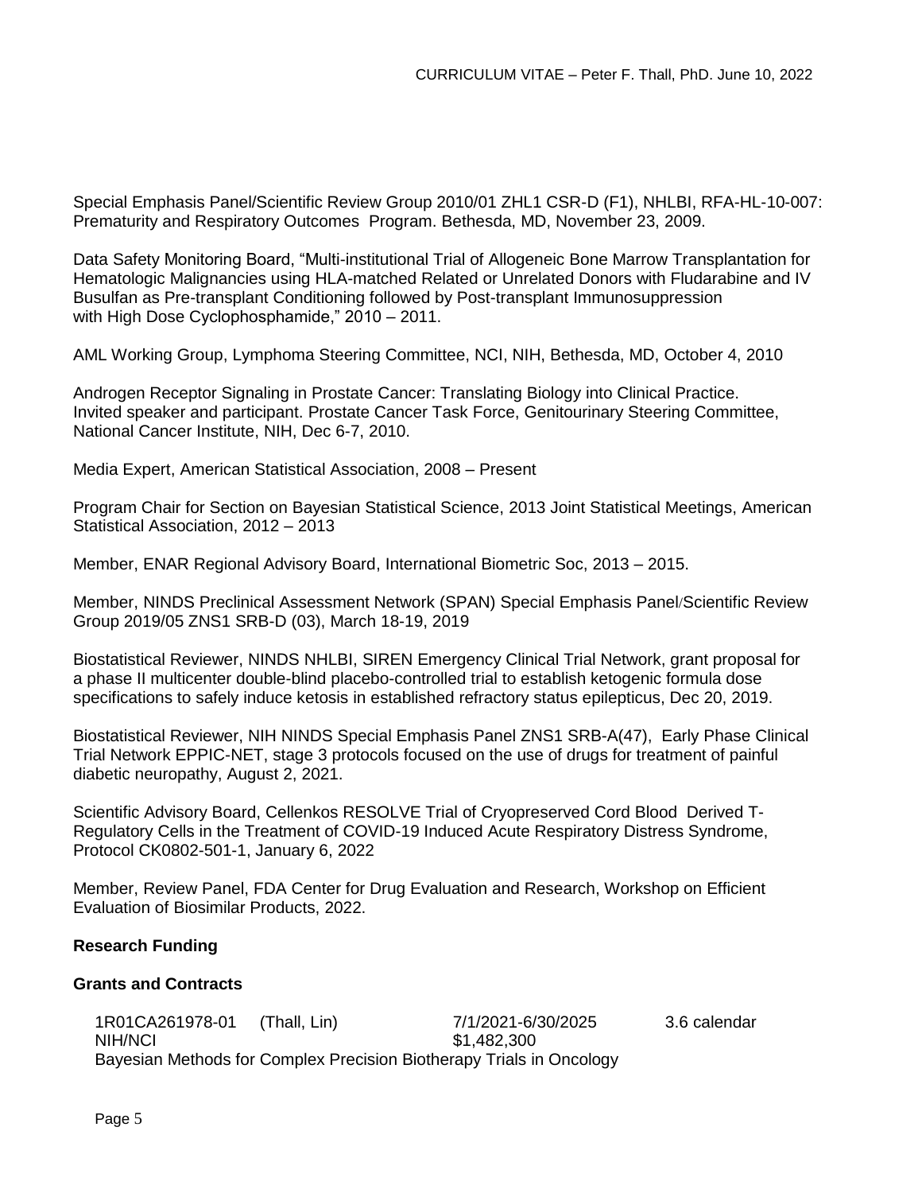Special Emphasis Panel/Scientific Review Group 2010/01 ZHL1 CSR-D (F1), NHLBI, RFA-HL-10-007: Prematurity and Respiratory Outcomes Program. Bethesda, MD, November 23, 2009.

Data Safety Monitoring Board, "Multi-institutional Trial of Allogeneic Bone Marrow Transplantation for Hematologic Malignancies using HLA-matched Related or Unrelated Donors with Fludarabine and IV Busulfan as Pre-transplant Conditioning followed by Post-transplant Immunosuppression with High Dose Cyclophosphamide," 2010 – 2011.

AML Working Group, Lymphoma Steering Committee, NCI, NIH, Bethesda, MD, October 4, 2010

Androgen Receptor Signaling in Prostate Cancer: Translating Biology into Clinical Practice. Invited speaker and participant. Prostate Cancer Task Force, Genitourinary Steering Committee, National Cancer Institute, NIH, Dec 6-7, 2010.

Media Expert, American Statistical Association, 2008 – Present

Program Chair for Section on Bayesian Statistical Science, 2013 Joint Statistical Meetings, American Statistical Association, 2012 – 2013

Member, ENAR Regional Advisory Board, International Biometric Soc, 2013 – 2015.

Member, NINDS Preclinical Assessment Network (SPAN) Special Emphasis Panel/Scientific Review Group 2019/05 ZNS1 SRB-D (03), March 18-19, 2019

Biostatistical Reviewer, NINDS NHLBI, SIREN Emergency Clinical Trial Network, grant proposal for a phase II multicenter double-blind placebo-controlled trial to establish ketogenic formula dose specifications to safely induce ketosis in established refractory status epilepticus, Dec 20, 2019.

Biostatistical Reviewer, NIH NINDS Special Emphasis Panel ZNS1 SRB-A(47), Early Phase Clinical Trial Network EPPIC-NET, stage 3 protocols focused on the use of drugs for treatment of painful diabetic neuropathy, August 2, 2021.

Scientific Advisory Board, Cellenkos RESOLVE Trial of Cryopreserved Cord Blood Derived T-Regulatory Cells in the Treatment of COVID-19 Induced Acute Respiratory Distress Syndrome, Protocol CK0802-501-1, January 6, 2022

Member, Review Panel, FDA Center for Drug Evaluation and Research, Workshop on Efficient Evaluation of Biosimilar Products, 2022.

**Research Funding**

**Grants and Contracts**

1R01CA261978-01 (Thall, Lin) 7/1/2021-6/30/2025 3.6 calendar
NIH/NCI $1,482,300
Bayesian Methods for Complex Precision Biotherapy Trials in Oncology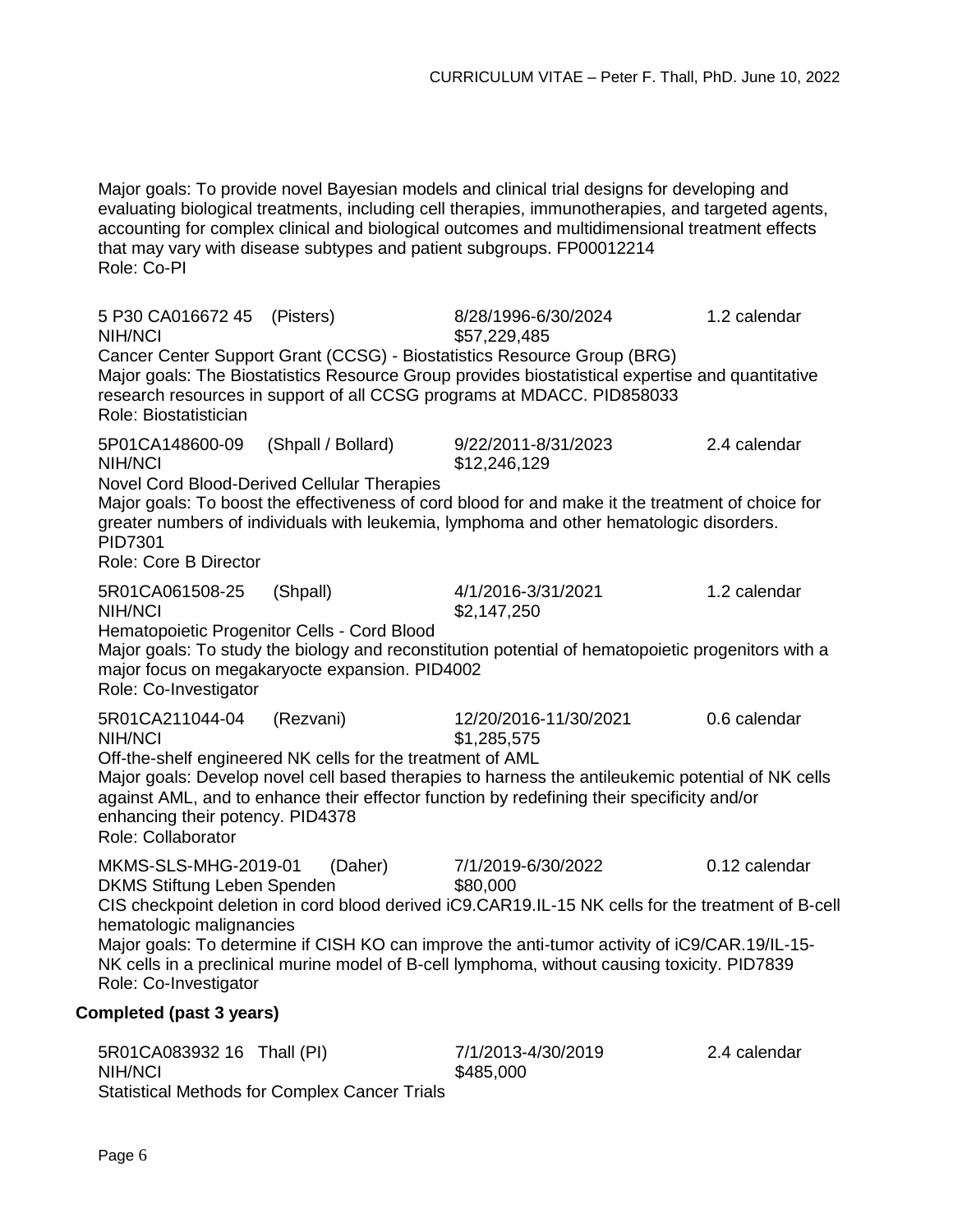Major goals: To provide novel Bayesian models and clinical trial designs for developing and evaluating biological treatments, including cell therapies, immunotherapies, and targeted agents, accounting for complex clinical and biological outcomes and multidimensional treatment effects that may vary with disease subtypes and patient subgroups. FP00012214
Role: Co-PI

5 P30 CA016672 45 (Pisters) 8/28/1996-6/30/2024 1.2 calendar
NIH/NCI $57,229,485
Cancer Center Support Grant (CCSG) - Biostatistics Resource Group (BRG)
Major goals: The Biostatistics Resource Group provides biostatistical expertise and quantitative research resources in support of all CCSG programs at MDACC. PID858033
Role: Biostatistician

5P01CA148600-09 (Shpall / Bollard) 9/22/2011-8/31/2023 2.4 calendar
NIH/NCI $12,246,129
Novel Cord Blood-Derived Cellular Therapies
Major goals: To boost the effectiveness of cord blood for and make it the treatment of choice for greater numbers of individuals with leukemia, lymphoma and other hematologic disorders. PID7301
Role: Core B Director

5R01CA061508-25 (Shpall) 4/1/2016-3/31/2021 1.2 calendar
NIH/NCI $2,147,250
Hematopoietic Progenitor Cells - Cord Blood
Major goals: To study the biology and reconstitution potential of hematopoietic progenitors with a major focus on megakaryocte expansion. PID4002
Role: Co-Investigator

5R01CA211044-04 (Rezvani) 12/20/2016-11/30/2021 0.6 calendar
NIH/NCI $1,285,575
Off-the-shelf engineered NK cells for the treatment of AML
Major goals: Develop novel cell based therapies to harness the antileukemic potential of NK cells against AML, and to enhance their effector function by redefining their specificity and/or enhancing their potency. PID4378
Role: Collaborator

MKMS-SLS-MHG-2019-01 (Daher) 7/1/2019-6/30/2022 0.12 calendar
DKMS Stiftung Leben Spenden $80,000
CIS checkpoint deletion in cord blood derived iC9.CAR19.IL-15 NK cells for the treatment of B-cell hematologic malignancies
Major goals: To determine if CISH KO can improve the anti-tumor activity of iC9/CAR.19/IL-15-NK cells in a preclinical murine model of B-cell lymphoma, without causing toxicity. PID7839
Role: Co-Investigator

**Completed (past 3 years)**

5R01CA083932 16 Thall (PI) 7/1/2013-4/30/2019 2.4 calendar
NIH/NCI $485,000
Statistical Methods for Complex Cancer Trials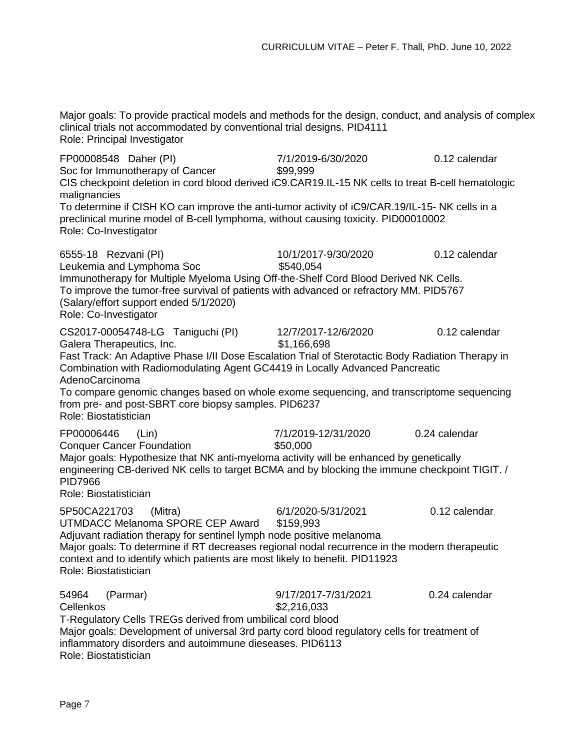Major goals: To provide practical models and methods for the design, conduct, and analysis of complex clinical trials not accommodated by conventional trial designs. PID4111
Role: Principal Investigator

FP00008548 Daher (PI) 7/1/2019-6/30/2020 0.12 calendar
Soc for Immunotherapy of Cancer $99,999
CIS checkpoint deletion in cord blood derived iC9.CAR19.IL-15 NK cells to treat B-cell hematologic malignancies
To determine if CISH KO can improve the anti-tumor activity of iC9/CAR.19/IL-15- NK cells in a preclinical murine model of B-cell lymphoma, without causing toxicity. PID00010002
Role: Co-Investigator

6555-18 Rezvani (PI) 10/1/2017-9/30/2020 0.12 calendar
Leukemia and Lymphoma Soc $540,054
Immunotherapy for Multiple Myeloma Using Off-the-Shelf Cord Blood Derived NK Cells.
To improve the tumor-free survival of patients with advanced or refractory MM. PID5767
(Salary/effort support ended 5/1/2020)
Role: Co-Investigator

CS2017-00054748-LG Taniguchi (PI) 12/7/2017-12/6/2020 0.12 calendar
Galera Therapeutics, Inc. $1,166,698
Fast Track: An Adaptive Phase I/II Dose Escalation Trial of Sterotactic Body Radiation Therapy in Combination with Radiomodulating Agent GC4419 in Locally Advanced Pancreatic AdenoCarcinoma
To compare genomic changes based on whole exome sequencing, and transcriptome sequencing from pre- and post-SBRT core biopsy samples. PID6237
Role: Biostatistician

FP00006446 (Lin) 7/1/2019-12/31/2020 0.24 calendar
Conquer Cancer Foundation $50,000
Major goals: Hypothesize that NK anti-myeloma activity will be enhanced by genetically engineering CB-derived NK cells to target BCMA and by blocking the immune checkpoint TIGIT. / PID7966
Role: Biostatistician

5P50CA221703 (Mitra) 6/1/2020-5/31/2021 0.12 calendar
UTMDACC Melanoma SPORE CEP Award $159,993
Adjuvant radiation therapy for sentinel lymph node positive melanoma
Major goals: To determine if RT decreases regional nodal recurrence in the modern therapeutic context and to identify which patients are most likely to benefit. PID11923
Role: Biostatistician

54964 (Parmar) 9/17/2017-7/31/2021 0.24 calendar
Cellenkos $2,216,033
T-Regulatory Cells TREGs derived from umbilical cord blood
Major goals: Development of universal 3rd party cord blood regulatory cells for treatment of inflammatory disorders and autoimmune dieseases. PID6113
Role: Biostatistician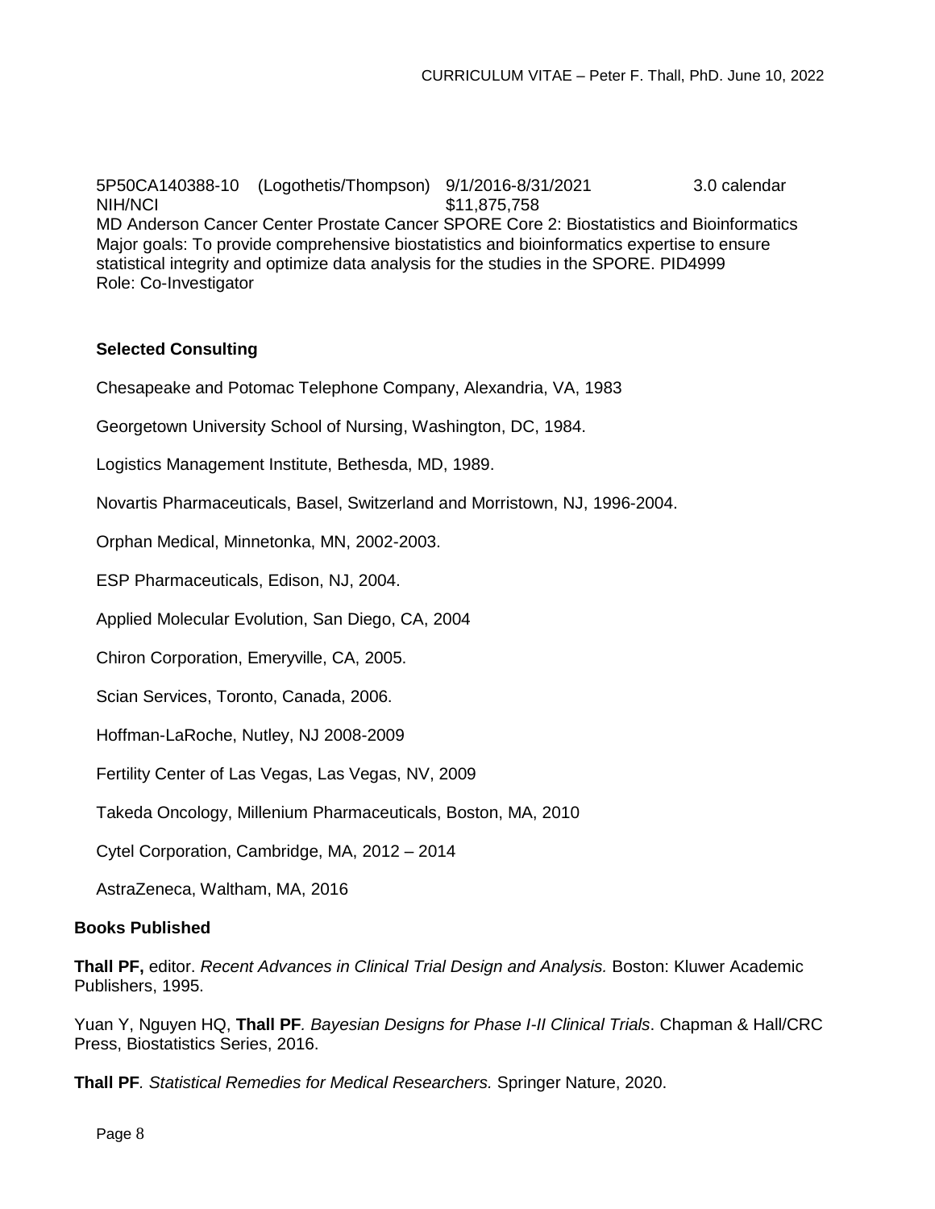5P50CA140388-10 (Logothetis/Thompson) 9/1/2016-8/31/2021 3.0 calendar
NIH/NCI $11,875,758
MD Anderson Cancer Center Prostate Cancer SPORE Core 2: Biostatistics and Bioinformatics
Major goals: To provide comprehensive biostatistics and bioinformatics expertise to ensure statistical integrity and optimize data analysis for the studies in the SPORE. PID4999
Role: Co-Investigator

**Selected Consulting**

Chesapeake and Potomac Telephone Company, Alexandria, VA, 1983

Georgetown University School of Nursing, Washington, DC, 1984.

Logistics Management Institute, Bethesda, MD, 1989.

Novartis Pharmaceuticals, Basel, Switzerland and Morristown, NJ, 1996-2004.

Orphan Medical, Minnetonka, MN, 2002-2003.

ESP Pharmaceuticals, Edison, NJ, 2004.

Applied Molecular Evolution, San Diego, CA, 2004

Chiron Corporation, Emeryville, CA, 2005.

Scian Services, Toronto, Canada, 2006.

Hoffman-LaRoche, Nutley, NJ 2008-2009

Fertility Center of Las Vegas, Las Vegas, NV, 2009

Takeda Oncology, Millenium Pharmaceuticals, Boston, MA, 2010

Cytel Corporation, Cambridge, MA, 2012 – 2014

AstraZeneca, Waltham, MA, 2016

**Books Published**

**Thall PF,** editor. *Recent Advances in Clinical Trial Design and Analysis.* Boston: Kluwer Academic Publishers, 1995.

Yuan Y, Nguyen HQ, **Thall PF***. Bayesian Designs for Phase I-II Clinical Trials*. Chapman & Hall/CRC Press, Biostatistics Series, 2016.

**Thall PF***. Statistical Remedies for Medical Researchers.* Springer Nature, 2020.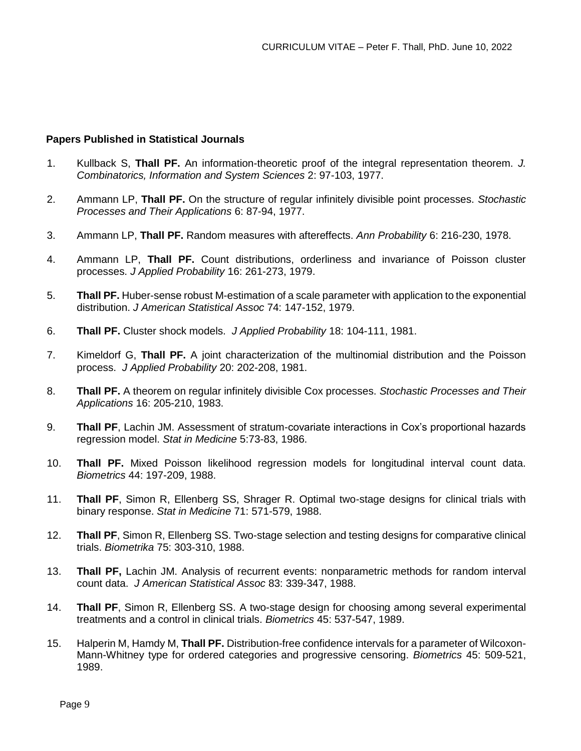**Papers Published in Statistical Journals**

1. Kullback S, **Thall PF.** An information-theoretic proof of the integral representation theorem. *J. Combinatorics, Information and System Sciences* 2: 97-103, 1977.

2. Ammann LP, **Thall PF.** On the structure of regular infinitely divisible point processes. *Stochastic Processes and Their Applications* 6: 87-94, 1977.

3. Ammann LP, **Thall PF.** Random measures with aftereffects. *Ann Probability* 6: 216-230, 1978.

4. Ammann LP, **Thall PF.** Count distributions, orderliness and invariance of Poisson cluster processes. *J Applied Probability* 16: 261-273, 1979.

5. **Thall PF.** Huber-sense robust M-estimation of a scale parameter with application to the exponential distribution. *J American Statistical Assoc* 74: 147-152, 1979.

6. **Thall PF.** Cluster shock models. *J Applied Probability* 18: 104-111, 1981.

7. Kimeldorf G, **Thall PF.** A joint characterization of the multinomial distribution and the Poisson process. *J Applied Probability* 20: 202-208, 1981.

8. **Thall PF.** A theorem on regular infinitely divisible Cox processes. *Stochastic Processes and Their Applications* 16: 205-210, 1983.

9. **Thall PF**, Lachin JM. Assessment of stratum-covariate interactions in Cox's proportional hazards regression model. *Stat in Medicine* 5:73-83, 1986.

10. **Thall PF.** Mixed Poisson likelihood regression models for longitudinal interval count data. *Biometrics* 44: 197-209, 1988.

11. **Thall PF**, Simon R, Ellenberg SS, Shrager R. Optimal two-stage designs for clinical trials with binary response. *Stat in Medicine* 71: 571-579, 1988.

12. **Thall PF**, Simon R, Ellenberg SS. Two-stage selection and testing designs for comparative clinical trials. *Biometrika* 75: 303-310, 1988.

13. **Thall PF,** Lachin JM. Analysis of recurrent events: nonparametric methods for random interval count data. *J American Statistical Assoc* 83: 339-347, 1988.

14. **Thall PF**, Simon R, Ellenberg SS. A two-stage design for choosing among several experimental treatments and a control in clinical trials. *Biometrics* 45: 537-547, 1989.

15. Halperin M, Hamdy M, **Thall PF.** Distribution-free confidence intervals for a parameter of Wilcoxon-Mann-Whitney type for ordered categories and progressive censoring. *Biometrics* 45: 509-521, 1989.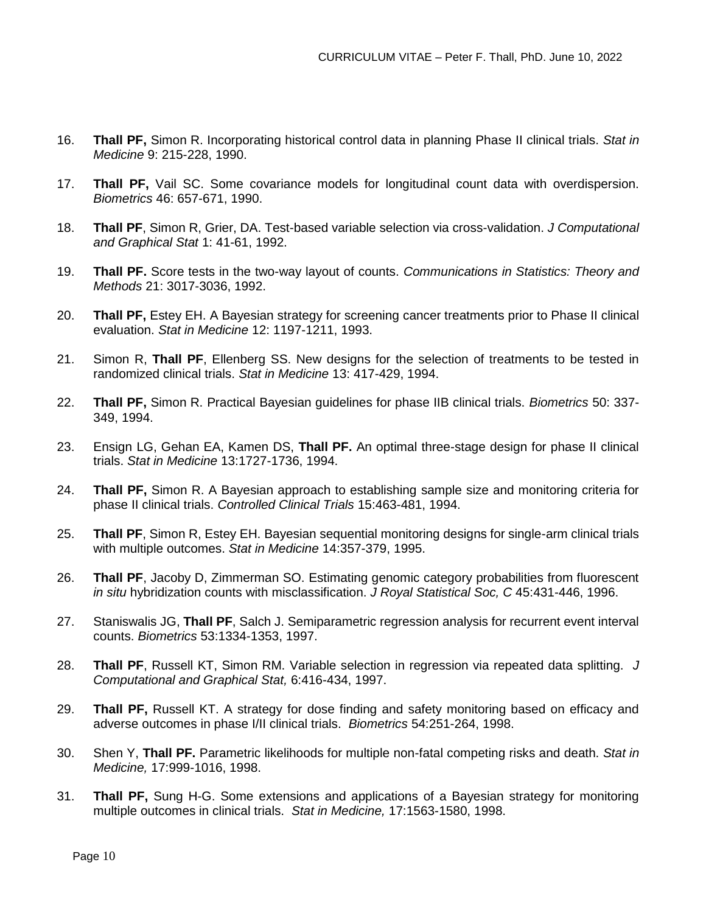16. **Thall PF,** Simon R. Incorporating historical control data in planning Phase II clinical trials. *Stat in Medicine* 9: 215-228, 1990.

17. **Thall PF,** Vail SC. Some covariance models for longitudinal count data with overdispersion. *Biometrics* 46: 657-671, 1990.

18. **Thall PF**, Simon R, Grier, DA. Test-based variable selection via cross-validation. *J Computational and Graphical Stat* 1: 41-61, 1992.

19. **Thall PF.** Score tests in the two-way layout of counts. *Communications in Statistics: Theory and Methods* 21: 3017-3036, 1992.

20. **Thall PF,** Estey EH. A Bayesian strategy for screening cancer treatments prior to Phase II clinical evaluation. *Stat in Medicine* 12: 1197-1211, 1993.

21. Simon R, **Thall PF**, Ellenberg SS. New designs for the selection of treatments to be tested in randomized clinical trials. *Stat in Medicine* 13: 417-429, 1994.

22. **Thall PF,** Simon R. Practical Bayesian guidelines for phase IIB clinical trials. *Biometrics* 50: 337-349, 1994.

23. Ensign LG, Gehan EA, Kamen DS, **Thall PF.** An optimal three-stage design for phase II clinical trials. *Stat in Medicine* 13:1727-1736, 1994.

24. **Thall PF,** Simon R. A Bayesian approach to establishing sample size and monitoring criteria for phase II clinical trials. *Controlled Clinical Trials* 15:463-481, 1994.

25. **Thall PF**, Simon R, Estey EH. Bayesian sequential monitoring designs for single-arm clinical trials with multiple outcomes. *Stat in Medicine* 14:357-379, 1995.

26. **Thall PF**, Jacoby D, Zimmerman SO. Estimating genomic category probabilities from fluorescent *in situ* hybridization counts with misclassification. *J Royal Statistical Soc, C* 45:431-446, 1996.

27. Staniswalis JG, **Thall PF**, Salch J. Semiparametric regression analysis for recurrent event interval counts. *Biometrics* 53:1334-1353, 1997.

28. **Thall PF**, Russell KT, Simon RM. Variable selection in regression via repeated data splitting. *J Computational and Graphical Stat,* 6:416-434, 1997.

29. **Thall PF,** Russell KT. A strategy for dose finding and safety monitoring based on efficacy and adverse outcomes in phase I/II clinical trials. *Biometrics* 54:251-264, 1998.

30. Shen Y, **Thall PF.** Parametric likelihoods for multiple non-fatal competing risks and death. *Stat in Medicine,* 17:999-1016, 1998.

31. **Thall PF,** Sung H-G. Some extensions and applications of a Bayesian strategy for monitoring multiple outcomes in clinical trials. *Stat in Medicine,* 17:1563-1580, 1998.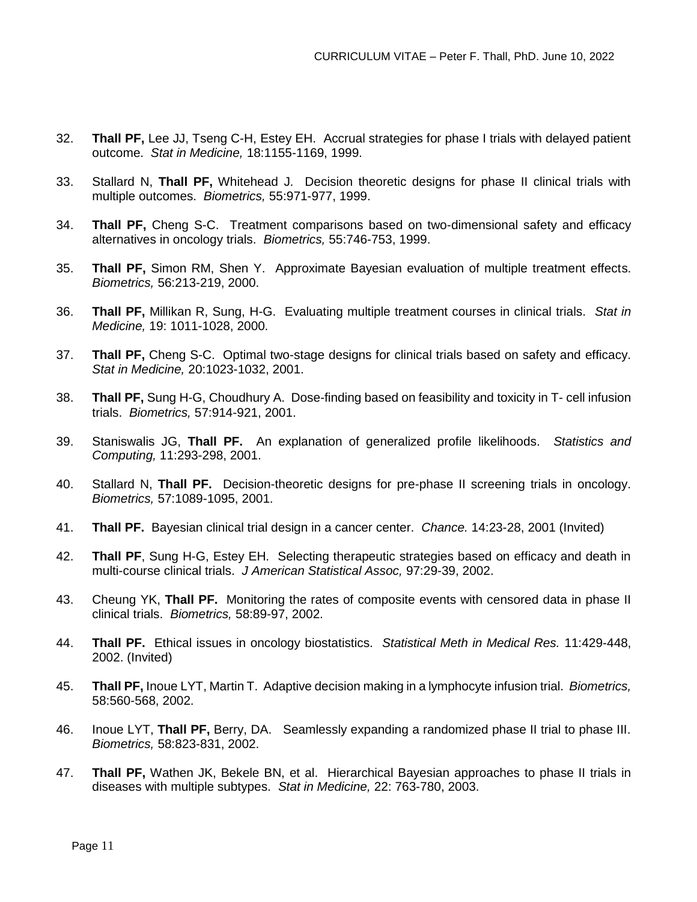32. **Thall PF,** Lee JJ, Tseng C-H, Estey EH. Accrual strategies for phase I trials with delayed patient outcome. *Stat in Medicine,* 18:1155-1169, 1999.

33. Stallard N, **Thall PF,** Whitehead J. Decision theoretic designs for phase II clinical trials with multiple outcomes. *Biometrics,* 55:971-977, 1999.

34. **Thall PF,** Cheng S-C. Treatment comparisons based on two-dimensional safety and efficacy alternatives in oncology trials. *Biometrics,* 55:746-753, 1999.

35. **Thall PF,** Simon RM, Shen Y. Approximate Bayesian evaluation of multiple treatment effects. *Biometrics,* 56:213-219, 2000.

36. **Thall PF,** Millikan R, Sung, H-G. Evaluating multiple treatment courses in clinical trials. *Stat in Medicine,* 19: 1011-1028, 2000.

37. **Thall PF,** Cheng S-C. Optimal two-stage designs for clinical trials based on safety and efficacy. *Stat in Medicine,* 20:1023-1032, 2001.

38. **Thall PF,** Sung H-G, Choudhury A. Dose-finding based on feasibility and toxicity in T- cell infusion trials. *Biometrics,* 57:914-921, 2001.

39. Staniswalis JG, **Thall PF.** An explanation of generalized profile likelihoods. *Statistics and Computing,* 11:293-298, 2001.

40. Stallard N, **Thall PF.** Decision-theoretic designs for pre-phase II screening trials in oncology. *Biometrics,* 57:1089-1095, 2001.

41. **Thall PF.** Bayesian clinical trial design in a cancer center. *Chance.* 14:23-28, 2001 (Invited)

42. **Thall PF**, Sung H-G, Estey EH. Selecting therapeutic strategies based on efficacy and death in multi-course clinical trials. *J American Statistical Assoc,* 97:29-39, 2002.

43. Cheung YK, **Thall PF.** Monitoring the rates of composite events with censored data in phase II clinical trials. *Biometrics,* 58:89-97, 2002.

44. **Thall PF.** Ethical issues in oncology biostatistics. *Statistical Meth in Medical Res.* 11:429-448, 2002. (Invited)

45. **Thall PF,** Inoue LYT, Martin T. Adaptive decision making in a lymphocyte infusion trial. *Biometrics,* 58:560-568, 2002.

46. Inoue LYT, **Thall PF,** Berry, DA. Seamlessly expanding a randomized phase II trial to phase III. *Biometrics,* 58:823-831, 2002.

47. **Thall PF,** Wathen JK, Bekele BN, et al. Hierarchical Bayesian approaches to phase II trials in diseases with multiple subtypes. *Stat in Medicine,* 22: 763-780, 2003.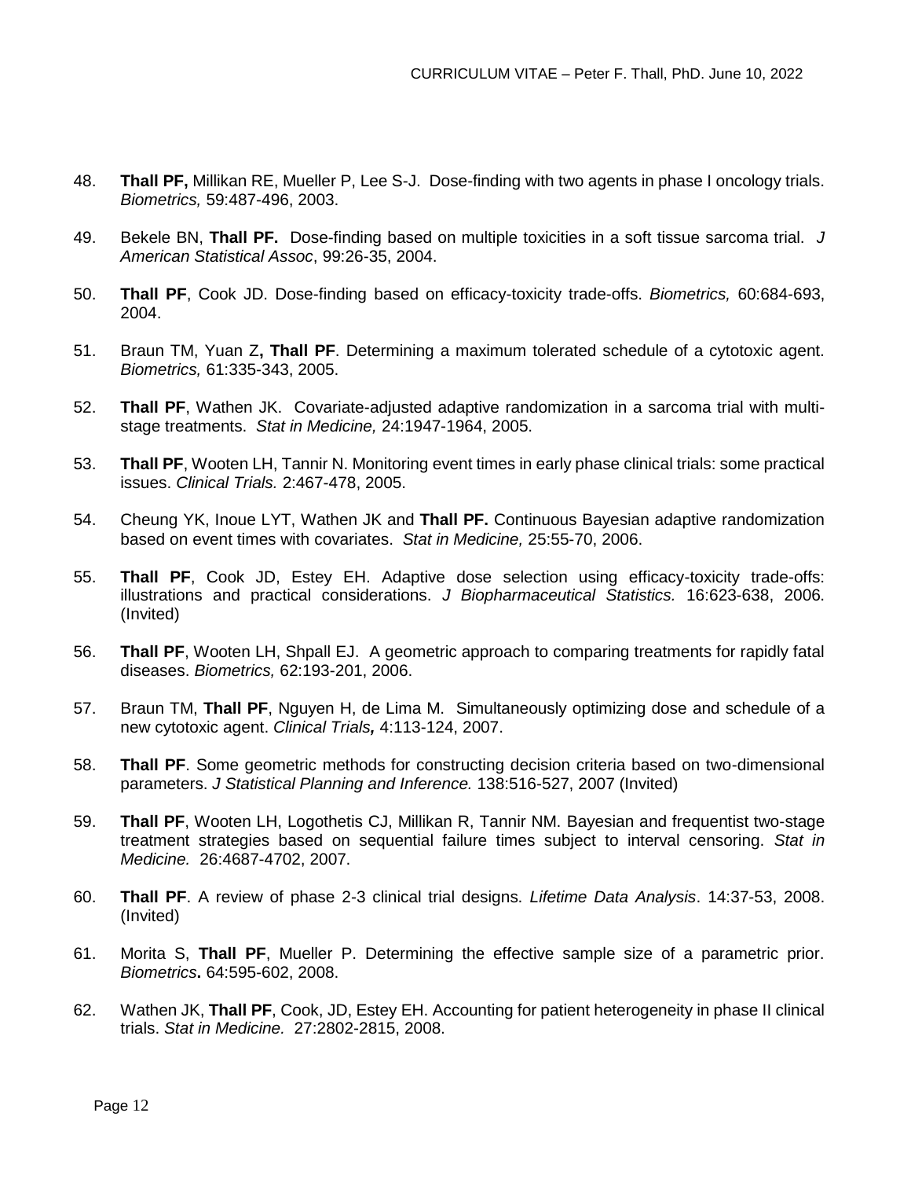48. **Thall PF,** Millikan RE, Mueller P, Lee S-J. Dose-finding with two agents in phase I oncology trials. *Biometrics,* 59:487-496, 2003.

49. Bekele BN, **Thall PF.** Dose-finding based on multiple toxicities in a soft tissue sarcoma trial. *J American Statistical Assoc*, 99:26-35, 2004.

50. **Thall PF**, Cook JD. Dose-finding based on efficacy-toxicity trade-offs. *Biometrics,* 60:684-693, 2004.

51. Braun TM, Yuan Z**, Thall PF**. Determining a maximum tolerated schedule of a cytotoxic agent. *Biometrics,* 61:335-343, 2005.

52. **Thall PF**, Wathen JK. Covariate-adjusted adaptive randomization in a sarcoma trial with multi-stage treatments. *Stat in Medicine,* 24:1947-1964, 2005.

53. **Thall PF**, Wooten LH, Tannir N. Monitoring event times in early phase clinical trials: some practical issues. *Clinical Trials.* 2:467-478, 2005.

54. Cheung YK, Inoue LYT, Wathen JK and **Thall PF.** Continuous Bayesian adaptive randomization based on event times with covariates. *Stat in Medicine,* 25:55-70, 2006.

55. **Thall PF**, Cook JD, Estey EH. Adaptive dose selection using efficacy-toxicity trade-offs: illustrations and practical considerations. *J Biopharmaceutical Statistics.* 16:623-638, 2006. (Invited)

56. **Thall PF**, Wooten LH, Shpall EJ. A geometric approach to comparing treatments for rapidly fatal diseases. *Biometrics,* 62:193-201, 2006.

57. Braun TM, **Thall PF**, Nguyen H, de Lima M. Simultaneously optimizing dose and schedule of a new cytotoxic agent. *Clinical Trials,* 4:113-124, 2007.

58. **Thall PF**. Some geometric methods for constructing decision criteria based on two-dimensional parameters. *J Statistical Planning and Inference.* 138:516-527, 2007 (Invited)

59. **Thall PF**, Wooten LH, Logothetis CJ, Millikan R, Tannir NM. Bayesian and frequentist two-stage treatment strategies based on sequential failure times subject to interval censoring. *Stat in Medicine.* 26:4687-4702, 2007.

60. **Thall PF**. A review of phase 2-3 clinical trial designs. *Lifetime Data Analysis*. 14:37-53, 2008. (Invited)

61. Morita S, **Thall PF**, Mueller P. Determining the effective sample size of a parametric prior. *Biometrics***.** 64:595-602, 2008.

62. Wathen JK, **Thall PF**, Cook, JD, Estey EH. Accounting for patient heterogeneity in phase II clinical trials. *Stat in Medicine.* 27:2802-2815, 2008.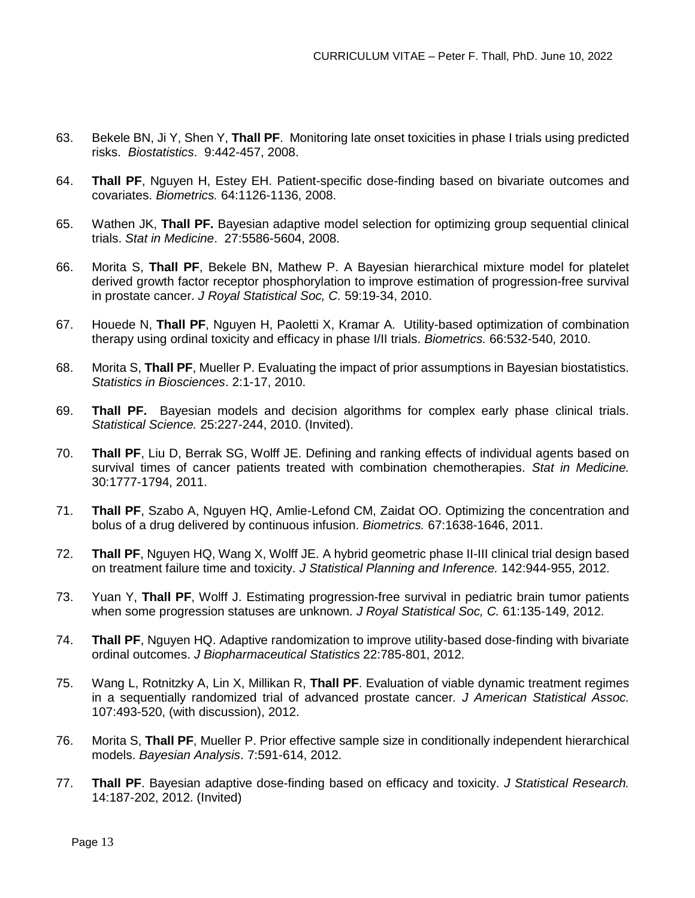63. Bekele BN, Ji Y, Shen Y, **Thall PF**. Monitoring late onset toxicities in phase I trials using predicted risks. *Biostatistics*. 9:442-457, 2008.

64. **Thall PF**, Nguyen H, Estey EH. Patient-specific dose-finding based on bivariate outcomes and covariates. *Biometrics.* 64:1126-1136, 2008.

65. Wathen JK, **Thall PF.** Bayesian adaptive model selection for optimizing group sequential clinical trials. *Stat in Medicine*. 27:5586-5604, 2008.

66. Morita S, **Thall PF**, Bekele BN, Mathew P. A Bayesian hierarchical mixture model for platelet derived growth factor receptor phosphorylation to improve estimation of progression-free survival in prostate cancer. *J Royal Statistical Soc, C.* 59:19-34, 2010.

67. Houede N, **Thall PF**, Nguyen H, Paoletti X, Kramar A. Utility-based optimization of combination therapy using ordinal toxicity and efficacy in phase I/II trials. *Biometrics.* 66:532-540, 2010.

68. Morita S, **Thall PF**, Mueller P. Evaluating the impact of prior assumptions in Bayesian biostatistics. *Statistics in Biosciences*. 2:1-17, 2010.

69. **Thall PF.** Bayesian models and decision algorithms for complex early phase clinical trials. *Statistical Science.* 25:227-244, 2010. (Invited).

70. **Thall PF**, Liu D, Berrak SG, Wolff JE. Defining and ranking effects of individual agents based on survival times of cancer patients treated with combination chemotherapies. *Stat in Medicine.* 30:1777-1794, 2011.

71. **Thall PF**, Szabo A, Nguyen HQ, Amlie-Lefond CM, Zaidat OO. Optimizing the concentration and bolus of a drug delivered by continuous infusion. *Biometrics.* 67:1638-1646, 2011.

72. **Thall PF**, Nguyen HQ, Wang X, Wolff JE. A hybrid geometric phase II-III clinical trial design based on treatment failure time and toxicity. *J Statistical Planning and Inference.* 142:944-955, 2012.

73. Yuan Y, **Thall PF**, Wolff J. Estimating progression-free survival in pediatric brain tumor patients when some progression statuses are unknown. *J Royal Statistical Soc, C.* 61:135-149, 2012.

74. **Thall PF**, Nguyen HQ. Adaptive randomization to improve utility-based dose-finding with bivariate ordinal outcomes. *J Biopharmaceutical Statistics* 22:785-801, 2012.

75. Wang L, Rotnitzky A, Lin X, Millikan R, **Thall PF**. Evaluation of viable dynamic treatment regimes in a sequentially randomized trial of advanced prostate cancer. *J American Statistical Assoc.* 107:493-520, (with discussion), 2012.

76. Morita S, **Thall PF**, Mueller P. Prior effective sample size in conditionally independent hierarchical models. *Bayesian Analysis*. 7:591-614, 2012.

77. **Thall PF**. Bayesian adaptive dose-finding based on efficacy and toxicity. *J Statistical Research.* 14:187-202, 2012. (Invited)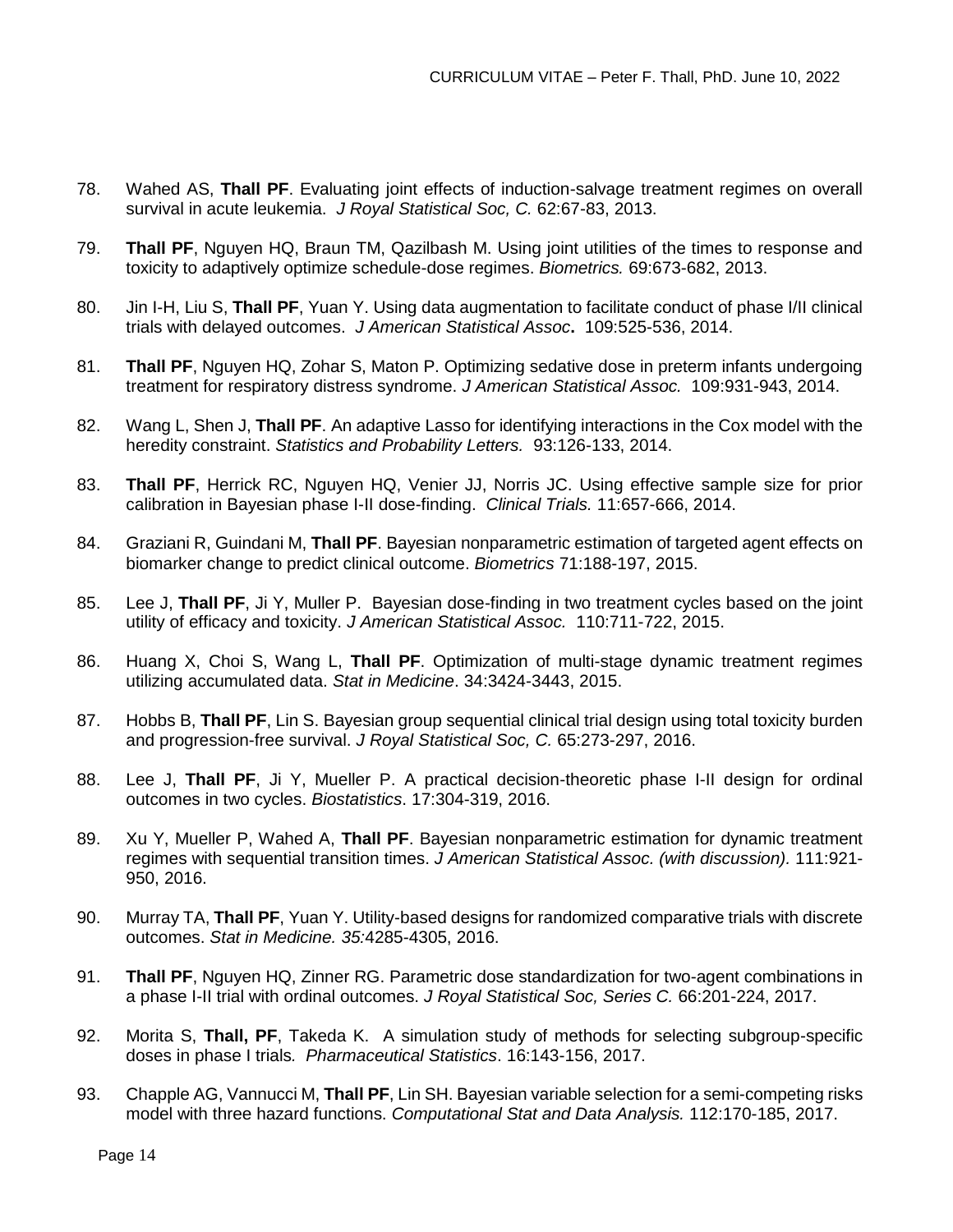78. Wahed AS, **Thall PF**. Evaluating joint effects of induction-salvage treatment regimes on overall survival in acute leukemia. *J Royal Statistical Soc, C.* 62:67-83, 2013.

79. **Thall PF**, Nguyen HQ, Braun TM, Qazilbash M. Using joint utilities of the times to response and toxicity to adaptively optimize schedule-dose regimes. *Biometrics.* 69:673-682, 2013.

80. Jin I-H, Liu S, **Thall PF**, Yuan Y. Using data augmentation to facilitate conduct of phase I/II clinical trials with delayed outcomes. *J American Statistical Assoc***.** 109:525-536, 2014.

81. **Thall PF**, Nguyen HQ, Zohar S, Maton P. Optimizing sedative dose in preterm infants undergoing treatment for respiratory distress syndrome. *J American Statistical Assoc.* 109:931-943, 2014.

82. Wang L, Shen J, **Thall PF**. An adaptive Lasso for identifying interactions in the Cox model with the heredity constraint. *Statistics and Probability Letters.* 93:126-133, 2014.

83. **Thall PF**, Herrick RC, Nguyen HQ, Venier JJ, Norris JC. Using effective sample size for prior calibration in Bayesian phase I-II dose-finding. *Clinical Trials.* 11:657-666, 2014.

84. Graziani R, Guindani M, **Thall PF**. Bayesian nonparametric estimation of targeted agent effects on biomarker change to predict clinical outcome. *Biometrics* 71:188-197, 2015.

85. Lee J, **Thall PF**, Ji Y, Muller P. Bayesian dose-finding in two treatment cycles based on the joint utility of efficacy and toxicity. *J American Statistical Assoc.* 110:711-722, 2015.

86. Huang X, Choi S, Wang L, **Thall PF**. Optimization of multi-stage dynamic treatment regimes utilizing accumulated data. *Stat in Medicine*. 34:3424-3443, 2015.

87. Hobbs B, **Thall PF**, Lin S. Bayesian group sequential clinical trial design using total toxicity burden and progression-free survival. *J Royal Statistical Soc, C.* 65:273-297, 2016.

88. Lee J, **Thall PF**, Ji Y, Mueller P. A practical decision-theoretic phase I-II design for ordinal outcomes in two cycles. *Biostatistics*. 17:304-319, 2016.

89. Xu Y, Mueller P, Wahed A, **Thall PF**. Bayesian nonparametric estimation for dynamic treatment regimes with sequential transition times. *J American Statistical Assoc. (with discussion).* 111:921-950, 2016.

90. Murray TA, **Thall PF**, Yuan Y. Utility-based designs for randomized comparative trials with discrete outcomes. *Stat in Medicine. 35:*4285-4305, 2016.

91. **Thall PF**, Nguyen HQ, Zinner RG. Parametric dose standardization for two-agent combinations in a phase I-II trial with ordinal outcomes. *J Royal Statistical Soc, Series C.* 66:201-224, 2017.

92. Morita S, **Thall, PF**, Takeda K. A simulation study of methods for selecting subgroup-specific doses in phase I trials*. Pharmaceutical Statistics*. 16:143-156, 2017.

93. Chapple AG, Vannucci M, **Thall PF**, Lin SH. Bayesian variable selection for a semi-competing risks model with three hazard functions. *Computational Stat and Data Analysis.* 112:170-185, 2017.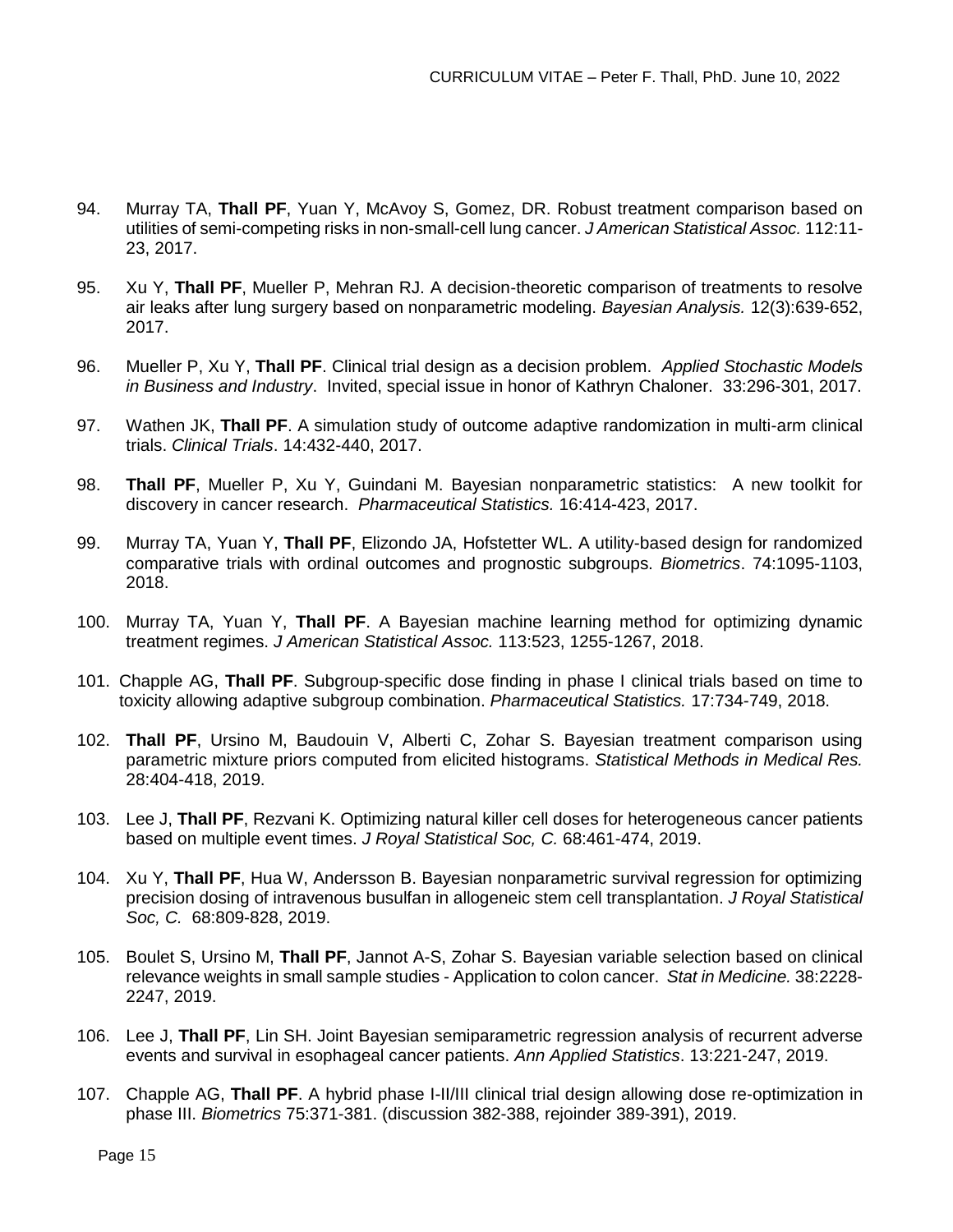94. Murray TA, **Thall PF**, Yuan Y, McAvoy S, Gomez, DR. Robust treatment comparison based on utilities of semi-competing risks in non-small-cell lung cancer. *J American Statistical Assoc.* 112:11-23, 2017.

95. Xu Y, **Thall PF**, Mueller P, Mehran RJ. A decision-theoretic comparison of treatments to resolve air leaks after lung surgery based on nonparametric modeling. *Bayesian Analysis.* 12(3):639-652, 2017.

96. Mueller P, Xu Y, **Thall PF**. Clinical trial design as a decision problem. *Applied Stochastic Models in Business and Industry*. Invited, special issue in honor of Kathryn Chaloner. 33:296-301, 2017.

97. Wathen JK, **Thall PF**. A simulation study of outcome adaptive randomization in multi-arm clinical trials. *Clinical Trials*. 14:432-440, 2017.

98. **Thall PF**, Mueller P, Xu Y, Guindani M. Bayesian nonparametric statistics: A new toolkit for discovery in cancer research. *Pharmaceutical Statistics.* 16:414-423, 2017.

99. Murray TA, Yuan Y, **Thall PF**, Elizondo JA, Hofstetter WL. A utility-based design for randomized comparative trials with ordinal outcomes and prognostic subgroups. *Biometrics*. 74:1095-1103, 2018.

100. Murray TA, Yuan Y, **Thall PF**. A Bayesian machine learning method for optimizing dynamic treatment regimes. *J American Statistical Assoc.* 113:523, 1255-1267, 2018.

101. Chapple AG, **Thall PF**. Subgroup-specific dose finding in phase I clinical trials based on time to toxicity allowing adaptive subgroup combination. *Pharmaceutical Statistics.* 17:734-749, 2018.

102. **Thall PF**, Ursino M, Baudouin V, Alberti C, Zohar S. Bayesian treatment comparison using parametric mixture priors computed from elicited histograms. *Statistical Methods in Medical Res.* 28:404-418, 2019.

103. Lee J, **Thall PF**, Rezvani K. Optimizing natural killer cell doses for heterogeneous cancer patients based on multiple event times. *J Royal Statistical Soc, C.* 68:461-474, 2019.

104. Xu Y, **Thall PF**, Hua W, Andersson B. Bayesian nonparametric survival regression for optimizing precision dosing of intravenous busulfan in allogeneic stem cell transplantation. *J Royal Statistical Soc, C.* 68:809-828, 2019.

105. Boulet S, Ursino M, **Thall PF**, Jannot A-S, Zohar S. Bayesian variable selection based on clinical relevance weights in small sample studies - Application to colon cancer. *Stat in Medicine.* 38:2228-2247, 2019.

106. Lee J, **Thall PF**, Lin SH. Joint Bayesian semiparametric regression analysis of recurrent adverse events and survival in esophageal cancer patients. *Ann Applied Statistics*. 13:221-247, 2019.

107. Chapple AG, **Thall PF**. A hybrid phase I-II/III clinical trial design allowing dose re-optimization in phase III. *Biometrics* 75:371-381. (discussion 382-388, rejoinder 389-391), 2019.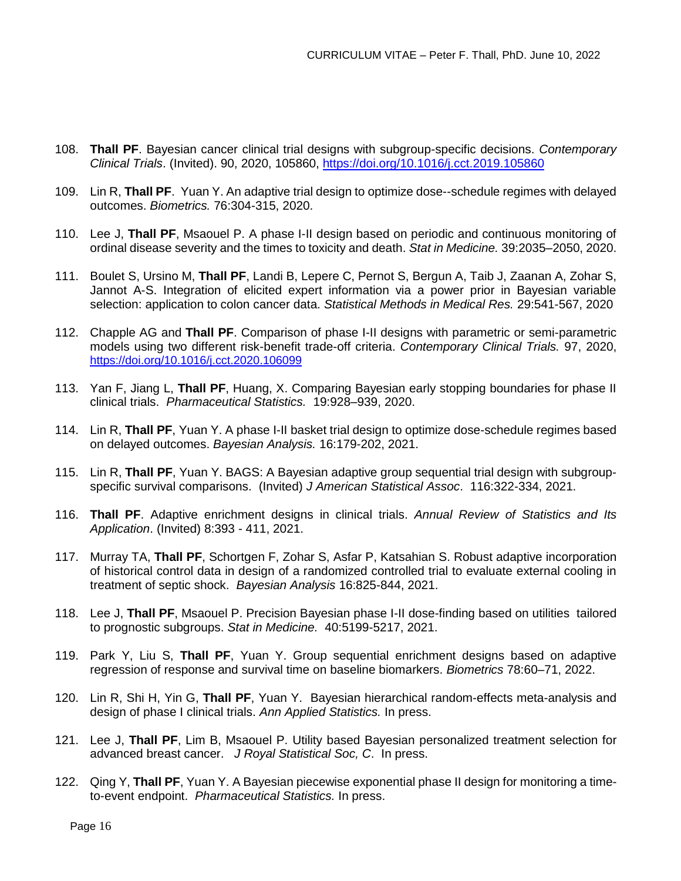108. **Thall PF**. Bayesian cancer clinical trial designs with subgroup-specific decisions. *Contemporary Clinical Trials*. (Invited). 90, 2020, 105860, https://doi.org/10.1016/j.cct.2019.105860

109. Lin R, **Thall PF**. Yuan Y. An adaptive trial design to optimize dose--schedule regimes with delayed outcomes. *Biometrics.* 76:304-315, 2020.

110. Lee J, **Thall PF**, Msaouel P. A phase I-II design based on periodic and continuous monitoring of ordinal disease severity and the times to toxicity and death. *Stat in Medicine.* 39:2035–2050, 2020.

111. Boulet S, Ursino M, **Thall PF**, Landi B, Lepere C, Pernot S, Bergun A, Taib J, Zaanan A, Zohar S, Jannot A-S. Integration of elicited expert information via a power prior in Bayesian variable selection: application to colon cancer data. *Statistical Methods in Medical Res.* 29:541-567, 2020

112. Chapple AG and **Thall PF**. Comparison of phase I-II designs with parametric or semi-parametric models using two different risk-benefit trade-off criteria. *Contemporary Clinical Trials.* 97, 2020, https://doi.org/10.1016/j.cct.2020.106099

113. Yan F, Jiang L, **Thall PF**, Huang, X. Comparing Bayesian early stopping boundaries for phase II clinical trials. *Pharmaceutical Statistics.* 19:928–939, 2020.

114. Lin R, **Thall PF**, Yuan Y. A phase I-II basket trial design to optimize dose-schedule regimes based on delayed outcomes. *Bayesian Analysis.* 16:179-202, 2021.

115. Lin R, **Thall PF**, Yuan Y. BAGS: A Bayesian adaptive group sequential trial design with subgroup-specific survival comparisons. (Invited) *J American Statistical Assoc*. 116:322-334, 2021.

116. **Thall PF**. Adaptive enrichment designs in clinical trials. *Annual Review of Statistics and Its Application*. (Invited) 8:393 - 411, 2021.

117. Murray TA, **Thall PF**, Schortgen F, Zohar S, Asfar P, Katsahian S. Robust adaptive incorporation of historical control data in design of a randomized controlled trial to evaluate external cooling in treatment of septic shock. *Bayesian Analysis* 16:825-844, 2021.

118. Lee J, **Thall PF**, Msaouel P. Precision Bayesian phase I-II dose-finding based on utilities tailored to prognostic subgroups. *Stat in Medicine.* 40:5199-5217, 2021.

119. Park Y, Liu S, **Thall PF**, Yuan Y. Group sequential enrichment designs based on adaptive regression of response and survival time on baseline biomarkers. *Biometrics* 78:60–71, 2022.

120. Lin R, Shi H, Yin G, **Thall PF**, Yuan Y. Bayesian hierarchical random-effects meta-analysis and design of phase I clinical trials. *Ann Applied Statistics.* In press.

121. Lee J, **Thall PF**, Lim B, Msaouel P. Utility based Bayesian personalized treatment selection for advanced breast cancer. *J Royal Statistical Soc, C*. In press.

122. Qing Y, **Thall PF**, Yuan Y. A Bayesian piecewise exponential phase II design for monitoring a time-to-event endpoint. *Pharmaceutical Statistics.* In press.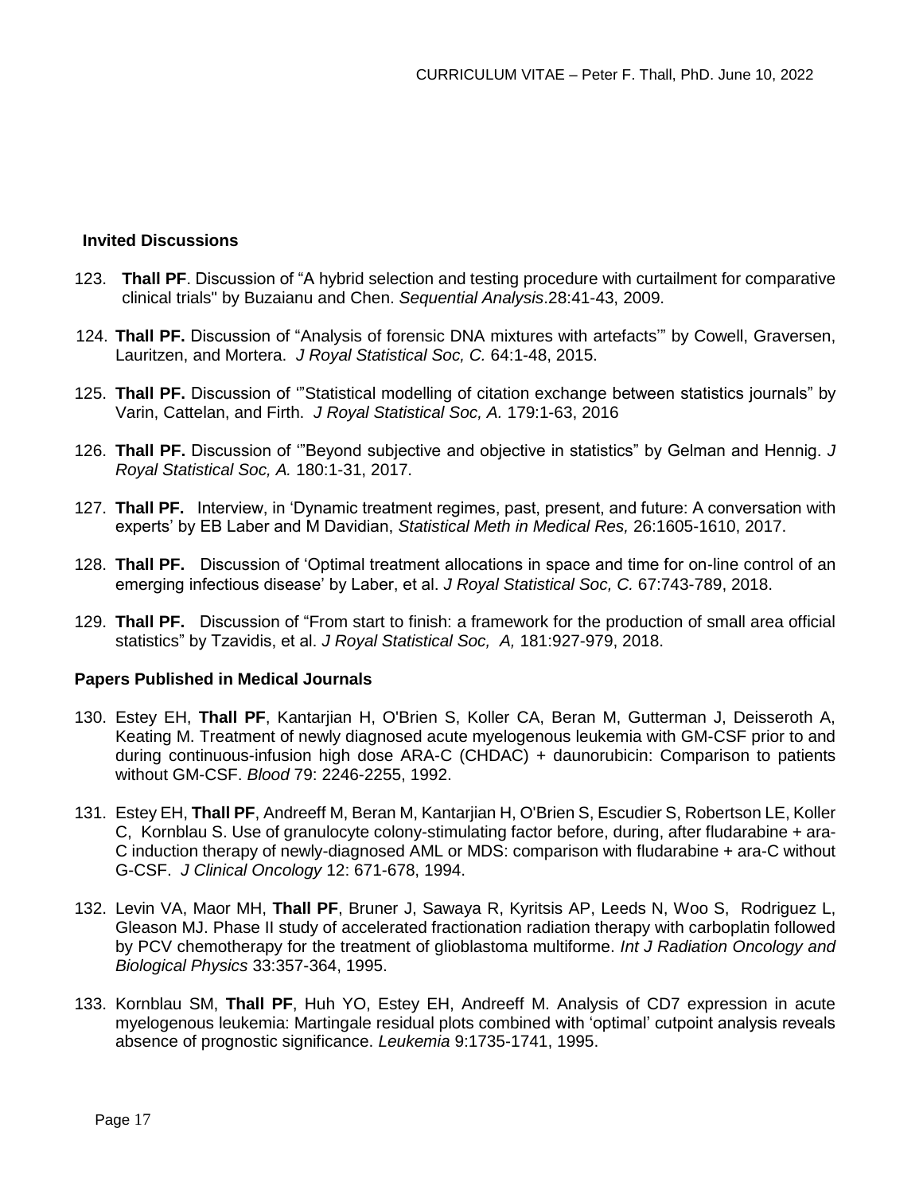### Invited Discussions

123. **Thall PF**. Discussion of “A hybrid selection and testing procedure with curtailment for comparative clinical trials" by Buzaianu and Chen. *Sequential Analysis*.28:41-43, 2009.

124. **Thall PF.** Discussion of “Analysis of forensic DNA mixtures with artefacts’” by Cowell, Graversen, Lauritzen, and Mortera. *J Royal Statistical Soc, C.* 64:1-48, 2015.

125. **Thall PF.** Discussion of ‘”Statistical modelling of citation exchange between statistics journals” by Varin, Cattelan, and Firth. *J Royal Statistical Soc, A.* 179:1-63, 2016

126. **Thall PF.** Discussion of ‘”Beyond subjective and objective in statistics” by Gelman and Hennig. *J Royal Statistical Soc, A.* 180:1-31, 2017.

127. **Thall PF.** Interview, in ‘Dynamic treatment regimes, past, present, and future: A conversation with experts’ by EB Laber and M Davidian, *Statistical Meth in Medical Res,* 26:1605-1610, 2017.

128. **Thall PF.** Discussion of ‘Optimal treatment allocations in space and time for on-line control of an emerging infectious disease’ by Laber, et al. *J Royal Statistical Soc, C.* 67:743-789, 2018.

129. **Thall PF.** Discussion of “From start to finish: a framework for the production of small area official statistics” by Tzavidis, et al. *J Royal Statistical Soc, A,* 181:927-979, 2018.

### Papers Published in Medical Journals

130. Estey EH, **Thall PF**, Kantarjian H, O'Brien S, Koller CA, Beran M, Gutterman J, Deisseroth A, Keating M. Treatment of newly diagnosed acute myelogenous leukemia with GM-CSF prior to and during continuous-infusion high dose ARA-C (CHDAC) + daunorubicin: Comparison to patients without GM-CSF. *Blood* 79: 2246-2255, 1992.

131. Estey EH, **Thall PF**, Andreeff M, Beran M, Kantarjian H, O'Brien S, Escudier S, Robertson LE, Koller C, Kornblau S. Use of granulocyte colony-stimulating factor before, during, after fludarabine + ara-C induction therapy of newly-diagnosed AML or MDS: comparison with fludarabine + ara-C without G-CSF. *J Clinical Oncology* 12: 671-678, 1994.

132. Levin VA, Maor MH, **Thall PF**, Bruner J, Sawaya R, Kyritsis AP, Leeds N, Woo S, Rodriguez L, Gleason MJ. Phase II study of accelerated fractionation radiation therapy with carboplatin followed by PCV chemotherapy for the treatment of glioblastoma multiforme. *Int J Radiation Oncology and Biological Physics* 33:357-364, 1995.

133. Kornblau SM, **Thall PF**, Huh YO, Estey EH, Andreeff M. Analysis of CD7 expression in acute myelogenous leukemia: Martingale residual plots combined with ‘optimal’ cutpoint analysis reveals absence of prognostic significance. *Leukemia* 9:1735-1741, 1995.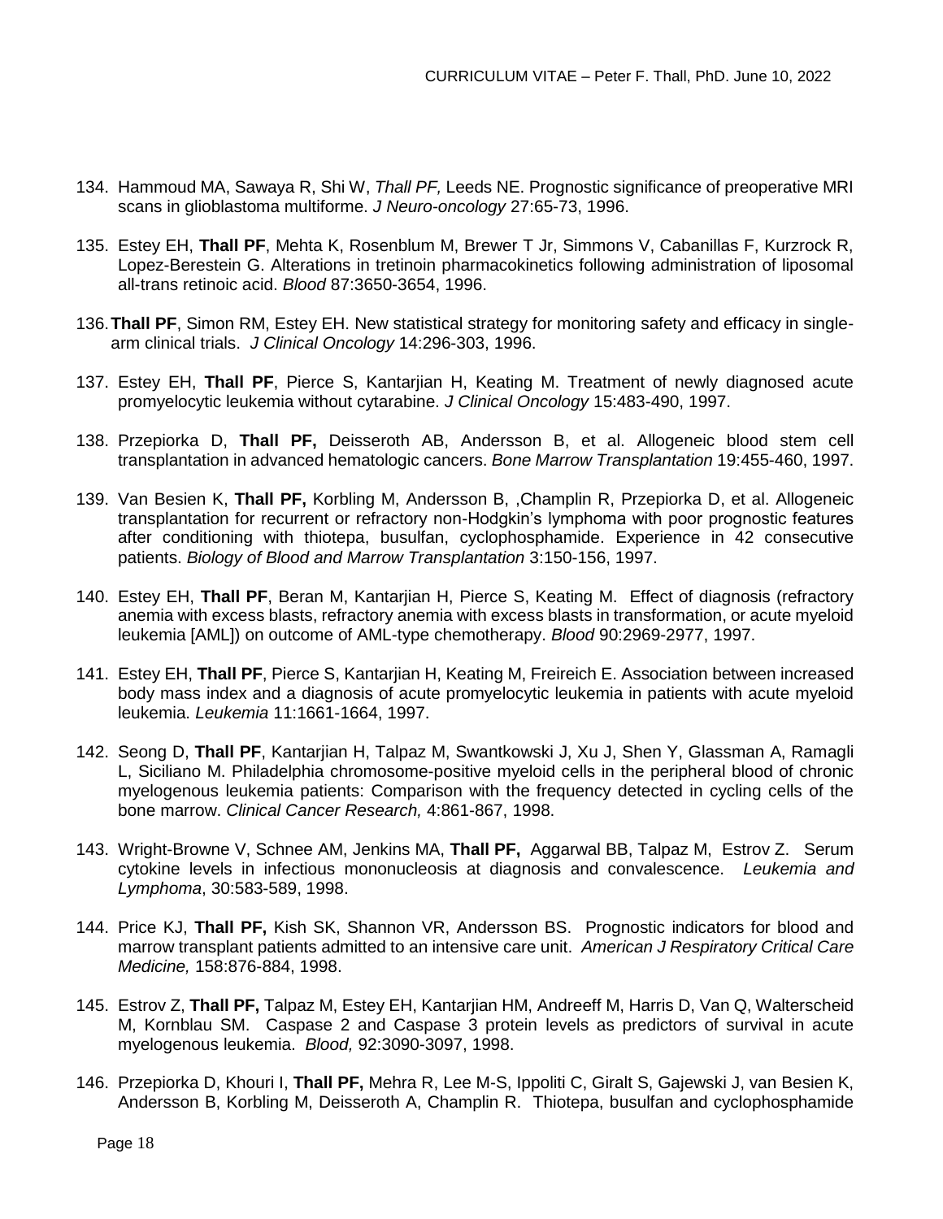134. Hammoud MA, Sawaya R, Shi W, *Thall PF,* Leeds NE. Prognostic significance of preoperative MRI scans in glioblastoma multiforme. *J Neuro-oncology* 27:65-73, 1996.

135. Estey EH, **Thall PF**, Mehta K, Rosenblum M, Brewer T Jr, Simmons V, Cabanillas F, Kurzrock R, Lopez-Berestein G. Alterations in tretinoin pharmacokinetics following administration of liposomal all-trans retinoic acid. *Blood* 87:3650-3654, 1996.

136. **Thall PF**, Simon RM, Estey EH. New statistical strategy for monitoring safety and efficacy in single-arm clinical trials. *J Clinical Oncology* 14:296-303, 1996.

137. Estey EH, **Thall PF**, Pierce S, Kantarjian H, Keating M. Treatment of newly diagnosed acute promyelocytic leukemia without cytarabine. *J Clinical Oncology* 15:483-490, 1997.

138. Przepiorka D, **Thall PF,** Deisseroth AB, Andersson B, et al. Allogeneic blood stem cell transplantation in advanced hematologic cancers. *Bone Marrow Transplantation* 19:455-460, 1997.

139. Van Besien K, **Thall PF,** Korbling M, Andersson B, ,Champlin R, Przepiorka D, et al. Allogeneic transplantation for recurrent or refractory non-Hodgkin's lymphoma with poor prognostic features after conditioning with thiotepa, busulfan, cyclophosphamide. Experience in 42 consecutive patients. *Biology of Blood and Marrow Transplantation* 3:150-156, 1997.

140. Estey EH, **Thall PF**, Beran M, Kantarjian H, Pierce S, Keating M. Effect of diagnosis (refractory anemia with excess blasts, refractory anemia with excess blasts in transformation, or acute myeloid leukemia [AML]) on outcome of AML-type chemotherapy. *Blood* 90:2969-2977, 1997.

141. Estey EH, **Thall PF**, Pierce S, Kantarjian H, Keating M, Freireich E. Association between increased body mass index and a diagnosis of acute promyelocytic leukemia in patients with acute myeloid leukemia. *Leukemia* 11:1661-1664, 1997.

142. Seong D, **Thall PF**, Kantarjian H, Talpaz M, Swantkowski J, Xu J, Shen Y, Glassman A, Ramagli L, Siciliano M. Philadelphia chromosome-positive myeloid cells in the peripheral blood of chronic myelogenous leukemia patients: Comparison with the frequency detected in cycling cells of the bone marrow. *Clinical Cancer Research,* 4:861-867, 1998.

143. Wright-Browne V, Schnee AM, Jenkins MA, **Thall PF,** Aggarwal BB, Talpaz M, Estrov Z. Serum cytokine levels in infectious mononucleosis at diagnosis and convalescence. *Leukemia and Lymphoma*, 30:583-589, 1998.

144. Price KJ, **Thall PF,** Kish SK, Shannon VR, Andersson BS. Prognostic indicators for blood and marrow transplant patients admitted to an intensive care unit. *American J Respiratory Critical Care Medicine,* 158:876-884, 1998.

145. Estrov Z, **Thall PF,** Talpaz M, Estey EH, Kantarjian HM, Andreeff M, Harris D, Van Q, Walterscheid M, Kornblau SM. Caspase 2 and Caspase 3 protein levels as predictors of survival in acute myelogenous leukemia. *Blood,* 92:3090-3097, 1998.

146. Przepiorka D, Khouri I, **Thall PF,** Mehra R, Lee M-S, Ippoliti C, Giralt S, Gajewski J, van Besien K, Andersson B, Korbling M, Deisseroth A, Champlin R. Thiotepa, busulfan and cyclophosphamide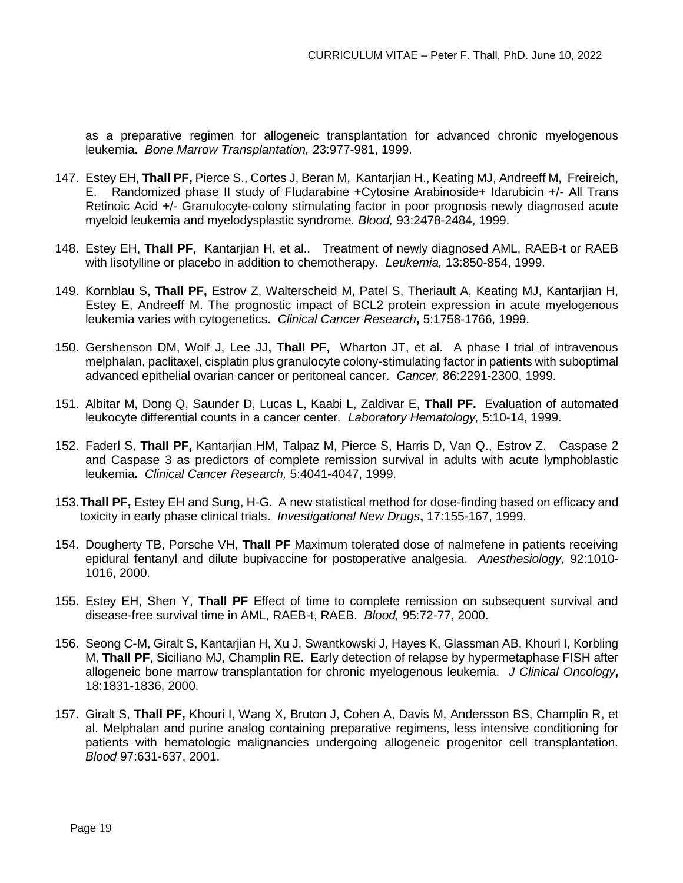as a preparative regimen for allogeneic transplantation for advanced chronic myelogenous leukemia. *Bone Marrow Transplantation,* 23:977-981, 1999.

147. Estey EH, **Thall PF,** Pierce S., Cortes J, Beran M, Kantarjian H., Keating MJ, Andreeff M, Freireich, E. Randomized phase II study of Fludarabine +Cytosine Arabinoside+ Idarubicin +/- All Trans Retinoic Acid +/- Granulocyte-colony stimulating factor in poor prognosis newly diagnosed acute myeloid leukemia and myelodysplastic syndrome*. Blood,* 93:2478-2484, 1999.

148. Estey EH, **Thall PF,** Kantarjian H, et al.. Treatment of newly diagnosed AML, RAEB-t or RAEB with lisofylline or placebo in addition to chemotherapy. *Leukemia,* 13:850-854, 1999.

149. Kornblau S, **Thall PF,** Estrov Z, Walterscheid M, Patel S, Theriault A, Keating MJ, Kantarjian H, Estey E, Andreeff M. The prognostic impact of BCL2 protein expression in acute myelogenous leukemia varies with cytogenetics. *Clinical Cancer Research***,** 5:1758-1766, 1999.

150. Gershenson DM, Wolf J, Lee JJ**, Thall PF,** Wharton JT, et al. A phase I trial of intravenous melphalan, paclitaxel, cisplatin plus granulocyte colony-stimulating factor in patients with suboptimal advanced epithelial ovarian cancer or peritoneal cancer. *Cancer,* 86:2291-2300, 1999.

151. Albitar M, Dong Q, Saunder D, Lucas L, Kaabi L, Zaldivar E, **Thall PF.** Evaluation of automated leukocyte differential counts in a cancer center*. Laboratory Hematology,* 5:10-14, 1999.

152. Faderl S, **Thall PF,** Kantarjian HM, Talpaz M, Pierce S, Harris D, Van Q., Estrov Z. Caspase 2 and Caspase 3 as predictors of complete remission survival in adults with acute lymphoblastic leukemia**.** *Clinical Cancer Research,* 5:4041-4047, 1999.

153. **Thall PF,** Estey EH and Sung, H-G. A new statistical method for dose-finding based on efficacy and toxicity in early phase clinical trials**.** *Investigational New Drugs***,** 17:155-167, 1999.

154. Dougherty TB, Porsche VH, **Thall PF** Maximum tolerated dose of nalmefene in patients receiving epidural fentanyl and dilute bupivaccine for postoperative analgesia. *Anesthesiology,* 92:1010-1016, 2000.

155. Estey EH, Shen Y, **Thall PF** Effect of time to complete remission on subsequent survival and disease-free survival time in AML, RAEB-t, RAEB. *Blood,* 95:72-77, 2000.

156. Seong C-M, Giralt S, Kantarjian H, Xu J, Swantkowski J, Hayes K, Glassman AB, Khouri I, Korbling M, **Thall PF,** Siciliano MJ, Champlin RE. Early detection of relapse by hypermetaphase FISH after allogeneic bone marrow transplantation for chronic myelogenous leukemia. *J Clinical Oncology***,** 18:1831-1836, 2000.

157. Giralt S, **Thall PF,** Khouri I, Wang X, Bruton J, Cohen A, Davis M, Andersson BS, Champlin R, et al. Melphalan and purine analog containing preparative regimens, less intensive conditioning for patients with hematologic malignancies undergoing allogeneic progenitor cell transplantation. *Blood* 97:631-637, 2001.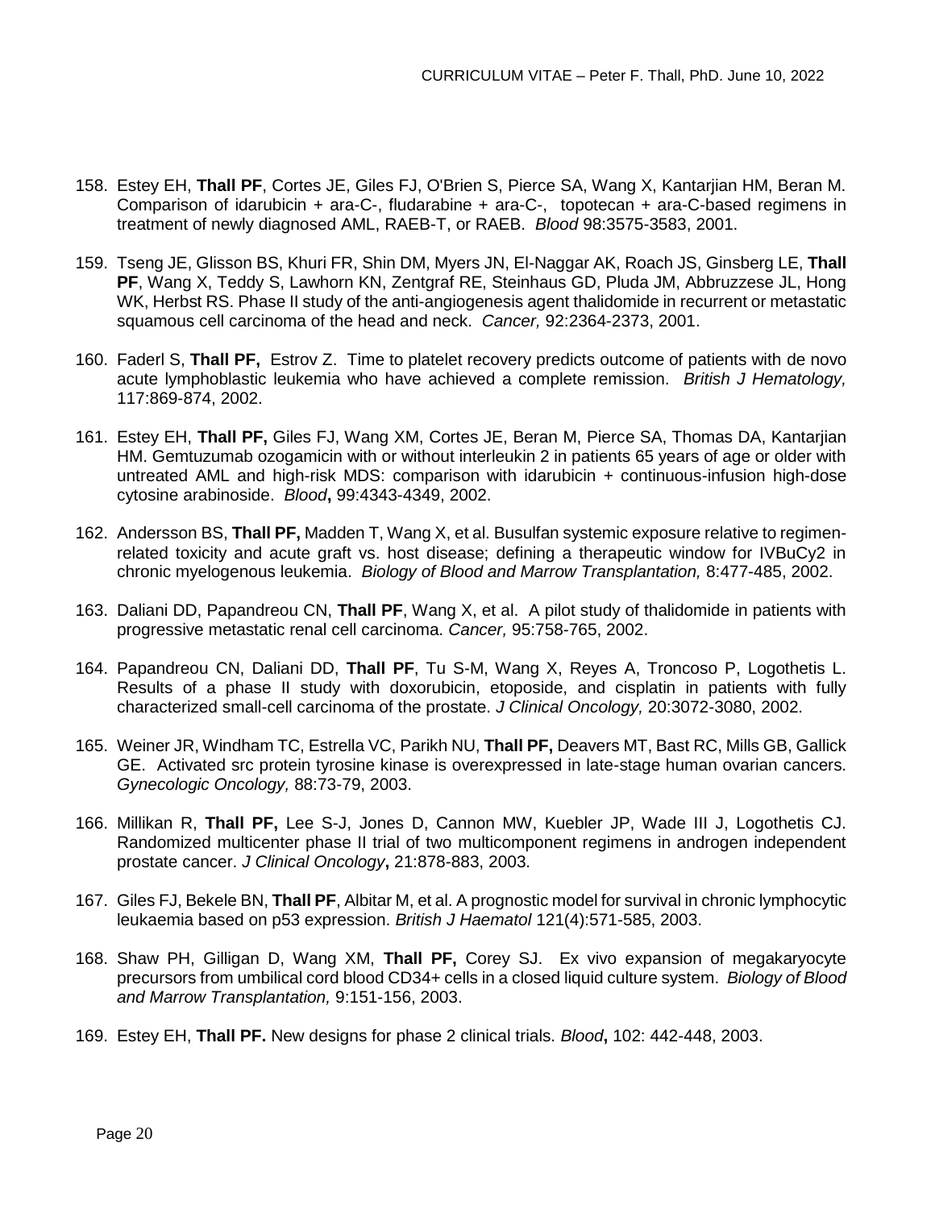158. Estey EH, **Thall PF**, Cortes JE, Giles FJ, O'Brien S, Pierce SA, Wang X, Kantarjian HM, Beran M. Comparison of idarubicin + ara-C-, fludarabine + ara-C-, topotecan + ara-C-based regimens in treatment of newly diagnosed AML, RAEB-T, or RAEB. *Blood* 98:3575-3583, 2001.

159. Tseng JE, Glisson BS, Khuri FR, Shin DM, Myers JN, El-Naggar AK, Roach JS, Ginsberg LE, **Thall PF**, Wang X, Teddy S, Lawhorn KN, Zentgraf RE, Steinhaus GD, Pluda JM, Abbruzzese JL, Hong WK, Herbst RS. Phase II study of the anti-angiogenesis agent thalidomide in recurrent or metastatic squamous cell carcinoma of the head and neck. *Cancer,* 92:2364-2373, 2001.

160. Faderl S, **Thall PF,** Estrov Z. Time to platelet recovery predicts outcome of patients with de novo acute lymphoblastic leukemia who have achieved a complete remission. *British J Hematology,* 117:869-874, 2002.

161. Estey EH, **Thall PF,** Giles FJ, Wang XM, Cortes JE, Beran M, Pierce SA, Thomas DA, Kantarjian HM. Gemtuzumab ozogamicin with or without interleukin 2 in patients 65 years of age or older with untreated AML and high-risk MDS: comparison with idarubicin + continuous-infusion high-dose cytosine arabinoside. *Blood***,** 99:4343-4349, 2002.

162. Andersson BS, **Thall PF,** Madden T, Wang X, et al. Busulfan systemic exposure relative to regimen-related toxicity and acute graft vs. host disease; defining a therapeutic window for IVBuCy2 in chronic myelogenous leukemia. *Biology of Blood and Marrow Transplantation,* 8:477-485, 2002.

163. Daliani DD, Papandreou CN, **Thall PF**, Wang X, et al. A pilot study of thalidomide in patients with progressive metastatic renal cell carcinoma. *Cancer,* 95:758-765, 2002.

164. Papandreou CN, Daliani DD, **Thall PF**, Tu S-M, Wang X, Reyes A, Troncoso P, Logothetis L. Results of a phase II study with doxorubicin, etoposide, and cisplatin in patients with fully characterized small-cell carcinoma of the prostate. *J Clinical Oncology,* 20:3072-3080, 2002.

165. Weiner JR, Windham TC, Estrella VC, Parikh NU, **Thall PF,** Deavers MT, Bast RC, Mills GB, Gallick GE. Activated src protein tyrosine kinase is overexpressed in late-stage human ovarian cancers. *Gynecologic Oncology,* 88:73-79, 2003.

166. Millikan R, **Thall PF,** Lee S-J, Jones D, Cannon MW, Kuebler JP, Wade III J, Logothetis CJ. Randomized multicenter phase II trial of two multicomponent regimens in androgen independent prostate cancer. *J Clinical Oncology***,** 21:878-883, 2003.

167. Giles FJ, Bekele BN, **Thall PF**, Albitar M, et al. A prognostic model for survival in chronic lymphocytic leukaemia based on p53 expression. *British J Haematol* 121(4):571-585, 2003.

168. Shaw PH, Gilligan D, Wang XM, **Thall PF,** Corey SJ. Ex vivo expansion of megakaryocyte precursors from umbilical cord blood CD34+ cells in a closed liquid culture system. *Biology of Blood and Marrow Transplantation,* 9:151-156, 2003.

169. Estey EH, **Thall PF.** New designs for phase 2 clinical trials. *Blood***,** 102: 442-448, 2003.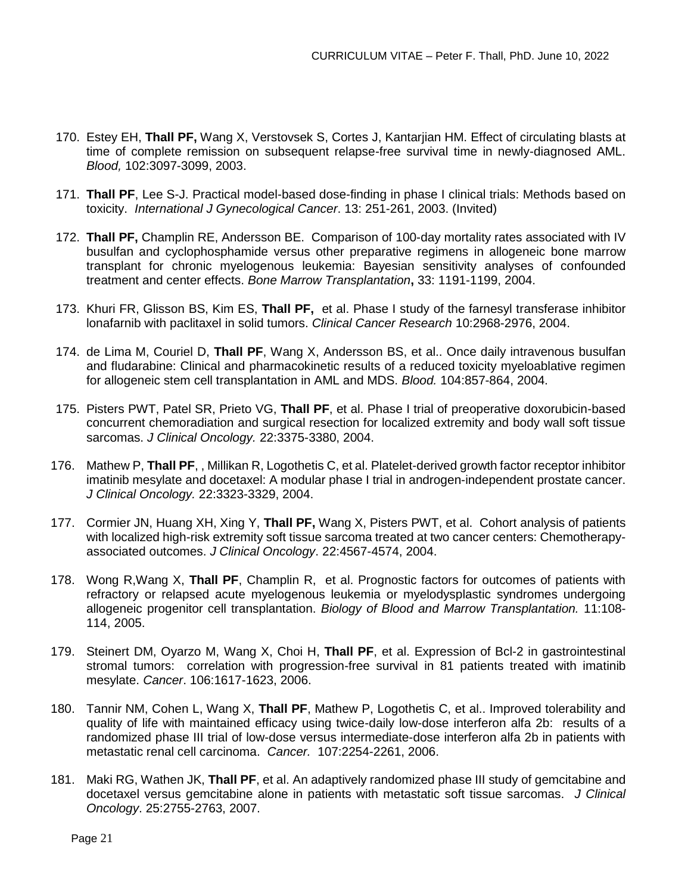170. Estey EH, **Thall PF,** Wang X, Verstovsek S, Cortes J, Kantarjian HM. Effect of circulating blasts at time of complete remission on subsequent relapse-free survival time in newly-diagnosed AML. *Blood,* 102:3097-3099, 2003.

171. **Thall PF**, Lee S-J. Practical model-based dose-finding in phase I clinical trials: Methods based on toxicity. *International J Gynecological Cancer*. 13: 251-261, 2003. (Invited)

172. **Thall PF,** Champlin RE, Andersson BE. Comparison of 100-day mortality rates associated with IV busulfan and cyclophosphamide versus other preparative regimens in allogeneic bone marrow transplant for chronic myelogenous leukemia: Bayesian sensitivity analyses of confounded treatment and center effects. *Bone Marrow Transplantation***,** 33: 1191-1199, 2004.

173. Khuri FR, Glisson BS, Kim ES, **Thall PF,** et al. Phase I study of the farnesyl transferase inhibitor lonafarnib with paclitaxel in solid tumors. *Clinical Cancer Research* 10:2968-2976, 2004.

174. de Lima M, Couriel D, **Thall PF**, Wang X, Andersson BS, et al.. Once daily intravenous busulfan and fludarabine: Clinical and pharmacokinetic results of a reduced toxicity myeloablative regimen for allogeneic stem cell transplantation in AML and MDS. *Blood.* 104:857-864, 2004.

175. Pisters PWT, Patel SR, Prieto VG, **Thall PF**, et al. Phase I trial of preoperative doxorubicin-based concurrent chemoradiation and surgical resection for localized extremity and body wall soft tissue sarcomas. *J Clinical Oncology.* 22:3375-3380, 2004.

176. Mathew P, **Thall PF**, , Millikan R, Logothetis C, et al. Platelet-derived growth factor receptor inhibitor imatinib mesylate and docetaxel: A modular phase I trial in androgen-independent prostate cancer. *J Clinical Oncology.* 22:3323-3329, 2004.

177. Cormier JN, Huang XH, Xing Y, **Thall PF,** Wang X, Pisters PWT, et al. Cohort analysis of patients with localized high-risk extremity soft tissue sarcoma treated at two cancer centers: Chemotherapy-associated outcomes. *J Clinical Oncology*. 22:4567-4574, 2004.

178. Wong R,Wang X, **Thall PF**, Champlin R, et al. Prognostic factors for outcomes of patients with refractory or relapsed acute myelogenous leukemia or myelodysplastic syndromes undergoing allogeneic progenitor cell transplantation. *Biology of Blood and Marrow Transplantation.* 11:108-114, 2005.

179. Steinert DM, Oyarzo M, Wang X, Choi H, **Thall PF**, et al. Expression of Bcl-2 in gastrointestinal stromal tumors: correlation with progression-free survival in 81 patients treated with imatinib mesylate. *Cancer*. 106:1617-1623, 2006.

180. Tannir NM, Cohen L, Wang X, **Thall PF**, Mathew P, Logothetis C, et al.. Improved tolerability and quality of life with maintained efficacy using twice-daily low-dose interferon alfa 2b: results of a randomized phase III trial of low-dose versus intermediate-dose interferon alfa 2b in patients with metastatic renal cell carcinoma. *Cancer.* 107:2254-2261, 2006.

181. Maki RG, Wathen JK, **Thall PF**, et al. An adaptively randomized phase III study of gemcitabine and docetaxel versus gemcitabine alone in patients with metastatic soft tissue sarcomas. *J Clinical Oncology*. 25:2755-2763, 2007.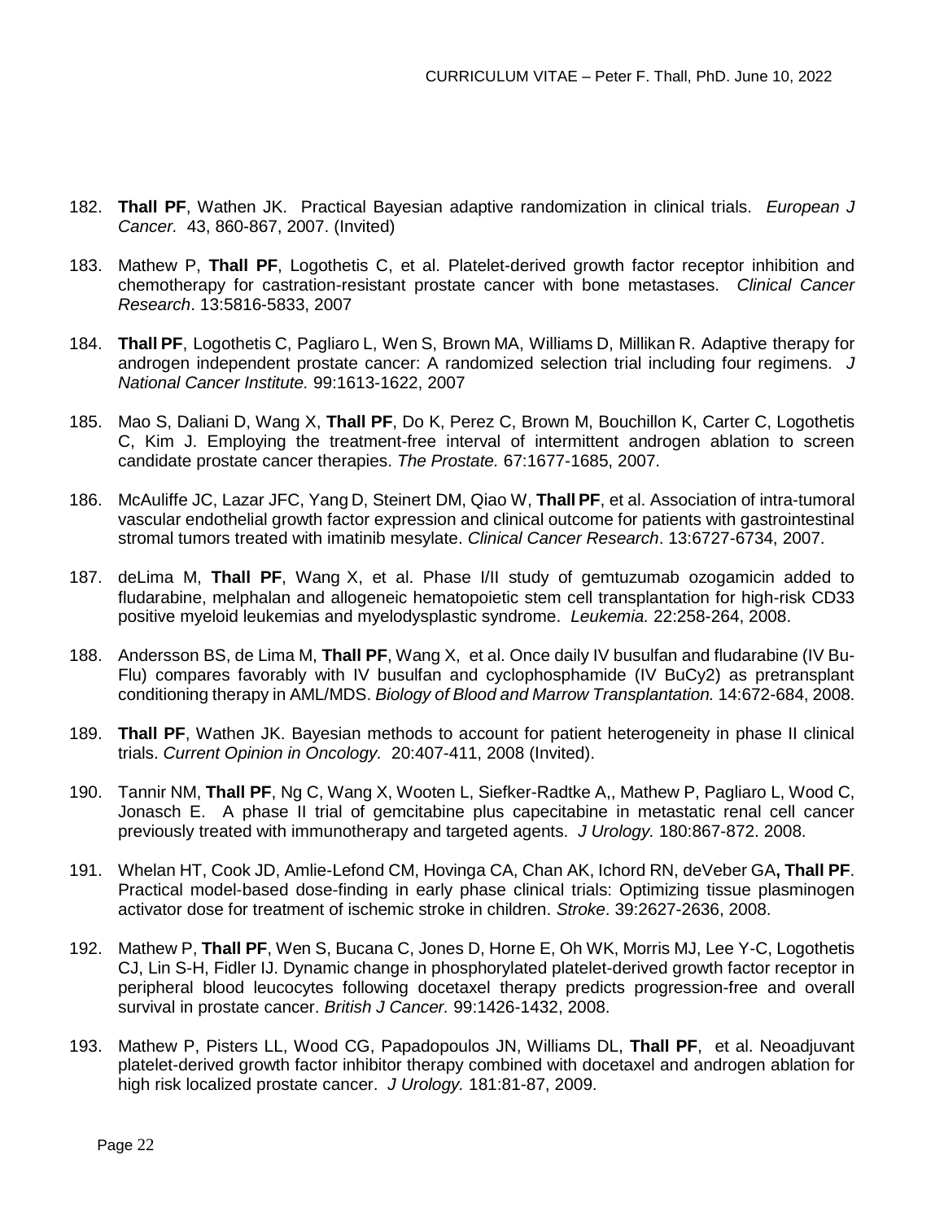182. **Thall PF**, Wathen JK. Practical Bayesian adaptive randomization in clinical trials. *European J Cancer.* 43, 860-867, 2007. (Invited)

183. Mathew P, **Thall PF**, Logothetis C, et al. Platelet-derived growth factor receptor inhibition and chemotherapy for castration-resistant prostate cancer with bone metastases. *Clinical Cancer Research*. 13:5816-5833, 2007

184. **Thall PF**, Logothetis C, Pagliaro L, Wen S, Brown MA, Williams D, Millikan R. Adaptive therapy for androgen independent prostate cancer: A randomized selection trial including four regimens. *J National Cancer Institute.* 99:1613-1622, 2007

185. Mao S, Daliani D, Wang X, **Thall PF**, Do K, Perez C, Brown M, Bouchillon K, Carter C, Logothetis C, Kim J. Employing the treatment-free interval of intermittent androgen ablation to screen candidate prostate cancer therapies. *The Prostate.* 67:1677-1685, 2007.

186. McAuliffe JC, Lazar JFC, Yang D, Steinert DM, Qiao W, **Thall PF**, et al. Association of intra-tumoral vascular endothelial growth factor expression and clinical outcome for patients with gastrointestinal stromal tumors treated with imatinib mesylate. *Clinical Cancer Research*. 13:6727-6734, 2007.

187. deLima M, **Thall PF**, Wang X, et al. Phase I/II study of gemtuzumab ozogamicin added to fludarabine, melphalan and allogeneic hematopoietic stem cell transplantation for high-risk CD33 positive myeloid leukemias and myelodysplastic syndrome. *Leukemia.* 22:258-264, 2008.

188. Andersson BS, de Lima M, **Thall PF**, Wang X, et al. Once daily IV busulfan and fludarabine (IV Bu-Flu) compares favorably with IV busulfan and cyclophosphamide (IV BuCy2) as pretransplant conditioning therapy in AML/MDS. *Biology of Blood and Marrow Transplantation.* 14:672-684, 2008.

189. **Thall PF**, Wathen JK. Bayesian methods to account for patient heterogeneity in phase II clinical trials. *Current Opinion in Oncology.* 20:407-411, 2008 (Invited).

190. Tannir NM, **Thall PF**, Ng C, Wang X, Wooten L, Siefker-Radtke A,, Mathew P, Pagliaro L, Wood C, Jonasch E. A phase II trial of gemcitabine plus capecitabine in metastatic renal cell cancer previously treated with immunotherapy and targeted agents. *J Urology.* 180:867-872. 2008.

191. Whelan HT, Cook JD, Amlie-Lefond CM, Hovinga CA, Chan AK, Ichord RN, deVeber GA**, Thall PF**. Practical model-based dose-finding in early phase clinical trials: Optimizing tissue plasminogen activator dose for treatment of ischemic stroke in children. *Stroke*. 39:2627-2636, 2008.

192. Mathew P, **Thall PF**, Wen S, Bucana C, Jones D, Horne E, Oh WK, Morris MJ, Lee Y-C, Logothetis CJ, Lin S-H, Fidler IJ. Dynamic change in phosphorylated platelet-derived growth factor receptor in peripheral blood leucocytes following docetaxel therapy predicts progression-free and overall survival in prostate cancer. *British J Cancer.* 99:1426-1432, 2008.

193. Mathew P, Pisters LL, Wood CG, Papadopoulos JN, Williams DL, **Thall PF**, et al. Neoadjuvant platelet-derived growth factor inhibitor therapy combined with docetaxel and androgen ablation for high risk localized prostate cancer. *J Urology.* 181:81-87, 2009.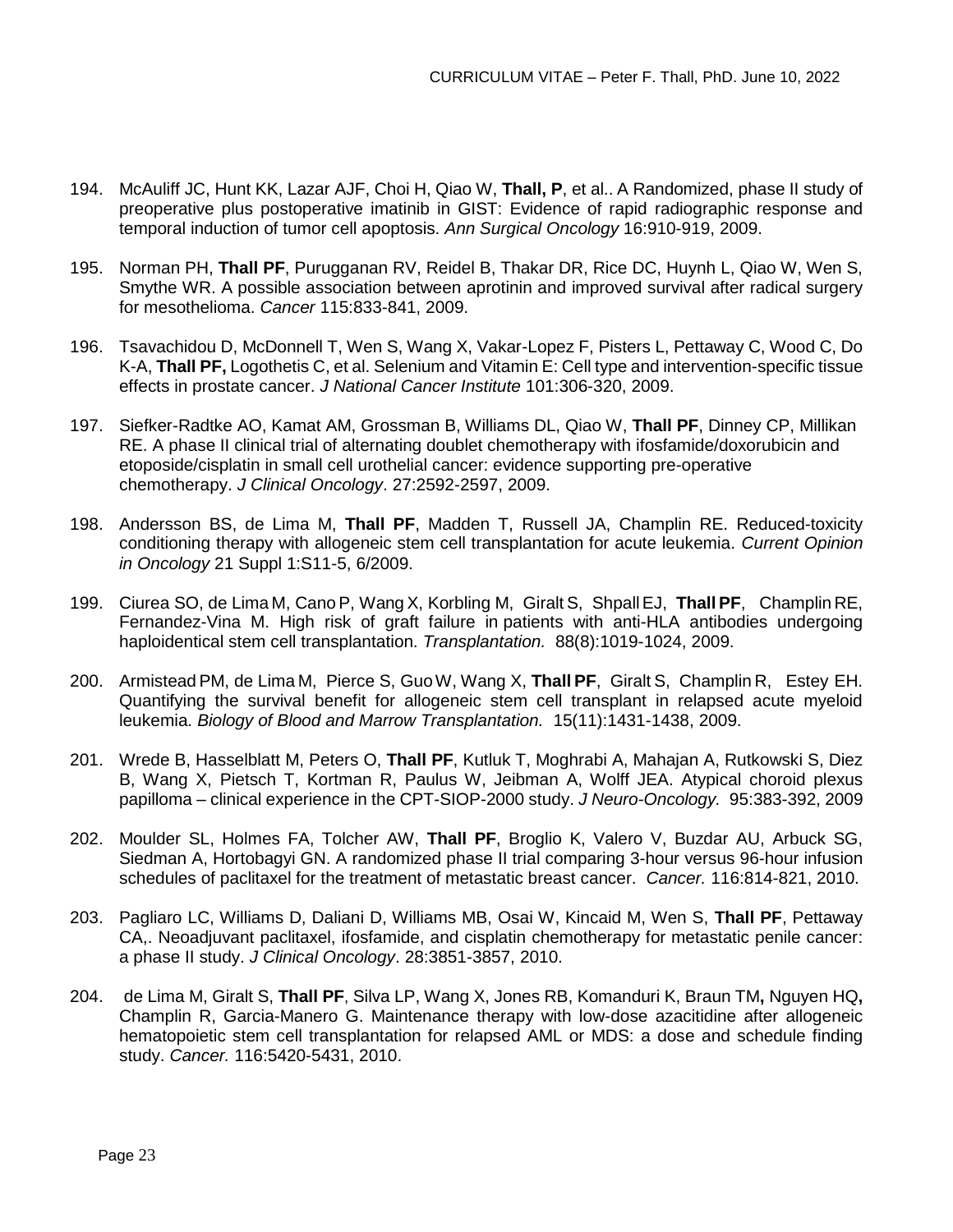194. McAuliff JC, Hunt KK, Lazar AJF, Choi H, Qiao W, **Thall, P**, et al.. A Randomized, phase II study of preoperative plus postoperative imatinib in GIST: Evidence of rapid radiographic response and temporal induction of tumor cell apoptosis. *Ann Surgical Oncology* 16:910-919, 2009.

195. Norman PH, **Thall PF**, Purugganan RV, Reidel B, Thakar DR, Rice DC, Huynh L, Qiao W, Wen S, Smythe WR. A possible association between aprotinin and improved survival after radical surgery for mesothelioma. *Cancer* 115:833-841, 2009.

196. Tsavachidou D, McDonnell T, Wen S, Wang X, Vakar-Lopez F, Pisters L, Pettaway C, Wood C, Do K-A, **Thall PF,** Logothetis C, et al. Selenium and Vitamin E: Cell type and intervention-specific tissue effects in prostate cancer. *J National Cancer Institute* 101:306-320, 2009.

197. Siefker-Radtke AO, Kamat AM, Grossman B, Williams DL, Qiao W, **Thall PF**, Dinney CP, Millikan RE. A phase II clinical trial of alternating doublet chemotherapy with ifosfamide/doxorubicin and etoposide/cisplatin in small cell urothelial cancer: evidence supporting pre-operative chemotherapy. *J Clinical Oncology*. 27:2592-2597, 2009.

198. Andersson BS, de Lima M, **Thall PF**, Madden T, Russell JA, Champlin RE. Reduced-toxicity conditioning therapy with allogeneic stem cell transplantation for acute leukemia. *Current Opinion in Oncology* 21 Suppl 1:S11-5, 6/2009.

199. Ciurea SO, de Lima M, Cano P, Wang X, Korbling M, Giralt S, Shpall EJ, **Thall PF**, Champlin RE, Fernandez-Vina M. High risk of graft failure in patients with anti-HLA antibodies undergoing haploidentical stem cell transplantation. *Transplantation.* 88(8):1019-1024, 2009.

200. Armistead PM, de Lima M, Pierce S, Guo W, Wang X, **Thall PF**, Giralt S, Champlin R, Estey EH. Quantifying the survival benefit for allogeneic stem cell transplant in relapsed acute myeloid leukemia. *Biology of Blood and Marrow Transplantation.* 15(11):1431-1438, 2009.

201. Wrede B, Hasselblatt M, Peters O, **Thall PF**, Kutluk T, Moghrabi A, Mahajan A, Rutkowski S, Diez B, Wang X, Pietsch T, Kortman R, Paulus W, Jeibman A, Wolff JEA. Atypical choroid plexus papilloma – clinical experience in the CPT-SIOP-2000 study. *J Neuro-Oncology.* 95:383-392, 2009

202. Moulder SL, Holmes FA, Tolcher AW, **Thall PF**, Broglio K, Valero V, Buzdar AU, Arbuck SG, Siedman A, Hortobagyi GN. A randomized phase II trial comparing 3-hour versus 96-hour infusion schedules of paclitaxel for the treatment of metastatic breast cancer. *Cancer.* 116:814-821, 2010.

203. Pagliaro LC, Williams D, Daliani D, Williams MB, Osai W, Kincaid M, Wen S, **Thall PF**, Pettaway CA,. Neoadjuvant paclitaxel, ifosfamide, and cisplatin chemotherapy for metastatic penile cancer: a phase II study. *J Clinical Oncology*. 28:3851-3857, 2010.

204. de Lima M, Giralt S, **Thall PF**, Silva LP, Wang X, Jones RB, Komanduri K, Braun TM**,** Nguyen HQ**,** Champlin R, Garcia-Manero G. Maintenance therapy with low-dose azacitidine after allogeneic hematopoietic stem cell transplantation for relapsed AML or MDS: a dose and schedule finding study. *Cancer.* 116:5420-5431, 2010.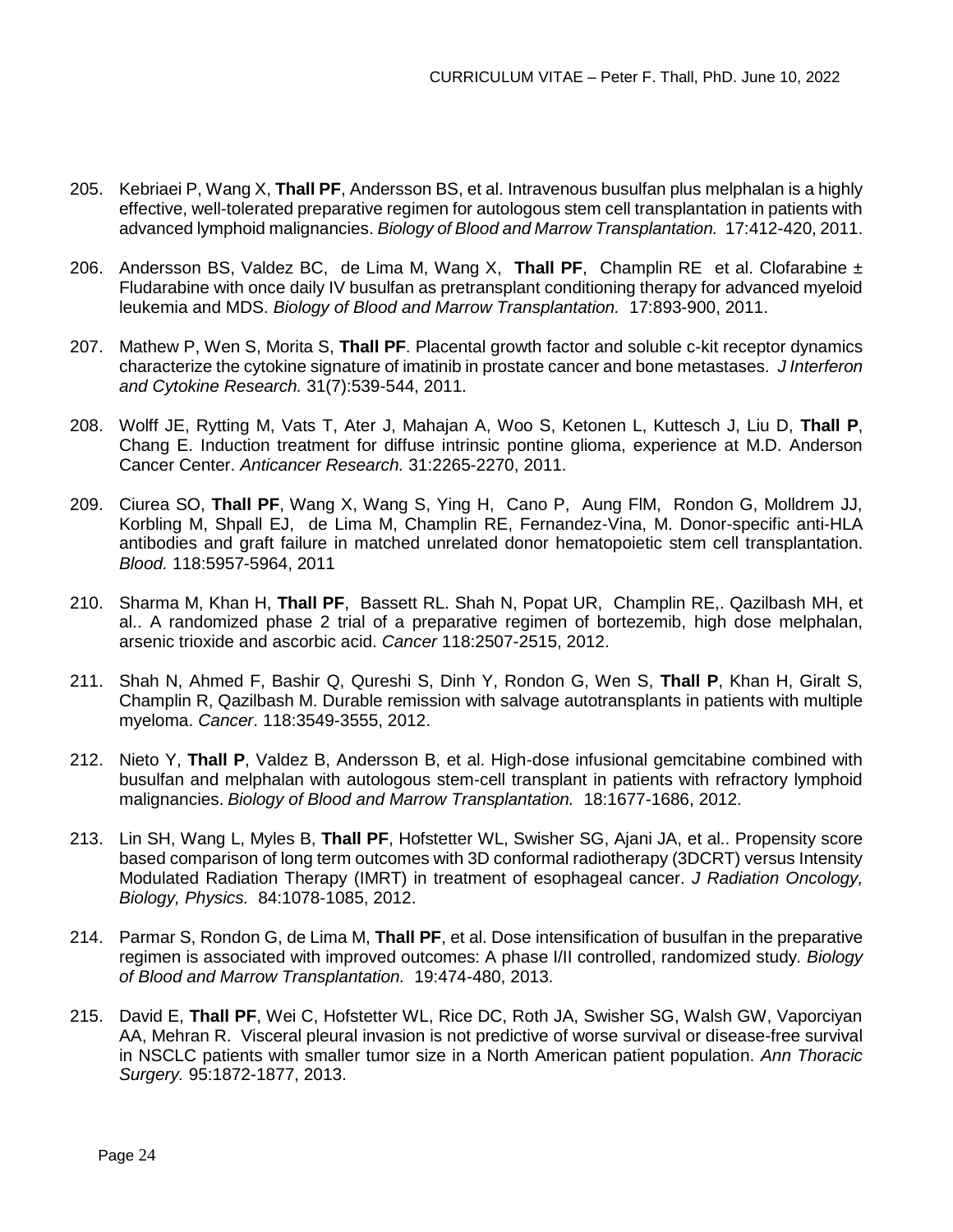205. Kebriaei P, Wang X, **Thall PF**, Andersson BS, et al. Intravenous busulfan plus melphalan is a highly effective, well-tolerated preparative regimen for autologous stem cell transplantation in patients with advanced lymphoid malignancies. *Biology of Blood and Marrow Transplantation.* 17:412-420, 2011.

206. Andersson BS, Valdez BC, de Lima M, Wang X, **Thall PF**, Champlin RE et al. Clofarabine ± Fludarabine with once daily IV busulfan as pretransplant conditioning therapy for advanced myeloid leukemia and MDS. *Biology of Blood and Marrow Transplantation.* 17:893-900, 2011.

207. Mathew P, Wen S, Morita S, **Thall PF**. Placental growth factor and soluble c-kit receptor dynamics characterize the cytokine signature of imatinib in prostate cancer and bone metastases. *J Interferon and Cytokine Research.* 31(7):539-544, 2011.

208. Wolff JE, Rytting M, Vats T, Ater J, Mahajan A, Woo S, Ketonen L, Kuttesch J, Liu D, **Thall P**, Chang E. Induction treatment for diffuse intrinsic pontine glioma, experience at M.D. Anderson Cancer Center. *Anticancer Research.* 31:2265-2270, 2011.

209. Ciurea SO, **Thall PF**, Wang X, Wang S, Ying H, Cano P, Aung FlM, Rondon G, Molldrem JJ, Korbling M, Shpall EJ, de Lima M, Champlin RE, Fernandez-Vina, M. Donor-specific anti-HLA antibodies and graft failure in matched unrelated donor hematopoietic stem cell transplantation. *Blood.* 118:5957-5964, 2011

210. Sharma M, Khan H, **Thall PF**, Bassett RL. Shah N, Popat UR, Champlin RE,. Qazilbash MH, et al.. A randomized phase 2 trial of a preparative regimen of bortezemib, high dose melphalan, arsenic trioxide and ascorbic acid. *Cancer* 118:2507-2515, 2012.

211. Shah N, Ahmed F, Bashir Q, Qureshi S, Dinh Y, Rondon G, Wen S, **Thall P**, Khan H, Giralt S, Champlin R, Qazilbash M. Durable remission with salvage autotransplants in patients with multiple myeloma. *Cancer*. 118:3549-3555, 2012.

212. Nieto Y, **Thall P**, Valdez B, Andersson B, et al. High-dose infusional gemcitabine combined with busulfan and melphalan with autologous stem-cell transplant in patients with refractory lymphoid malignancies. *Biology of Blood and Marrow Transplantation.* 18:1677-1686, 2012.

213. Lin SH, Wang L, Myles B, **Thall PF**, Hofstetter WL, Swisher SG, Ajani JA, et al.. Propensity score based comparison of long term outcomes with 3D conformal radiotherapy (3DCRT) versus Intensity Modulated Radiation Therapy (IMRT) in treatment of esophageal cancer. *J Radiation Oncology, Biology, Physics.* 84:1078-1085, 2012.

214. Parmar S, Rondon G, de Lima M, **Thall PF**, et al. Dose intensification of busulfan in the preparative regimen is associated with improved outcomes: A phase I/II controlled, randomized study. *Biology of Blood and Marrow Transplantation.* 19:474-480, 2013.

215. David E, **Thall PF**, Wei C, Hofstetter WL, Rice DC, Roth JA, Swisher SG, Walsh GW, Vaporciyan AA, Mehran R. Visceral pleural invasion is not predictive of worse survival or disease-free survival in NSCLC patients with smaller tumor size in a North American patient population. *Ann Thoracic Surgery.* 95:1872-1877, 2013.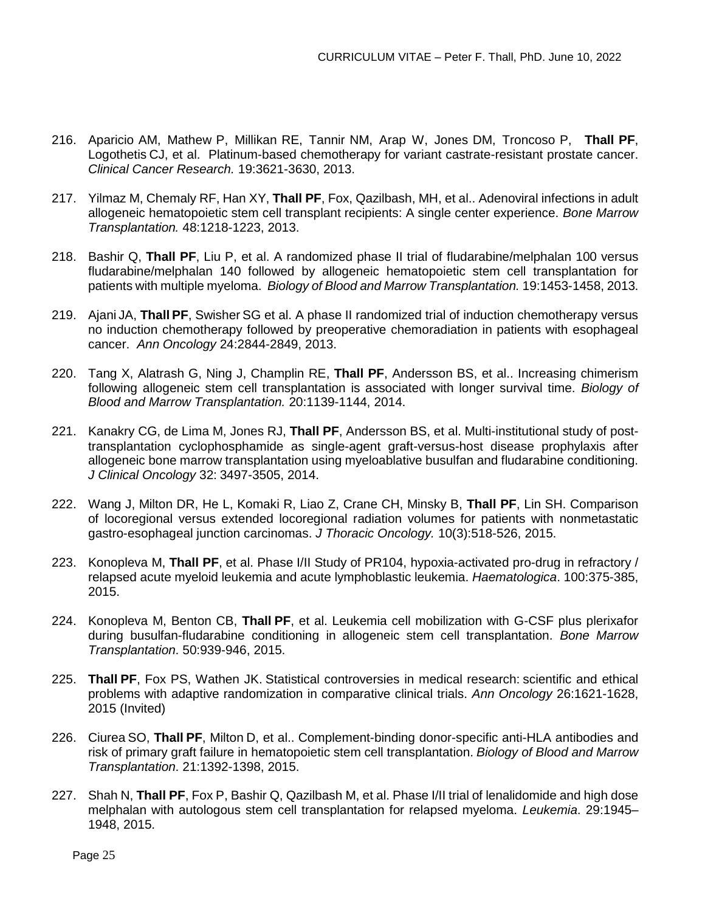216. Aparicio AM, Mathew P, Millikan RE, Tannir NM, Arap W, Jones DM, Troncoso P, **Thall PF**, Logothetis CJ, et al. Platinum-based chemotherapy for variant castrate-resistant prostate cancer. *Clinical Cancer Research.* 19:3621-3630, 2013.

217. Yilmaz M, Chemaly RF, Han XY, **Thall PF**, Fox, Qazilbash, MH, et al.. Adenoviral infections in adult allogeneic hematopoietic stem cell transplant recipients: A single center experience. *Bone Marrow Transplantation.* 48:1218-1223, 2013.

218. Bashir Q, **Thall PF**, Liu P, et al. A randomized phase II trial of fludarabine/melphalan 100 versus fludarabine/melphalan 140 followed by allogeneic hematopoietic stem cell transplantation for patients with multiple myeloma. *Biology of Blood and Marrow Transplantation.* 19:1453-1458, 2013.

219. Ajani JA, **Thall PF**, Swisher SG et al. A phase II randomized trial of induction chemotherapy versus no induction chemotherapy followed by preoperative chemoradiation in patients with esophageal cancer. *Ann Oncology* 24:2844-2849, 2013.

220. Tang X, Alatrash G, Ning J, Champlin RE, **Thall PF**, Andersson BS, et al.. Increasing chimerism following allogeneic stem cell transplantation is associated with longer survival time. *Biology of Blood and Marrow Transplantation.* 20:1139-1144, 2014.

221. Kanakry CG, de Lima M, Jones RJ, **Thall PF**, Andersson BS, et al. Multi-institutional study of post-transplantation cyclophosphamide as single-agent graft-versus-host disease prophylaxis after allogeneic bone marrow transplantation using myeloablative busulfan and fludarabine conditioning. *J Clinical Oncology* 32: 3497-3505, 2014.

222. Wang J, Milton DR, He L, Komaki R, Liao Z, Crane CH, Minsky B, **Thall PF**, Lin SH. Comparison of locoregional versus extended locoregional radiation volumes for patients with nonmetastatic gastro-esophageal junction carcinomas. *J Thoracic Oncology.* 10(3):518-526, 2015.

223. Konopleva M, **Thall PF**, et al. Phase I/II Study of PR104, hypoxia-activated pro-drug in refractory / relapsed acute myeloid leukemia and acute lymphoblastic leukemia. *Haematologica*. 100:375-385, 2015.

224. Konopleva M, Benton CB, **Thall PF**, et al. Leukemia cell mobilization with G-CSF plus plerixafor during busulfan-fludarabine conditioning in allogeneic stem cell transplantation. *Bone Marrow Transplantation*. 50:939-946, 2015.

225. **Thall PF**, Fox PS, Wathen JK. Statistical controversies in medical research: scientific and ethical problems with adaptive randomization in comparative clinical trials. *Ann Oncology* 26:1621-1628, 2015 (Invited)

226. Ciurea SO, **Thall PF**, Milton D, et al.. Complement-binding donor-specific anti-HLA antibodies and risk of primary graft failure in hematopoietic stem cell transplantation. *Biology of Blood and Marrow Transplantation*. 21:1392-1398, 2015.

227. Shah N, **Thall PF**, Fox P, Bashir Q, Qazilbash M, et al. Phase I/II trial of lenalidomide and high dose melphalan with autologous stem cell transplantation for relapsed myeloma. *Leukemia*. 29:1945–1948, 2015.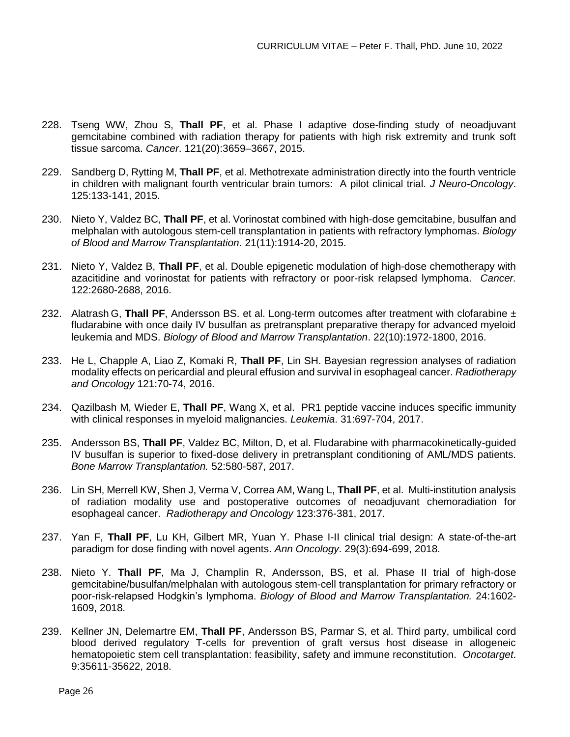228. Tseng WW, Zhou S, **Thall PF**, et al. Phase I adaptive dose-finding study of neoadjuvant gemcitabine combined with radiation therapy for patients with high risk extremity and trunk soft tissue sarcoma. *Cancer*. 121(20):3659–3667, 2015.

229. Sandberg D, Rytting M, **Thall PF**, et al. Methotrexate administration directly into the fourth ventricle in children with malignant fourth ventricular brain tumors: A pilot clinical trial. *J Neuro-Oncology*. 125:133-141, 2015.

230. Nieto Y, Valdez BC, **Thall PF**, et al. Vorinostat combined with high-dose gemcitabine, busulfan and melphalan with autologous stem-cell transplantation in patients with refractory lymphomas. *Biology of Blood and Marrow Transplantation*. 21(11):1914-20, 2015.

231. Nieto Y, Valdez B, **Thall PF**, et al. Double epigenetic modulation of high-dose chemotherapy with azacitidine and vorinostat for patients with refractory or poor-risk relapsed lymphoma. *Cancer.* 122:2680-2688, 2016.

232. Alatrash G, **Thall PF**, Andersson BS. et al. Long-term outcomes after treatment with clofarabine ± fludarabine with once daily IV busulfan as pretransplant preparative therapy for advanced myeloid leukemia and MDS. *Biology of Blood and Marrow Transplantation*. 22(10):1972-1800, 2016.

233. He L, Chapple A, Liao Z, Komaki R, **Thall PF**, Lin SH. Bayesian regression analyses of radiation modality effects on pericardial and pleural effusion and survival in esophageal cancer. *Radiotherapy and Oncology* 121:70-74, 2016.

234. Qazilbash M, Wieder E, **Thall PF**, Wang X, et al. PR1 peptide vaccine induces specific immunity with clinical responses in myeloid malignancies. *Leukemia*. 31:697-704, 2017.

235. Andersson BS, **Thall PF**, Valdez BC, Milton, D, et al. Fludarabine with pharmacokinetically-guided IV busulfan is superior to fixed-dose delivery in pretransplant conditioning of AML/MDS patients. *Bone Marrow Transplantation.* 52:580-587, 2017.

236. Lin SH, Merrell KW, Shen J, Verma V, Correa AM, Wang L, **Thall PF**, et al. Multi-institution analysis of radiation modality use and postoperative outcomes of neoadjuvant chemoradiation for esophageal cancer. *Radiotherapy and Oncology* 123:376-381, 2017.

237. Yan F, **Thall PF**, Lu KH, Gilbert MR, Yuan Y. Phase I-II clinical trial design: A state-of-the-art paradigm for dose finding with novel agents. *Ann Oncology*. 29(3):694-699, 2018.

238. Nieto Y. **Thall PF**, Ma J, Champlin R, Andersson, BS, et al. Phase II trial of high-dose gemcitabine/busulfan/melphalan with autologous stem-cell transplantation for primary refractory or poor-risk-relapsed Hodgkin's lymphoma. *Biology of Blood and Marrow Transplantation.* 24:1602-1609, 2018.

239. Kellner JN, Delemartre EM, **Thall PF**, Andersson BS, Parmar S, et al. Third party, umbilical cord blood derived regulatory T-cells for prevention of graft versus host disease in allogeneic hematopoietic stem cell transplantation: feasibility, safety and immune reconstitution. *Oncotarget*. 9:35611-35622, 2018.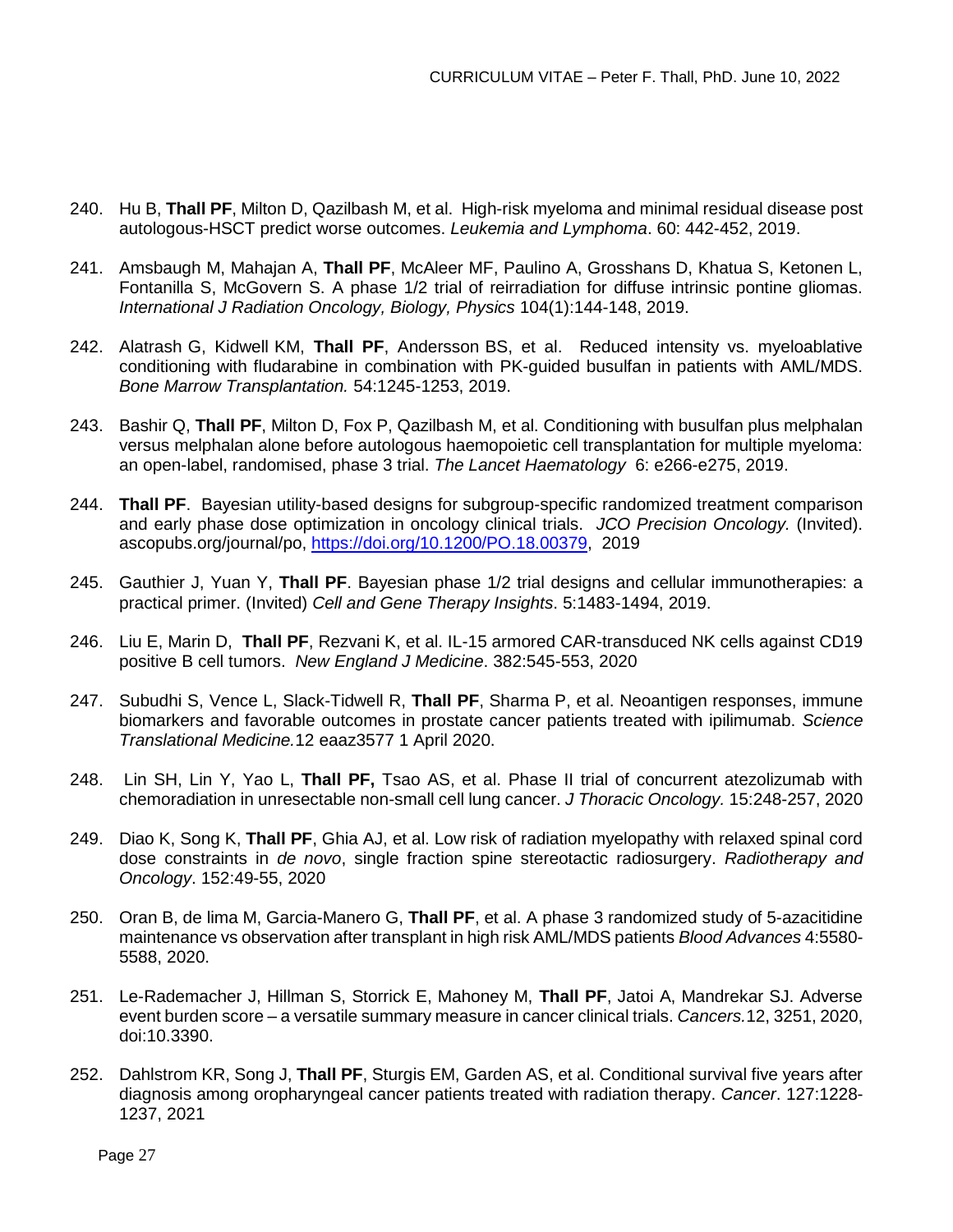240. Hu B, **Thall PF**, Milton D, Qazilbash M, et al. High-risk myeloma and minimal residual disease post autologous-HSCT predict worse outcomes. *Leukemia and Lymphoma*. 60: 442-452, 2019.

241. Amsbaugh M, Mahajan A, **Thall PF**, McAleer MF, Paulino A, Grosshans D, Khatua S, Ketonen L, Fontanilla S, McGovern S. A phase 1/2 trial of reirradiation for diffuse intrinsic pontine gliomas. *International J Radiation Oncology, Biology, Physics* 104(1):144-148, 2019.

242. Alatrash G, Kidwell KM, **Thall PF**, Andersson BS, et al. Reduced intensity vs. myeloablative conditioning with fludarabine in combination with PK-guided busulfan in patients with AML/MDS. *Bone Marrow Transplantation.* 54:1245-1253, 2019.

243. Bashir Q, **Thall PF**, Milton D, Fox P, Qazilbash M, et al. Conditioning with busulfan plus melphalan versus melphalan alone before autologous haemopoietic cell transplantation for multiple myeloma: an open-label, randomised, phase 3 trial. *The Lancet Haematology* 6: e266-e275, 2019.

244. **Thall PF**. Bayesian utility-based designs for subgroup-specific randomized treatment comparison and early phase dose optimization in oncology clinical trials. *JCO Precision Oncology.* (Invited). ascopubs.org/journal/po, https://doi.org/10.1200/PO.18.00379, 2019

245. Gauthier J, Yuan Y, **Thall PF**. Bayesian phase 1/2 trial designs and cellular immunotherapies: a practical primer. (Invited) *Cell and Gene Therapy Insights*. 5:1483-1494, 2019.

246. Liu E, Marin D, **Thall PF**, Rezvani K, et al. IL-15 armored CAR-transduced NK cells against CD19 positive B cell tumors. *New England J Medicine*. 382:545-553, 2020

247. Subudhi S, Vence L, Slack-Tidwell R, **Thall PF**, Sharma P, et al. Neoantigen responses, immune biomarkers and favorable outcomes in prostate cancer patients treated with ipilimumab. *Science Translational Medicine.*12 eaaz3577 1 April 2020.

248. Lin SH, Lin Y, Yao L, **Thall PF,** Tsao AS, et al. Phase II trial of concurrent atezolizumab with chemoradiation in unresectable non-small cell lung cancer. *J Thoracic Oncology.* 15:248-257, 2020

249. Diao K, Song K, **Thall PF**, Ghia AJ, et al. Low risk of radiation myelopathy with relaxed spinal cord dose constraints in *de novo*, single fraction spine stereotactic radiosurgery. *Radiotherapy and Oncology*. 152:49-55, 2020

250. Oran B, de lima M, Garcia-Manero G, **Thall PF**, et al. A phase 3 randomized study of 5-azacitidine maintenance vs observation after transplant in high risk AML/MDS patients *Blood Advances* 4:5580-5588, 2020.

251. Le-Rademacher J, Hillman S, Storrick E, Mahoney M, **Thall PF**, Jatoi A, Mandrekar SJ. Adverse event burden score – a versatile summary measure in cancer clinical trials. *Cancers.*12, 3251, 2020, doi:10.3390.

252. Dahlstrom KR, Song J, **Thall PF**, Sturgis EM, Garden AS, et al. Conditional survival five years after diagnosis among oropharyngeal cancer patients treated with radiation therapy. *Cancer*. 127:1228-1237, 2021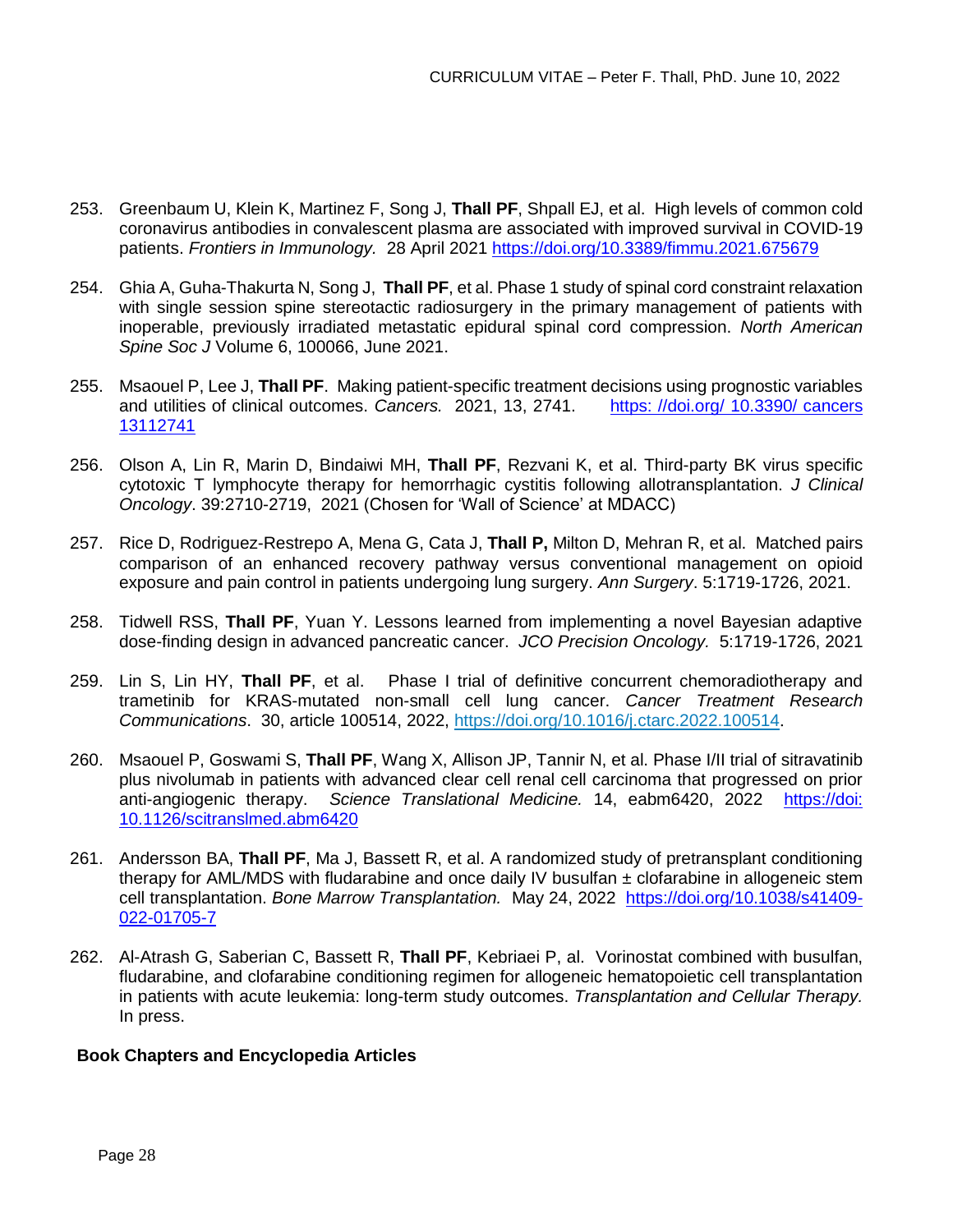253. Greenbaum U, Klein K, Martinez F, Song J, **Thall PF**, Shpall EJ, et al. High levels of common cold coronavirus antibodies in convalescent plasma are associated with improved survival in COVID-19 patients. *Frontiers in Immunology.* 28 April 2021 https://doi.org/10.3389/fimmu.2021.675679

254. Ghia A, Guha-Thakurta N, Song J, **Thall PF**, et al. Phase 1 study of spinal cord constraint relaxation with single session spine stereotactic radiosurgery in the primary management of patients with inoperable, previously irradiated metastatic epidural spinal cord compression. *North American Spine Soc J* Volume 6, 100066, June 2021.

255. Msaouel P, Lee J, **Thall PF**. Making patient-specific treatment decisions using prognostic variables and utilities of clinical outcomes. *Cancers.* 2021, 13, 2741. https: //doi.org/ 10.3390/ cancers 13112741

256. Olson A, Lin R, Marin D, Bindaiwi MH, **Thall PF**, Rezvani K, et al. Third-party BK virus specific cytotoxic T lymphocyte therapy for hemorrhagic cystitis following allotransplantation. *J Clinical Oncology*. 39:2710-2719, 2021 (Chosen for 'Wall of Science' at MDACC)

257. Rice D, Rodriguez-Restrepo A, Mena G, Cata J, **Thall P,** Milton D, Mehran R, et al. Matched pairs comparison of an enhanced recovery pathway versus conventional management on opioid exposure and pain control in patients undergoing lung surgery. *Ann Surgery*. 5:1719-1726, 2021.

258. Tidwell RSS, **Thall PF**, Yuan Y. Lessons learned from implementing a novel Bayesian adaptive dose-finding design in advanced pancreatic cancer. *JCO Precision Oncology.* 5:1719-1726, 2021

259. Lin S, Lin HY, **Thall PF**, et al. Phase I trial of definitive concurrent chemoradiotherapy and trametinib for KRAS-mutated non-small cell lung cancer. *Cancer Treatment Research Communications*. 30, article 100514, 2022, https://doi.org/10.1016/j.ctarc.2022.100514.

260. Msaouel P, Goswami S, **Thall PF**, Wang X, Allison JP, Tannir N, et al. Phase I/II trial of sitravatinib plus nivolumab in patients with advanced clear cell renal cell carcinoma that progressed on prior anti-angiogenic therapy. *Science Translational Medicine.* 14, eabm6420, 2022 https://doi: 10.1126/scitranslmed.abm6420

261. Andersson BA, **Thall PF**, Ma J, Bassett R, et al. A randomized study of pretransplant conditioning therapy for AML/MDS with fludarabine and once daily IV busulfan ± clofarabine in allogeneic stem cell transplantation. *Bone Marrow Transplantation.* May 24, 2022 https://doi.org/10.1038/s41409-022-01705-7

262. Al-Atrash G, Saberian C, Bassett R, **Thall PF**, Kebriaei P, al. Vorinostat combined with busulfan, fludarabine, and clofarabine conditioning regimen for allogeneic hematopoietic cell transplantation in patients with acute leukemia: long-term study outcomes. *Transplantation and Cellular Therapy.* In press.

**Book Chapters and Encyclopedia Articles**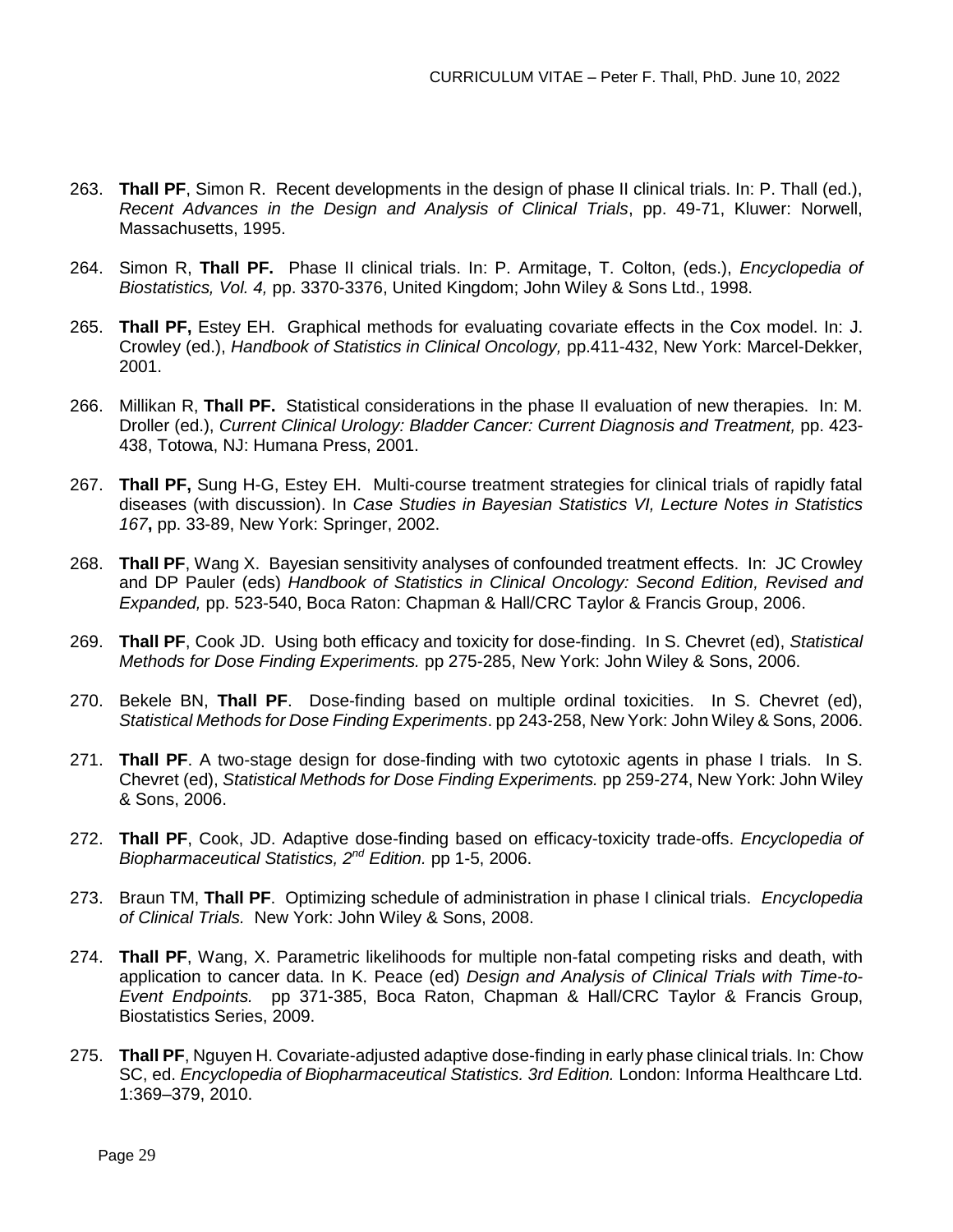263. **Thall PF**, Simon R. Recent developments in the design of phase II clinical trials. In: P. Thall (ed.), *Recent Advances in the Design and Analysis of Clinical Trials*, pp. 49-71, Kluwer: Norwell, Massachusetts, 1995.

264. Simon R, **Thall PF.** Phase II clinical trials. In: P. Armitage, T. Colton, (eds.), *Encyclopedia of Biostatistics, Vol. 4,* pp. 3370-3376, United Kingdom; John Wiley & Sons Ltd., 1998.

265. **Thall PF,** Estey EH. Graphical methods for evaluating covariate effects in the Cox model. In: J. Crowley (ed.), *Handbook of Statistics in Clinical Oncology,* pp.411-432, New York: Marcel-Dekker, 2001.

266. Millikan R, **Thall PF.** Statistical considerations in the phase II evaluation of new therapies. In: M. Droller (ed.), *Current Clinical Urology: Bladder Cancer: Current Diagnosis and Treatment,* pp. 423-438, Totowa, NJ: Humana Press, 2001.

267. **Thall PF,** Sung H-G, Estey EH. Multi-course treatment strategies for clinical trials of rapidly fatal diseases (with discussion). In *Case Studies in Bayesian Statistics VI, Lecture Notes in Statistics 167***,** pp. 33-89, New York: Springer, 2002.

268. **Thall PF**, Wang X. Bayesian sensitivity analyses of confounded treatment effects. In: JC Crowley and DP Pauler (eds) *Handbook of Statistics in Clinical Oncology: Second Edition, Revised and Expanded,* pp. 523-540, Boca Raton: Chapman & Hall/CRC Taylor & Francis Group, 2006.

269. **Thall PF**, Cook JD. Using both efficacy and toxicity for dose-finding. In S. Chevret (ed), *Statistical Methods for Dose Finding Experiments.* pp 275-285, New York: John Wiley & Sons, 2006.

270. Bekele BN, **Thall PF**. Dose-finding based on multiple ordinal toxicities. In S. Chevret (ed), *Statistical Methods for Dose Finding Experiments*. pp 243-258, New York: John Wiley & Sons, 2006.

271. **Thall PF**. A two-stage design for dose-finding with two cytotoxic agents in phase I trials. In S. Chevret (ed), *Statistical Methods for Dose Finding Experiments.* pp 259-274, New York: John Wiley & Sons, 2006.

272. **Thall PF**, Cook, JD. Adaptive dose-finding based on efficacy-toxicity trade-offs. *Encyclopedia of Biopharmaceutical Statistics, 2nd Edition.* pp 1-5, 2006.

273. Braun TM, **Thall PF**. Optimizing schedule of administration in phase I clinical trials. *Encyclopedia of Clinical Trials.* New York: John Wiley & Sons, 2008.

274. **Thall PF**, Wang, X. Parametric likelihoods for multiple non-fatal competing risks and death, with application to cancer data. In K. Peace (ed) *Design and Analysis of Clinical Trials with Time-to-Event Endpoints.* pp 371-385, Boca Raton, Chapman & Hall/CRC Taylor & Francis Group, Biostatistics Series, 2009.

275. **Thall PF**, Nguyen H. Covariate-adjusted adaptive dose-finding in early phase clinical trials. In: Chow SC, ed. *Encyclopedia of Biopharmaceutical Statistics. 3rd Edition.* London: Informa Healthcare Ltd. 1:369–379, 2010.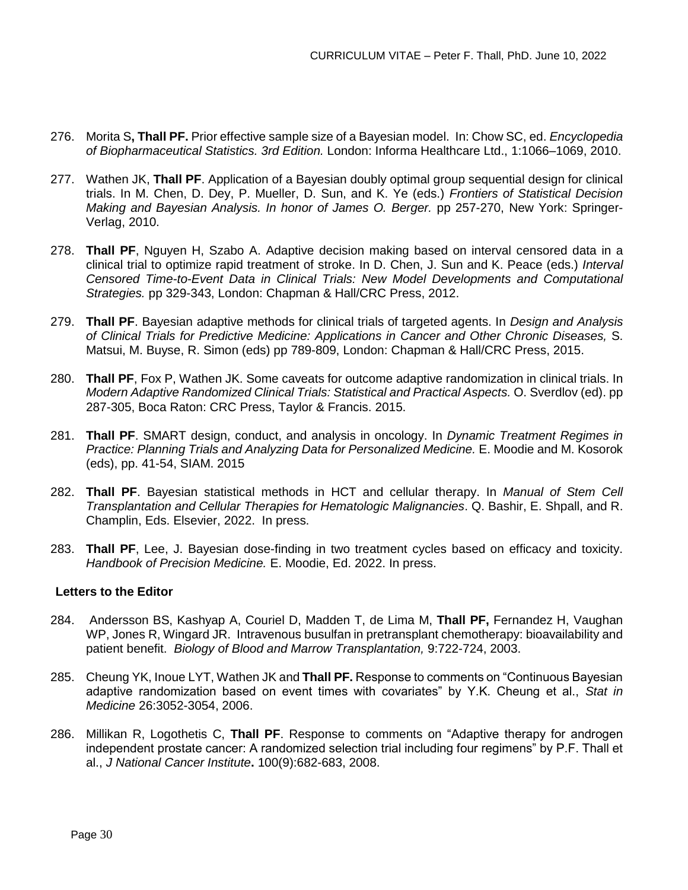276. Morita S**, Thall PF.** Prior effective sample size of a Bayesian model. In: Chow SC, ed. *Encyclopedia of Biopharmaceutical Statistics. 3rd Edition.* London: Informa Healthcare Ltd., 1:1066–1069, 2010.

277. Wathen JK, **Thall PF**. Application of a Bayesian doubly optimal group sequential design for clinical trials. In M. Chen, D. Dey, P. Mueller, D. Sun, and K. Ye (eds.) *Frontiers of Statistical Decision Making and Bayesian Analysis. In honor of James O. Berger.* pp 257-270, New York: Springer-Verlag, 2010.

278. **Thall PF**, Nguyen H, Szabo A. Adaptive decision making based on interval censored data in a clinical trial to optimize rapid treatment of stroke. In D. Chen, J. Sun and K. Peace (eds.) *Interval Censored Time-to-Event Data in Clinical Trials: New Model Developments and Computational Strategies.* pp 329-343, London: Chapman & Hall/CRC Press, 2012.

279. **Thall PF**. Bayesian adaptive methods for clinical trials of targeted agents. In *Design and Analysis of Clinical Trials for Predictive Medicine: Applications in Cancer and Other Chronic Diseases,* S. Matsui, M. Buyse, R. Simon (eds) pp 789-809, London: Chapman & Hall/CRC Press, 2015.

280. **Thall PF**, Fox P, Wathen JK. Some caveats for outcome adaptive randomization in clinical trials. In *Modern Adaptive Randomized Clinical Trials: Statistical and Practical Aspects.* O. Sverdlov (ed). pp 287-305, Boca Raton: CRC Press, Taylor & Francis. 2015.

281. **Thall PF**. SMART design, conduct, and analysis in oncology. In *Dynamic Treatment Regimes in Practice: Planning Trials and Analyzing Data for Personalized Medicine.* E. Moodie and M. Kosorok (eds), pp. 41-54, SIAM. 2015

282. **Thall PF**. Bayesian statistical methods in HCT and cellular therapy. In *Manual of Stem Cell Transplantation and Cellular Therapies for Hematologic Malignancies*. Q. Bashir, E. Shpall, and R. Champlin, Eds. Elsevier, 2022. In press.

283. **Thall PF**, Lee, J. Bayesian dose-finding in two treatment cycles based on efficacy and toxicity. *Handbook of Precision Medicine.* E. Moodie, Ed. 2022. In press.

### Letters to the Editor

284. Andersson BS, Kashyap A, Couriel D, Madden T, de Lima M, **Thall PF,** Fernandez H, Vaughan WP, Jones R, Wingard JR. Intravenous busulfan in pretransplant chemotherapy: bioavailability and patient benefit. *Biology of Blood and Marrow Transplantation,* 9:722-724, 2003.

285. Cheung YK, Inoue LYT, Wathen JK and **Thall PF.** Response to comments on "Continuous Bayesian adaptive randomization based on event times with covariates" by Y.K. Cheung et al., *Stat in Medicine* 26:3052-3054, 2006.

286. Millikan R, Logothetis C, **Thall PF**. Response to comments on "Adaptive therapy for androgen independent prostate cancer: A randomized selection trial including four regimens" by P.F. Thall et al., *J National Cancer Institute***.** 100(9):682-683, 2008.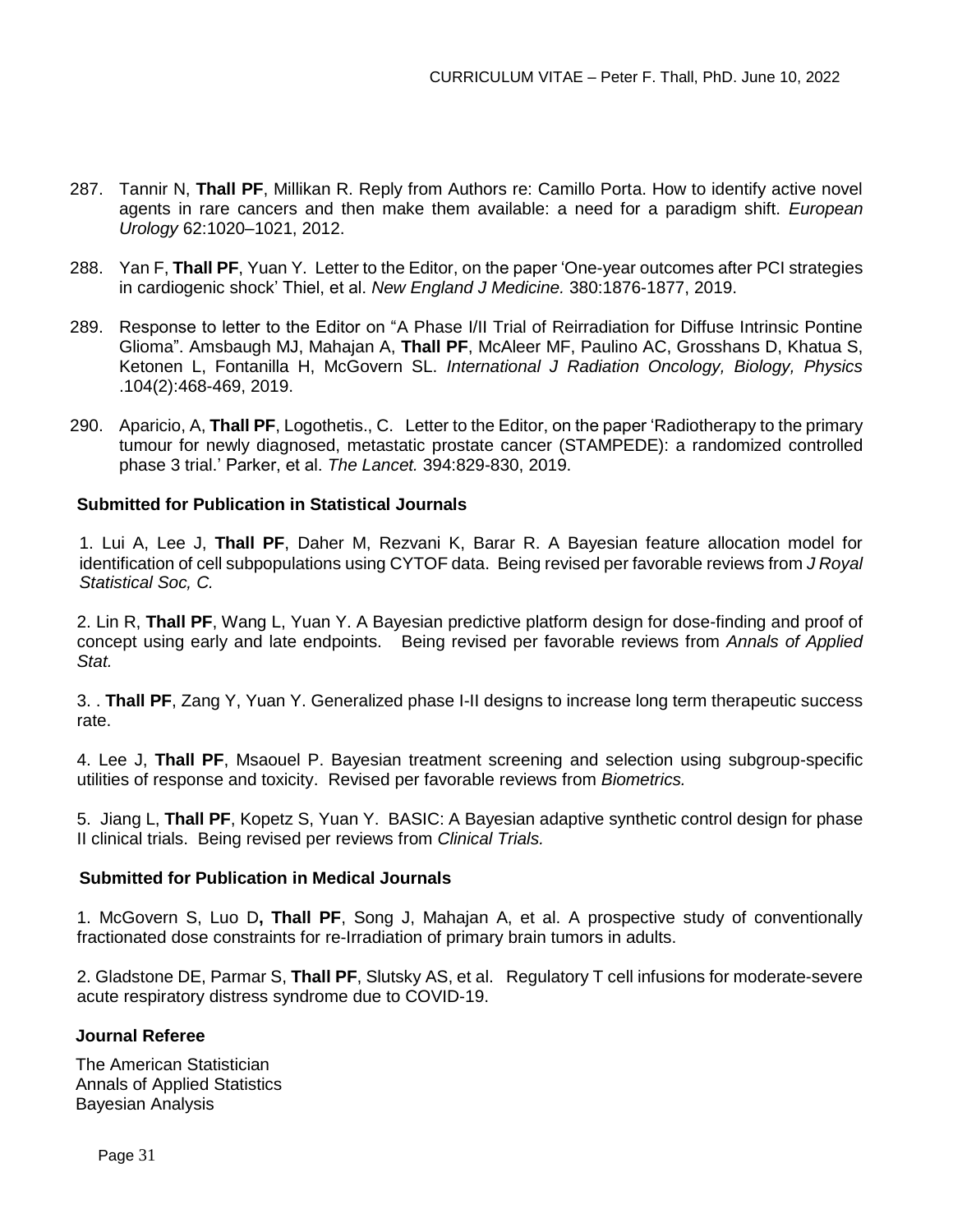287. Tannir N, **Thall PF**, Millikan R. Reply from Authors re: Camillo Porta. How to identify active novel agents in rare cancers and then make them available: a need for a paradigm shift. *European Urology* 62:1020–1021, 2012.

288. Yan F, **Thall PF**, Yuan Y. Letter to the Editor, on the paper 'One-year outcomes after PCI strategies in cardiogenic shock' Thiel, et al. *New England J Medicine.* 380:1876-1877, 2019.

289. Response to letter to the Editor on "A Phase I/II Trial of Reirradiation for Diffuse Intrinsic Pontine Glioma". Amsbaugh MJ, Mahajan A, **Thall PF**, McAleer MF, Paulino AC, Grosshans D, Khatua S, Ketonen L, Fontanilla H, McGovern SL. *International J Radiation Oncology, Biology, Physics* .104(2):468-469, 2019.

290. Aparicio, A, **Thall PF**, Logothetis., C. Letter to the Editor, on the paper 'Radiotherapy to the primary tumour for newly diagnosed, metastatic prostate cancer (STAMPEDE): a randomized controlled phase 3 trial.' Parker, et al. *The Lancet.* 394:829-830, 2019.

### Submitted for Publication in Statistical Journals

1. Lui A, Lee J, **Thall PF**, Daher M, Rezvani K, Barar R. A Bayesian feature allocation model for identification of cell subpopulations using CYTOF data. Being revised per favorable reviews from *J Royal Statistical Soc, C.*

2. Lin R, **Thall PF**, Wang L, Yuan Y. A Bayesian predictive platform design for dose-finding and proof of concept using early and late endpoints. Being revised per favorable reviews from *Annals of Applied Stat.*

3. . **Thall PF**, Zang Y, Yuan Y. Generalized phase I-II designs to increase long term therapeutic success rate.

4. Lee J, **Thall PF**, Msaouel P. Bayesian treatment screening and selection using subgroup-specific utilities of response and toxicity. Revised per favorable reviews from *Biometrics.*

5. Jiang L, **Thall PF**, Kopetz S, Yuan Y. BASIC: A Bayesian adaptive synthetic control design for phase II clinical trials. Being revised per reviews from *Clinical Trials.*

### Submitted for Publication in Medical Journals

1. McGovern S, Luo D**, Thall PF**, Song J, Mahajan A, et al. A prospective study of conventionally fractionated dose constraints for re-Irradiation of primary brain tumors in adults.

2. Gladstone DE, Parmar S, **Thall PF**, Slutsky AS, et al. Regulatory T cell infusions for moderate-severe acute respiratory distress syndrome due to COVID-19.

### Journal Referee

The American Statistician
Annals of Applied Statistics
Bayesian Analysis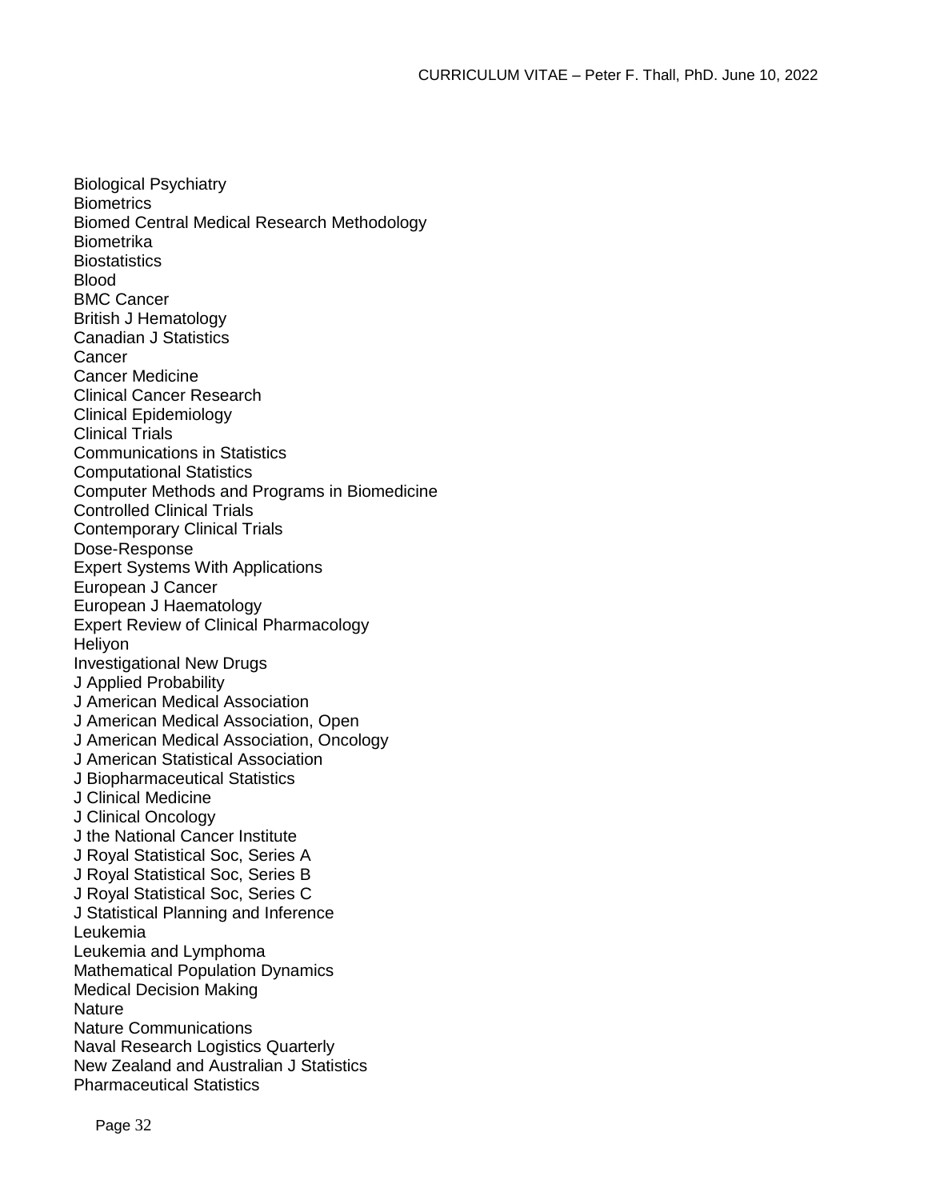Biological Psychiatry
Biometrics
Biomed Central Medical Research Methodology
Biometrika
Biostatistics
Blood
BMC Cancer
British J Hematology
Canadian J Statistics
Cancer
Cancer Medicine
Clinical Cancer Research
Clinical Epidemiology
Clinical Trials
Communications in Statistics
Computational Statistics
Computer Methods and Programs in Biomedicine
Controlled Clinical Trials
Contemporary Clinical Trials
Dose-Response
Expert Systems With Applications
European J Cancer
European J Haematology
Expert Review of Clinical Pharmacology
Heliyon
Investigational New Drugs
J Applied Probability
J American Medical Association
J American Medical Association, Open
J American Medical Association, Oncology
J American Statistical Association
J Biopharmaceutical Statistics
J Clinical Medicine
J Clinical Oncology
J the National Cancer Institute
J Royal Statistical Soc, Series A
J Royal Statistical Soc, Series B
J Royal Statistical Soc, Series C
J Statistical Planning and Inference
Leukemia
Leukemia and Lymphoma
Mathematical Population Dynamics
Medical Decision Making
Nature
Nature Communications
Naval Research Logistics Quarterly
New Zealand and Australian J Statistics
Pharmaceutical Statistics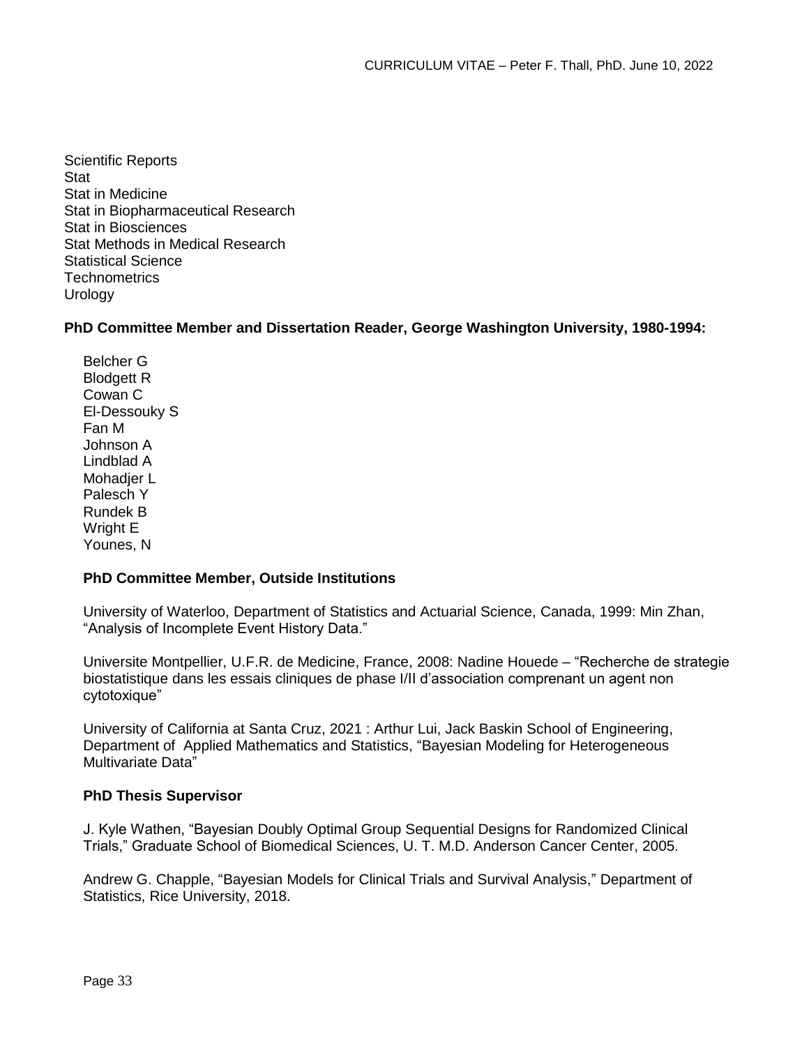Scientific Reports
Stat
Stat in Medicine
Stat in Biopharmaceutical Research
Stat in Biosciences
Stat Methods in Medical Research
Statistical Science
Technometrics
Urology

**PhD Committee Member and Dissertation Reader, George Washington University, 1980-1994:**

Belcher G
Blodgett R
Cowan C
El-Dessouky S
Fan M
Johnson A
Lindblad A
Mohadjer L
Palesch Y
Rundek B
Wright E
Younes, N

**PhD Committee Member, Outside Institutions**

University of Waterloo, Department of Statistics and Actuarial Science, Canada, 1999: Min Zhan, "Analysis of Incomplete Event History Data."

Universite Montpellier, U.F.R. de Medicine, France, 2008: Nadine Houede – "Recherche de strategie biostatistique dans les essais cliniques de phase I/II d'association comprenant un agent non cytotoxique"

University of California at Santa Cruz, 2021 : Arthur Lui, Jack Baskin School of Engineering, Department of Applied Mathematics and Statistics, "Bayesian Modeling for Heterogeneous Multivariate Data"

**PhD Thesis Supervisor**

J. Kyle Wathen, "Bayesian Doubly Optimal Group Sequential Designs for Randomized Clinical Trials," Graduate School of Biomedical Sciences, U. T. M.D. Anderson Cancer Center, 2005.

Andrew G. Chapple, "Bayesian Models for Clinical Trials and Survival Analysis," Department of Statistics, Rice University, 2018.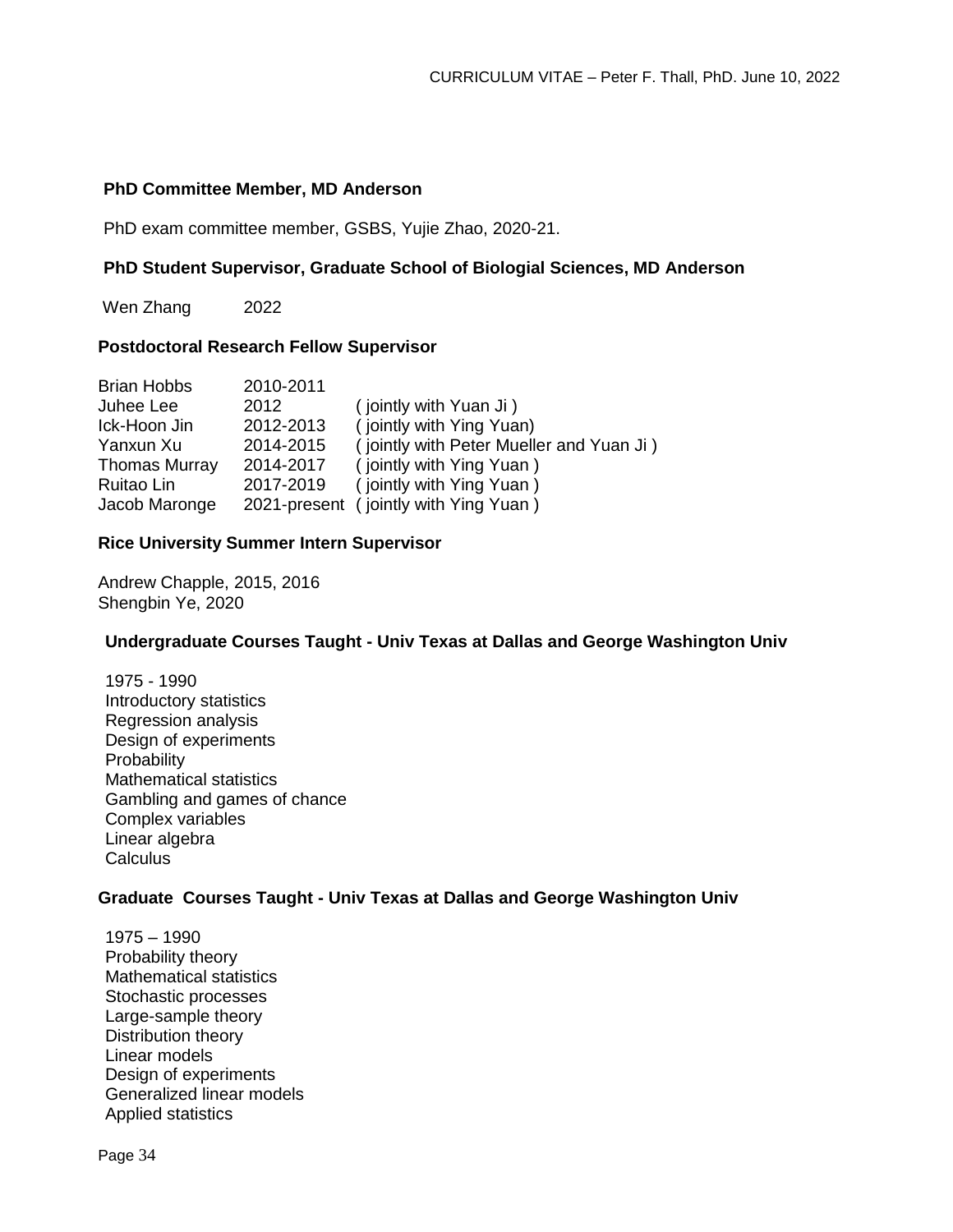### PhD Committee Member, MD Anderson

PhD exam committee member, GSBS, Yujie Zhao, 2020-21.

### PhD Student Supervisor, Graduate School of Biologial Sciences, MD Anderson

Wen Zhang 2022

### Postdoctoral Research Fellow Supervisor

| | | |
|---|---|---|
| Brian Hobbs | 2010-2011 | |
| Juhee Lee | 2012 | ( jointly with Yuan Ji ) |
| Ick-Hoon Jin | 2012-2013 | ( jointly with Ying Yuan) |
| Yanxun Xu | 2014-2015 | ( jointly with Peter Mueller and Yuan Ji ) |
| Thomas Murray | 2014-2017 | ( jointly with Ying Yuan ) |
| Ruitao Lin | 2017-2019 | ( jointly with Ying Yuan ) |
| Jacob Maronge | 2021-present | ( jointly with Ying Yuan ) |

### Rice University Summer Intern Supervisor

Andrew Chapple, 2015, 2016
Shengbin Ye, 2020

### Undergraduate Courses Taught - Univ Texas at Dallas and George Washington Univ

1975 - 1990
Introductory statistics
Regression analysis
Design of experiments
Probability
Mathematical statistics
Gambling and games of chance
Complex variables
Linear algebra
Calculus

### Graduate Courses Taught - Univ Texas at Dallas and George Washington Univ

1975 – 1990
Probability theory
Mathematical statistics
Stochastic processes
Large-sample theory
Distribution theory
Linear models
Design of experiments
Generalized linear models
Applied statistics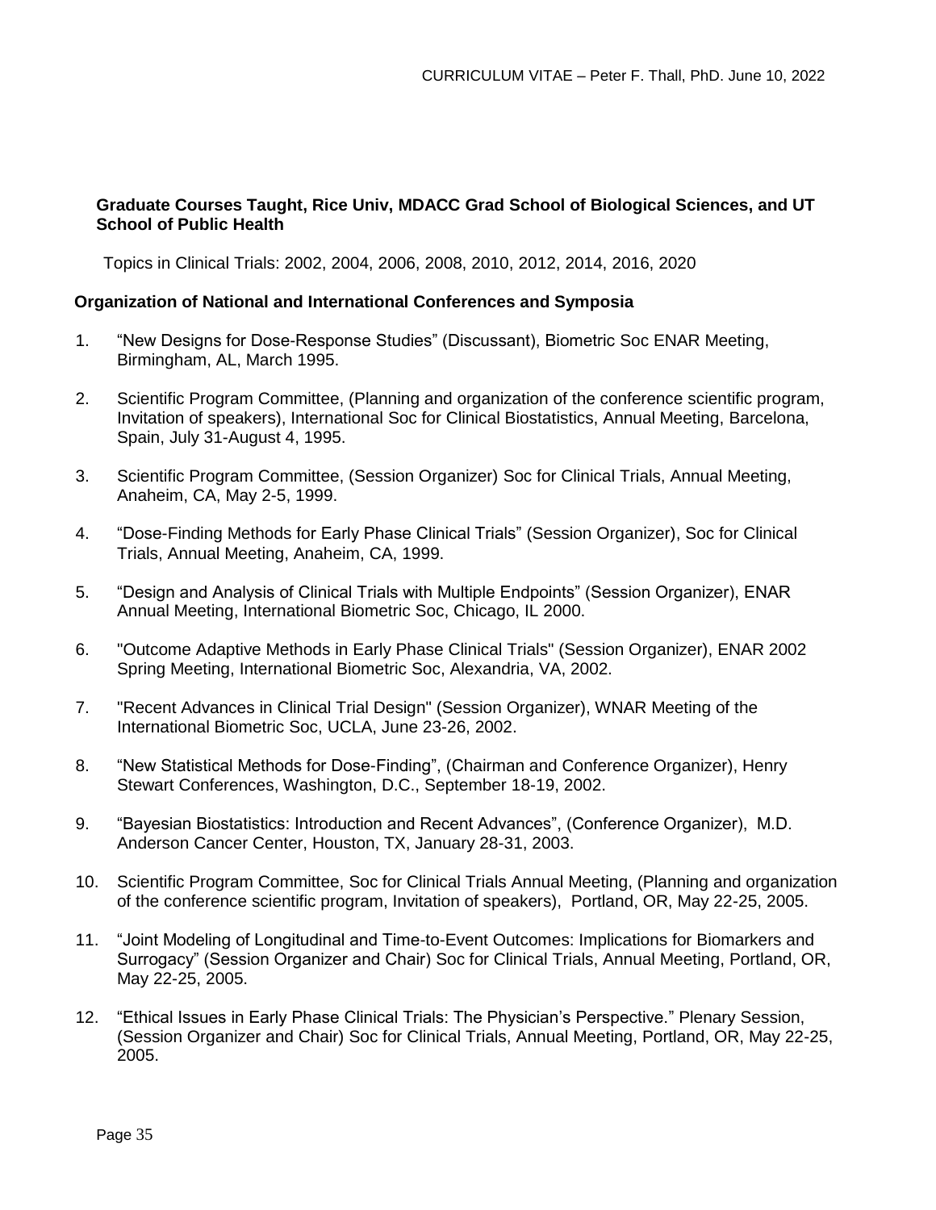**Graduate Courses Taught, Rice Univ, MDACC Grad School of Biological Sciences, and UT School of Public Health**

Topics in Clinical Trials: 2002, 2004, 2006, 2008, 2010, 2012, 2014, 2016, 2020

**Organization of National and International Conferences and Symposia**

1. "New Designs for Dose-Response Studies" (Discussant), Biometric Soc ENAR Meeting, Birmingham, AL, March 1995.

2. Scientific Program Committee, (Planning and organization of the conference scientific program, Invitation of speakers), International Soc for Clinical Biostatistics, Annual Meeting, Barcelona, Spain, July 31-August 4, 1995.

3. Scientific Program Committee, (Session Organizer) Soc for Clinical Trials, Annual Meeting, Anaheim, CA, May 2-5, 1999.

4. "Dose-Finding Methods for Early Phase Clinical Trials" (Session Organizer), Soc for Clinical Trials, Annual Meeting, Anaheim, CA, 1999.

5. "Design and Analysis of Clinical Trials with Multiple Endpoints" (Session Organizer), ENAR Annual Meeting, International Biometric Soc, Chicago, IL 2000.

6. "Outcome Adaptive Methods in Early Phase Clinical Trials" (Session Organizer), ENAR 2002 Spring Meeting, International Biometric Soc, Alexandria, VA, 2002.

7. "Recent Advances in Clinical Trial Design" (Session Organizer), WNAR Meeting of the International Biometric Soc, UCLA, June 23-26, 2002.

8. "New Statistical Methods for Dose-Finding", (Chairman and Conference Organizer), Henry Stewart Conferences, Washington, D.C., September 18-19, 2002.

9. "Bayesian Biostatistics: Introduction and Recent Advances", (Conference Organizer), M.D. Anderson Cancer Center, Houston, TX, January 28-31, 2003.

10. Scientific Program Committee, Soc for Clinical Trials Annual Meeting, (Planning and organization of the conference scientific program, Invitation of speakers), Portland, OR, May 22-25, 2005.

11. "Joint Modeling of Longitudinal and Time-to-Event Outcomes: Implications for Biomarkers and Surrogacy" (Session Organizer and Chair) Soc for Clinical Trials, Annual Meeting, Portland, OR, May 22-25, 2005.

12. "Ethical Issues in Early Phase Clinical Trials: The Physician's Perspective." Plenary Session, (Session Organizer and Chair) Soc for Clinical Trials, Annual Meeting, Portland, OR, May 22-25, 2005.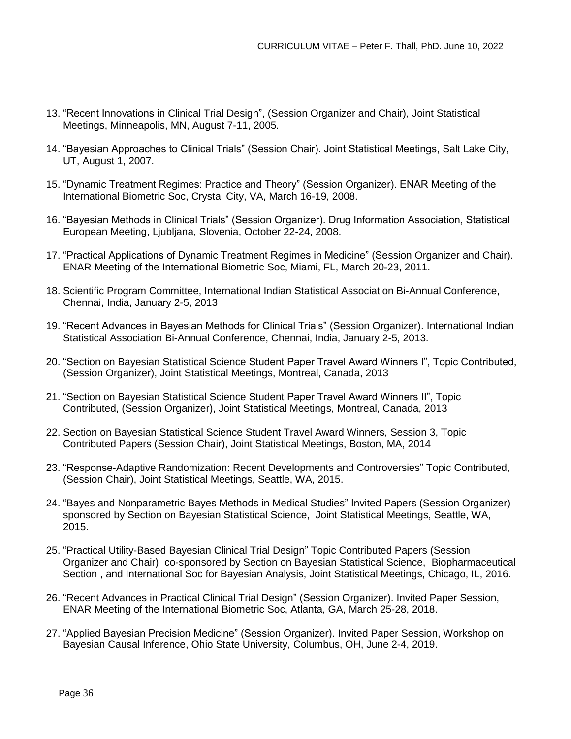13. “Recent Innovations in Clinical Trial Design”, (Session Organizer and Chair), Joint Statistical Meetings, Minneapolis, MN, August 7-11, 2005.

14. “Bayesian Approaches to Clinical Trials” (Session Chair). Joint Statistical Meetings, Salt Lake City, UT, August 1, 2007.

15. “Dynamic Treatment Regimes: Practice and Theory” (Session Organizer). ENAR Meeting of the International Biometric Soc, Crystal City, VA, March 16-19, 2008.

16. “Bayesian Methods in Clinical Trials” (Session Organizer). Drug Information Association, Statistical European Meeting, Ljubljana, Slovenia, October 22-24, 2008.

17. “Practical Applications of Dynamic Treatment Regimes in Medicine” (Session Organizer and Chair). ENAR Meeting of the International Biometric Soc, Miami, FL, March 20-23, 2011.

18. Scientific Program Committee, International Indian Statistical Association Bi-Annual Conference, Chennai, India, January 2-5, 2013

19. “Recent Advances in Bayesian Methods for Clinical Trials” (Session Organizer). International Indian Statistical Association Bi-Annual Conference, Chennai, India, January 2-5, 2013.

20. “Section on Bayesian Statistical Science Student Paper Travel Award Winners I”, Topic Contributed, (Session Organizer), Joint Statistical Meetings, Montreal, Canada, 2013

21. “Section on Bayesian Statistical Science Student Paper Travel Award Winners II”, Topic Contributed, (Session Organizer), Joint Statistical Meetings, Montreal, Canada, 2013

22. Section on Bayesian Statistical Science Student Travel Award Winners, Session 3, Topic Contributed Papers (Session Chair), Joint Statistical Meetings, Boston, MA, 2014

23. “Response-Adaptive Randomization: Recent Developments and Controversies” Topic Contributed, (Session Chair), Joint Statistical Meetings, Seattle, WA, 2015.

24. “Bayes and Nonparametric Bayes Methods in Medical Studies” Invited Papers (Session Organizer) sponsored by Section on Bayesian Statistical Science, Joint Statistical Meetings, Seattle, WA, 2015.

25. “Practical Utility-Based Bayesian Clinical Trial Design” Topic Contributed Papers (Session Organizer and Chair) co-sponsored by Section on Bayesian Statistical Science, Biopharmaceutical Section , and International Soc for Bayesian Analysis, Joint Statistical Meetings, Chicago, IL, 2016.

26. “Recent Advances in Practical Clinical Trial Design” (Session Organizer). Invited Paper Session, ENAR Meeting of the International Biometric Soc, Atlanta, GA, March 25-28, 2018.

27. “Applied Bayesian Precision Medicine” (Session Organizer). Invited Paper Session, Workshop on Bayesian Causal Inference, Ohio State University, Columbus, OH, June 2-4, 2019.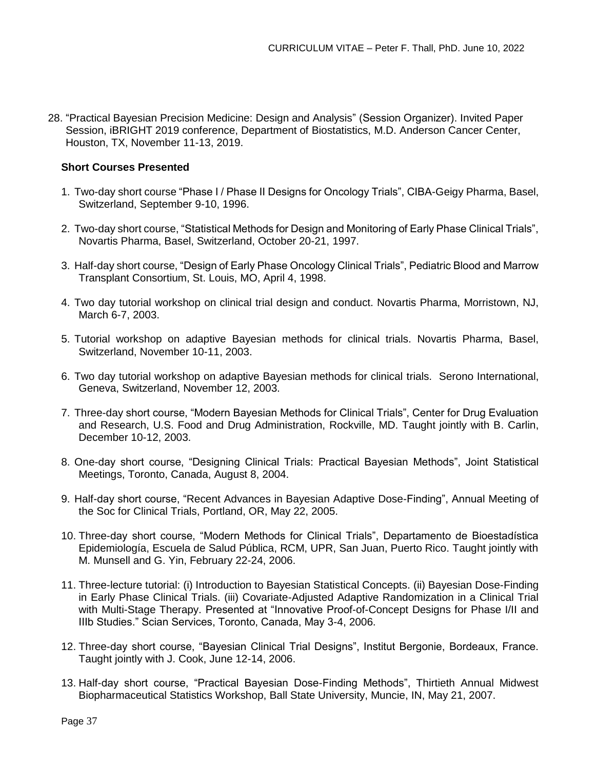28. "Practical Bayesian Precision Medicine: Design and Analysis" (Session Organizer). Invited Paper Session, iBRIGHT 2019 conference, Department of Biostatistics, M.D. Anderson Cancer Center, Houston, TX, November 11-13, 2019.

**Short Courses Presented**

1. Two-day short course "Phase I / Phase II Designs for Oncology Trials", CIBA-Geigy Pharma, Basel, Switzerland, September 9-10, 1996.
2. Two-day short course, "Statistical Methods for Design and Monitoring of Early Phase Clinical Trials", Novartis Pharma, Basel, Switzerland, October 20-21, 1997.
3. Half-day short course, "Design of Early Phase Oncology Clinical Trials", Pediatric Blood and Marrow Transplant Consortium, St. Louis, MO, April 4, 1998.
4. Two day tutorial workshop on clinical trial design and conduct. Novartis Pharma, Morristown, NJ, March 6-7, 2003.
5. Tutorial workshop on adaptive Bayesian methods for clinical trials. Novartis Pharma, Basel, Switzerland, November 10-11, 2003.
6. Two day tutorial workshop on adaptive Bayesian methods for clinical trials. Serono International, Geneva, Switzerland, November 12, 2003.
7. Three-day short course, "Modern Bayesian Methods for Clinical Trials", Center for Drug Evaluation and Research, U.S. Food and Drug Administration, Rockville, MD. Taught jointly with B. Carlin, December 10-12, 2003.
8. One-day short course, "Designing Clinical Trials: Practical Bayesian Methods", Joint Statistical Meetings, Toronto, Canada, August 8, 2004.
9. Half-day short course, "Recent Advances in Bayesian Adaptive Dose-Finding", Annual Meeting of the Soc for Clinical Trials, Portland, OR, May 22, 2005.
10. Three-day short course, "Modern Methods for Clinical Trials", Departamento de Bioestadística Epidemiología, Escuela de Salud Pública, RCM, UPR, San Juan, Puerto Rico. Taught jointly with M. Munsell and G. Yin, February 22-24, 2006.
11. Three-lecture tutorial: (i) Introduction to Bayesian Statistical Concepts. (ii) Bayesian Dose-Finding in Early Phase Clinical Trials. (iii) Covariate-Adjusted Adaptive Randomization in a Clinical Trial with Multi-Stage Therapy. Presented at "Innovative Proof-of-Concept Designs for Phase I/II and IIIb Studies." Scian Services, Toronto, Canada, May 3-4, 2006.
12. Three-day short course, "Bayesian Clinical Trial Designs", Institut Bergonie, Bordeaux, France. Taught jointly with J. Cook, June 12-14, 2006.
13. Half-day short course, "Practical Bayesian Dose-Finding Methods", Thirtieth Annual Midwest Biopharmaceutical Statistics Workshop, Ball State University, Muncie, IN, May 21, 2007.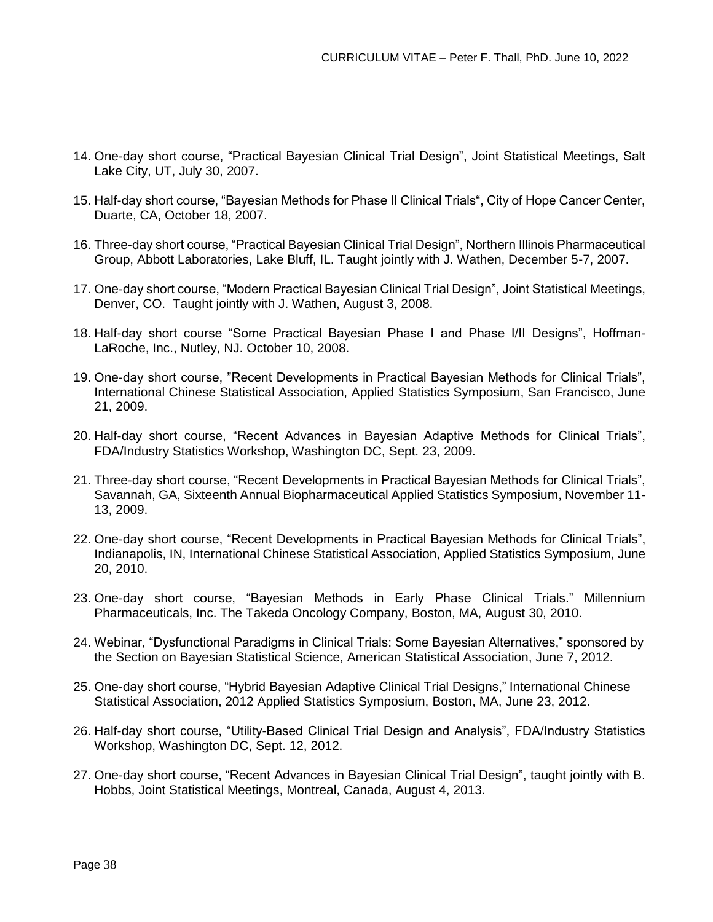14. One-day short course, “Practical Bayesian Clinical Trial Design”, Joint Statistical Meetings, Salt Lake City, UT, July 30, 2007.

15. Half-day short course, “Bayesian Methods for Phase II Clinical Trials“, City of Hope Cancer Center, Duarte, CA, October 18, 2007.

16. Three-day short course, “Practical Bayesian Clinical Trial Design”, Northern Illinois Pharmaceutical Group, Abbott Laboratories, Lake Bluff, IL. Taught jointly with J. Wathen, December 5-7, 2007.

17. One-day short course, “Modern Practical Bayesian Clinical Trial Design”, Joint Statistical Meetings, Denver, CO. Taught jointly with J. Wathen, August 3, 2008.

18. Half-day short course “Some Practical Bayesian Phase I and Phase I/II Designs”, Hoffman-LaRoche, Inc., Nutley, NJ. October 10, 2008.

19. One-day short course, ”Recent Developments in Practical Bayesian Methods for Clinical Trials”, International Chinese Statistical Association, Applied Statistics Symposium, San Francisco, June 21, 2009.

20. Half-day short course, “Recent Advances in Bayesian Adaptive Methods for Clinical Trials”, FDA/Industry Statistics Workshop, Washington DC, Sept. 23, 2009.

21. Three-day short course, “Recent Developments in Practical Bayesian Methods for Clinical Trials”, Savannah, GA, Sixteenth Annual Biopharmaceutical Applied Statistics Symposium, November 11-13, 2009.

22. One-day short course, “Recent Developments in Practical Bayesian Methods for Clinical Trials”, Indianapolis, IN, International Chinese Statistical Association, Applied Statistics Symposium, June 20, 2010.

23. One-day short course, “Bayesian Methods in Early Phase Clinical Trials.” Millennium Pharmaceuticals, Inc. The Takeda Oncology Company, Boston, MA, August 30, 2010.

24. Webinar, “Dysfunctional Paradigms in Clinical Trials: Some Bayesian Alternatives,” sponsored by the Section on Bayesian Statistical Science, American Statistical Association, June 7, 2012.

25. One-day short course, “Hybrid Bayesian Adaptive Clinical Trial Designs,” International Chinese Statistical Association, 2012 Applied Statistics Symposium, Boston, MA, June 23, 2012.

26. Half-day short course, “Utility-Based Clinical Trial Design and Analysis”, FDA/Industry Statistics Workshop, Washington DC, Sept. 12, 2012.

27. One-day short course, “Recent Advances in Bayesian Clinical Trial Design”, taught jointly with B. Hobbs, Joint Statistical Meetings, Montreal, Canada, August 4, 2013.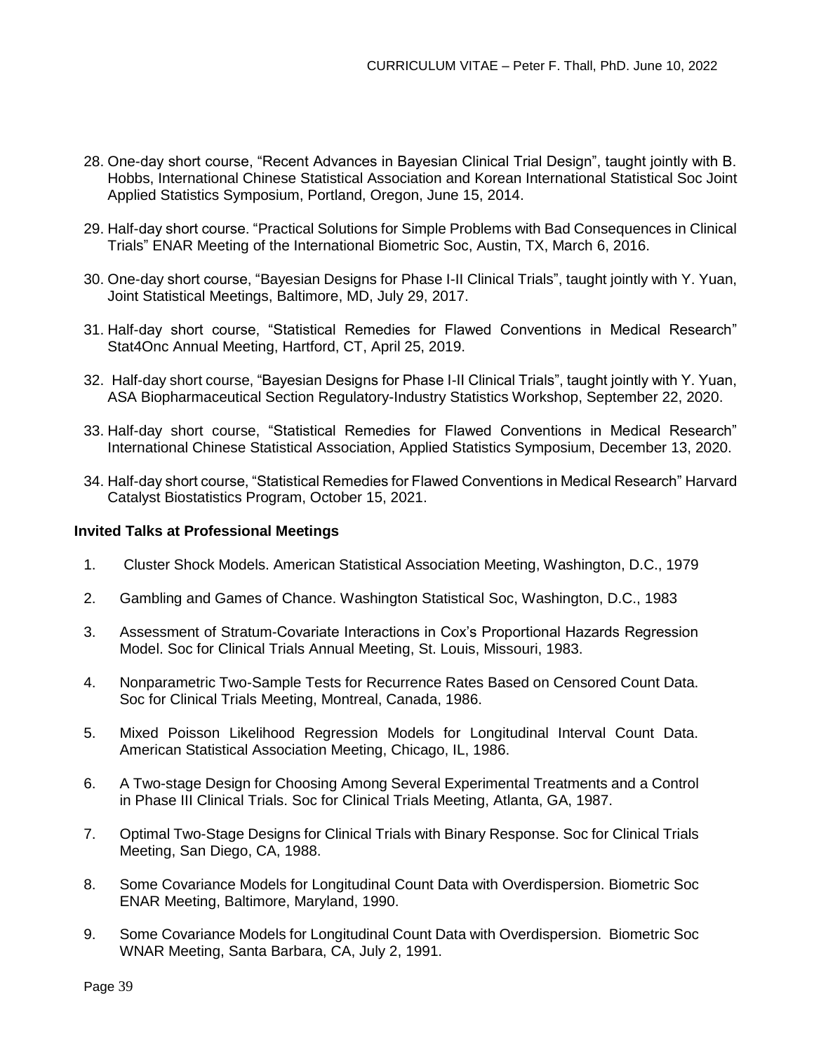28. One-day short course, “Recent Advances in Bayesian Clinical Trial Design”, taught jointly with B. Hobbs, International Chinese Statistical Association and Korean International Statistical Soc Joint Applied Statistics Symposium, Portland, Oregon, June 15, 2014.

29. Half-day short course. “Practical Solutions for Simple Problems with Bad Consequences in Clinical Trials” ENAR Meeting of the International Biometric Soc, Austin, TX, March 6, 2016.

30. One-day short course, “Bayesian Designs for Phase I-II Clinical Trials”, taught jointly with Y. Yuan, Joint Statistical Meetings, Baltimore, MD, July 29, 2017.

31. Half-day short course, “Statistical Remedies for Flawed Conventions in Medical Research” Stat4Onc Annual Meeting, Hartford, CT, April 25, 2019.

32. Half-day short course, “Bayesian Designs for Phase I-II Clinical Trials”, taught jointly with Y. Yuan, ASA Biopharmaceutical Section Regulatory-Industry Statistics Workshop, September 22, 2020.

33. Half-day short course, “Statistical Remedies for Flawed Conventions in Medical Research” International Chinese Statistical Association, Applied Statistics Symposium, December 13, 2020.

34. Half-day short course, “Statistical Remedies for Flawed Conventions in Medical Research” Harvard Catalyst Biostatistics Program, October 15, 2021.

**Invited Talks at Professional Meetings**

1. Cluster Shock Models. American Statistical Association Meeting, Washington, D.C., 1979

2. Gambling and Games of Chance. Washington Statistical Soc, Washington, D.C., 1983

3. Assessment of Stratum-Covariate Interactions in Cox’s Proportional Hazards Regression Model. Soc for Clinical Trials Annual Meeting, St. Louis, Missouri, 1983.

4. Nonparametric Two-Sample Tests for Recurrence Rates Based on Censored Count Data. Soc for Clinical Trials Meeting, Montreal, Canada, 1986.

5. Mixed Poisson Likelihood Regression Models for Longitudinal Interval Count Data. American Statistical Association Meeting, Chicago, IL, 1986.

6. A Two-stage Design for Choosing Among Several Experimental Treatments and a Control in Phase III Clinical Trials. Soc for Clinical Trials Meeting, Atlanta, GA, 1987.

7. Optimal Two-Stage Designs for Clinical Trials with Binary Response. Soc for Clinical Trials Meeting, San Diego, CA, 1988.

8. Some Covariance Models for Longitudinal Count Data with Overdispersion. Biometric Soc ENAR Meeting, Baltimore, Maryland, 1990.

9. Some Covariance Models for Longitudinal Count Data with Overdispersion. Biometric Soc WNAR Meeting, Santa Barbara, CA, July 2, 1991.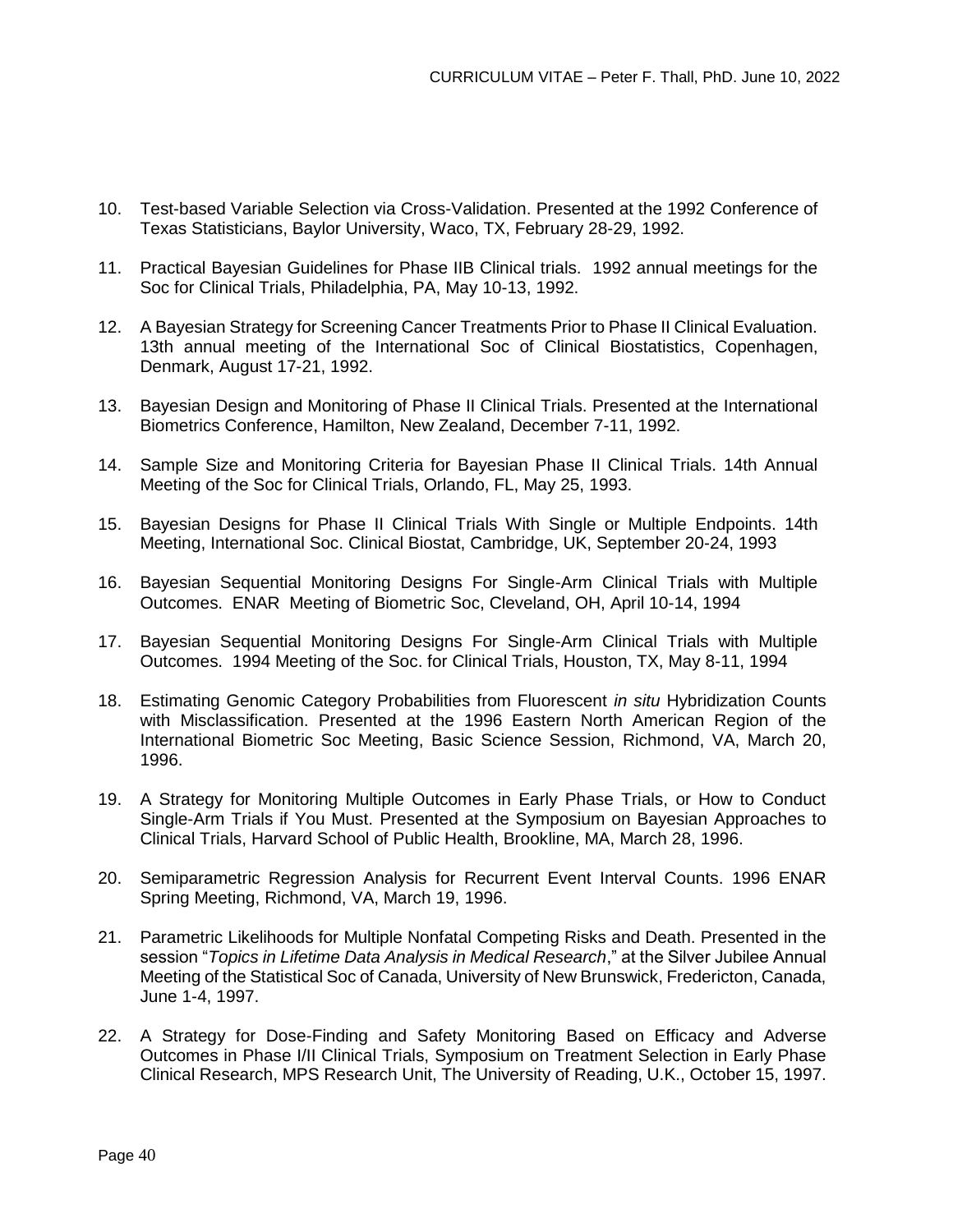10. Test-based Variable Selection via Cross-Validation. Presented at the 1992 Conference of Texas Statisticians, Baylor University, Waco, TX, February 28-29, 1992.

11. Practical Bayesian Guidelines for Phase IIB Clinical trials. 1992 annual meetings for the Soc for Clinical Trials, Philadelphia, PA, May 10-13, 1992.

12. A Bayesian Strategy for Screening Cancer Treatments Prior to Phase II Clinical Evaluation. 13th annual meeting of the International Soc of Clinical Biostatistics, Copenhagen, Denmark, August 17-21, 1992.

13. Bayesian Design and Monitoring of Phase II Clinical Trials. Presented at the International Biometrics Conference, Hamilton, New Zealand, December 7-11, 1992.

14. Sample Size and Monitoring Criteria for Bayesian Phase II Clinical Trials. 14th Annual Meeting of the Soc for Clinical Trials, Orlando, FL, May 25, 1993.

15. Bayesian Designs for Phase II Clinical Trials With Single or Multiple Endpoints. 14th Meeting, International Soc. Clinical Biostat, Cambridge, UK, September 20-24, 1993

16. Bayesian Sequential Monitoring Designs For Single-Arm Clinical Trials with Multiple Outcomes. ENAR Meeting of Biometric Soc, Cleveland, OH, April 10-14, 1994

17. Bayesian Sequential Monitoring Designs For Single-Arm Clinical Trials with Multiple Outcomes. 1994 Meeting of the Soc. for Clinical Trials, Houston, TX, May 8-11, 1994

18. Estimating Genomic Category Probabilities from Fluorescent *in situ* Hybridization Counts with Misclassification. Presented at the 1996 Eastern North American Region of the International Biometric Soc Meeting, Basic Science Session, Richmond, VA, March 20, 1996.

19. A Strategy for Monitoring Multiple Outcomes in Early Phase Trials, or How to Conduct Single-Arm Trials if You Must. Presented at the Symposium on Bayesian Approaches to Clinical Trials, Harvard School of Public Health, Brookline, MA, March 28, 1996.

20. Semiparametric Regression Analysis for Recurrent Event Interval Counts. 1996 ENAR Spring Meeting, Richmond, VA, March 19, 1996.

21. Parametric Likelihoods for Multiple Nonfatal Competing Risks and Death. Presented in the session "*Topics in Lifetime Data Analysis in Medical Research*," at the Silver Jubilee Annual Meeting of the Statistical Soc of Canada, University of New Brunswick, Fredericton, Canada, June 1-4, 1997.

22. A Strategy for Dose-Finding and Safety Monitoring Based on Efficacy and Adverse Outcomes in Phase I/II Clinical Trials, Symposium on Treatment Selection in Early Phase Clinical Research, MPS Research Unit, The University of Reading, U.K., October 15, 1997.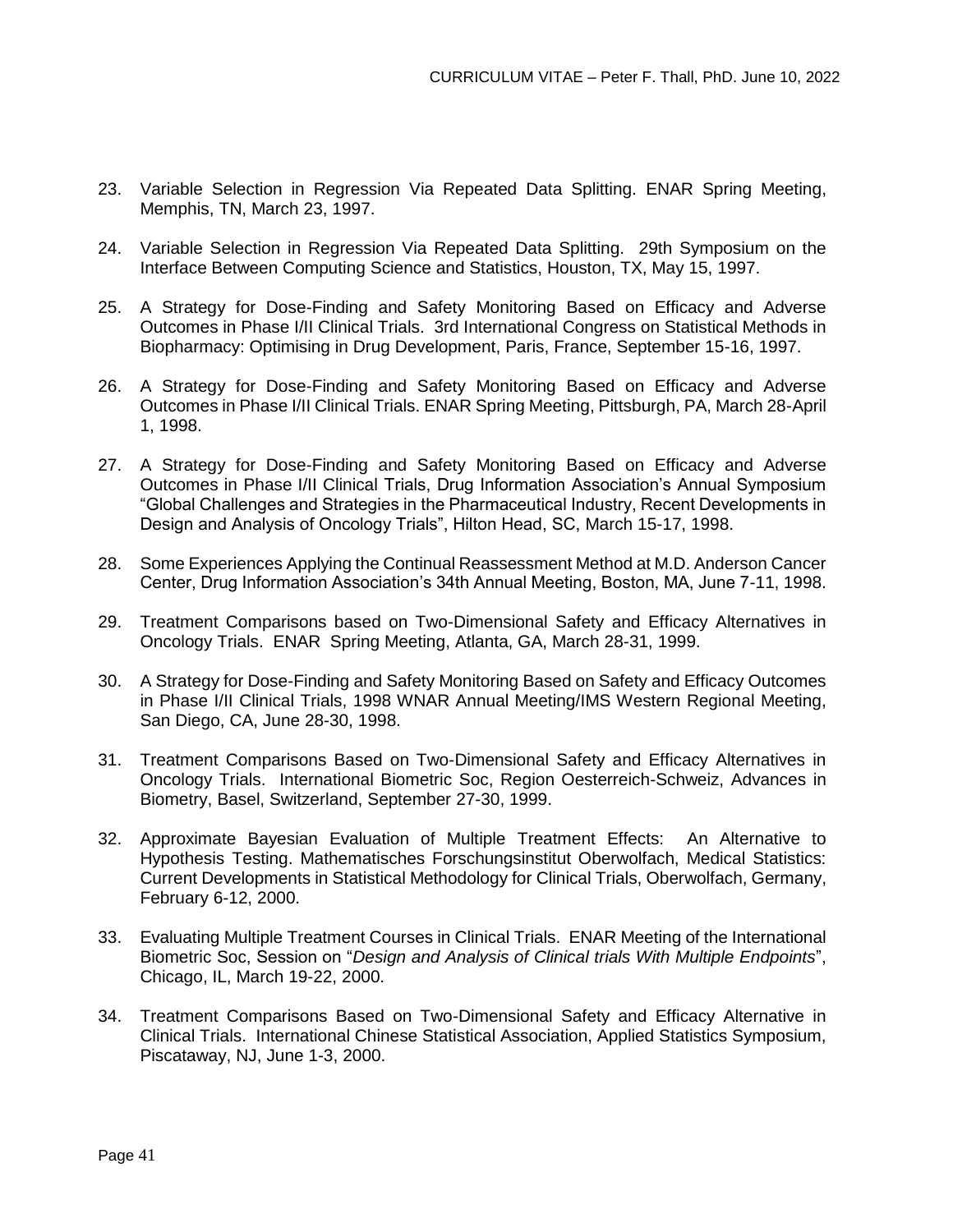23. Variable Selection in Regression Via Repeated Data Splitting. ENAR Spring Meeting, Memphis, TN, March 23, 1997.

24. Variable Selection in Regression Via Repeated Data Splitting. 29th Symposium on the Interface Between Computing Science and Statistics, Houston, TX, May 15, 1997.

25. A Strategy for Dose-Finding and Safety Monitoring Based on Efficacy and Adverse Outcomes in Phase I/II Clinical Trials. 3rd International Congress on Statistical Methods in Biopharmacy: Optimising in Drug Development, Paris, France, September 15-16, 1997.

26. A Strategy for Dose-Finding and Safety Monitoring Based on Efficacy and Adverse Outcomes in Phase I/II Clinical Trials. ENAR Spring Meeting, Pittsburgh, PA, March 28-April 1, 1998.

27. A Strategy for Dose-Finding and Safety Monitoring Based on Efficacy and Adverse Outcomes in Phase I/II Clinical Trials, Drug Information Association's Annual Symposium "Global Challenges and Strategies in the Pharmaceutical Industry, Recent Developments in Design and Analysis of Oncology Trials", Hilton Head, SC, March 15-17, 1998.

28. Some Experiences Applying the Continual Reassessment Method at M.D. Anderson Cancer Center, Drug Information Association's 34th Annual Meeting, Boston, MA, June 7-11, 1998.

29. Treatment Comparisons based on Two-Dimensional Safety and Efficacy Alternatives in Oncology Trials. ENAR Spring Meeting, Atlanta, GA, March 28-31, 1999.

30. A Strategy for Dose-Finding and Safety Monitoring Based on Safety and Efficacy Outcomes in Phase I/II Clinical Trials, 1998 WNAR Annual Meeting/IMS Western Regional Meeting, San Diego, CA, June 28-30, 1998.

31. Treatment Comparisons Based on Two-Dimensional Safety and Efficacy Alternatives in Oncology Trials. International Biometric Soc, Region Oesterreich-Schweiz, Advances in Biometry, Basel, Switzerland, September 27-30, 1999.

32. Approximate Bayesian Evaluation of Multiple Treatment Effects: An Alternative to Hypothesis Testing. Mathematisches Forschungsinstitut Oberwolfach, Medical Statistics: Current Developments in Statistical Methodology for Clinical Trials, Oberwolfach, Germany, February 6-12, 2000.

33. Evaluating Multiple Treatment Courses in Clinical Trials. ENAR Meeting of the International Biometric Soc, Session on "*Design and Analysis of Clinical trials With Multiple Endpoints*", Chicago, IL, March 19-22, 2000.

34. Treatment Comparisons Based on Two-Dimensional Safety and Efficacy Alternative in Clinical Trials. International Chinese Statistical Association, Applied Statistics Symposium, Piscataway, NJ, June 1-3, 2000.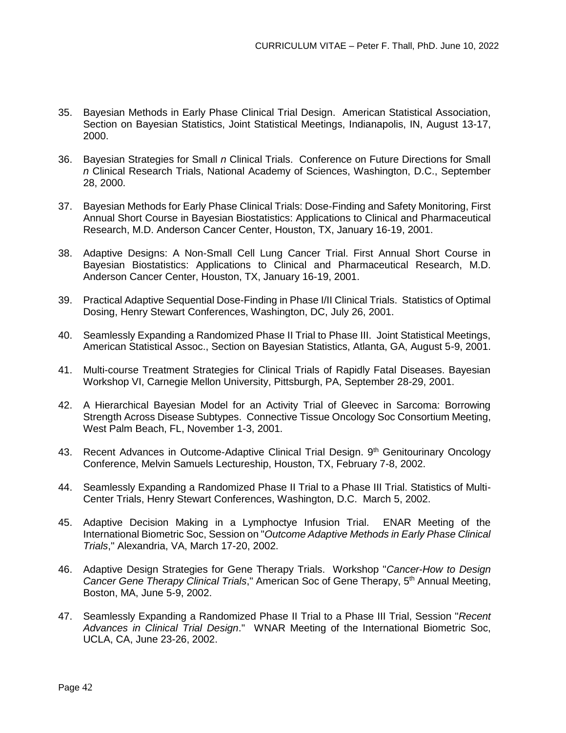35. Bayesian Methods in Early Phase Clinical Trial Design. American Statistical Association, Section on Bayesian Statistics, Joint Statistical Meetings, Indianapolis, IN, August 13-17, 2000.

36. Bayesian Strategies for Small *n* Clinical Trials. Conference on Future Directions for Small *n* Clinical Research Trials, National Academy of Sciences, Washington, D.C., September 28, 2000.

37. Bayesian Methods for Early Phase Clinical Trials: Dose-Finding and Safety Monitoring, First Annual Short Course in Bayesian Biostatistics: Applications to Clinical and Pharmaceutical Research, M.D. Anderson Cancer Center, Houston, TX, January 16-19, 2001.

38. Adaptive Designs: A Non-Small Cell Lung Cancer Trial. First Annual Short Course in Bayesian Biostatistics: Applications to Clinical and Pharmaceutical Research, M.D. Anderson Cancer Center, Houston, TX, January 16-19, 2001.

39. Practical Adaptive Sequential Dose-Finding in Phase I/II Clinical Trials. Statistics of Optimal Dosing, Henry Stewart Conferences, Washington, DC, July 26, 2001.

40. Seamlessly Expanding a Randomized Phase II Trial to Phase III. Joint Statistical Meetings, American Statistical Assoc., Section on Bayesian Statistics, Atlanta, GA, August 5-9, 2001.

41. Multi-course Treatment Strategies for Clinical Trials of Rapidly Fatal Diseases. Bayesian Workshop VI, Carnegie Mellon University, Pittsburgh, PA, September 28-29, 2001.

42. A Hierarchical Bayesian Model for an Activity Trial of Gleevec in Sarcoma: Borrowing Strength Across Disease Subtypes. Connective Tissue Oncology Soc Consortium Meeting, West Palm Beach, FL, November 1-3, 2001.

43. Recent Advances in Outcome-Adaptive Clinical Trial Design. 9th Genitourinary Oncology Conference, Melvin Samuels Lectureship, Houston, TX, February 7-8, 2002.

44. Seamlessly Expanding a Randomized Phase II Trial to a Phase III Trial. Statistics of Multi-Center Trials, Henry Stewart Conferences, Washington, D.C. March 5, 2002.

45. Adaptive Decision Making in a Lymphoctye Infusion Trial. ENAR Meeting of the International Biometric Soc, Session on "*Outcome Adaptive Methods in Early Phase Clinical Trials*," Alexandria, VA, March 17-20, 2002.

46. Adaptive Design Strategies for Gene Therapy Trials. Workshop "*Cancer-How to Design Cancer Gene Therapy Clinical Trials*," American Soc of Gene Therapy, 5th Annual Meeting, Boston, MA, June 5-9, 2002.

47. Seamlessly Expanding a Randomized Phase II Trial to a Phase III Trial, Session "*Recent Advances in Clinical Trial Design*." WNAR Meeting of the International Biometric Soc, UCLA, CA, June 23-26, 2002.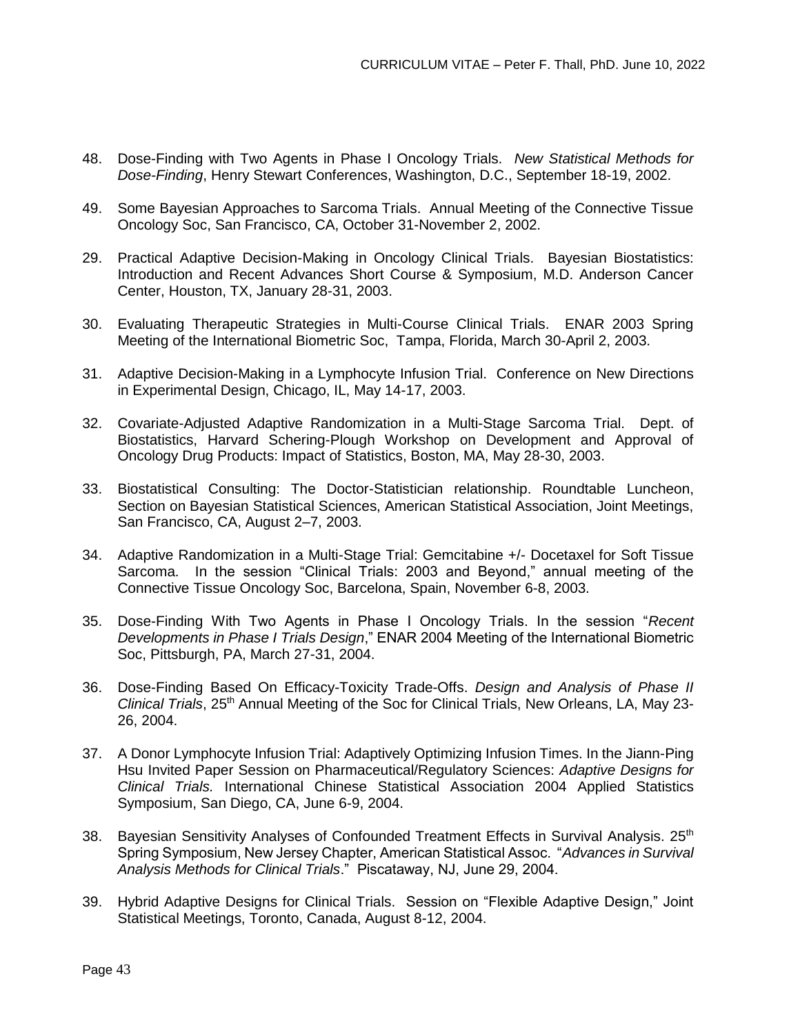48. Dose-Finding with Two Agents in Phase I Oncology Trials. *New Statistical Methods for Dose-Finding*, Henry Stewart Conferences, Washington, D.C., September 18-19, 2002.

49. Some Bayesian Approaches to Sarcoma Trials. Annual Meeting of the Connective Tissue Oncology Soc, San Francisco, CA, October 31-November 2, 2002.

29. Practical Adaptive Decision-Making in Oncology Clinical Trials. Bayesian Biostatistics: Introduction and Recent Advances Short Course & Symposium, M.D. Anderson Cancer Center, Houston, TX, January 28-31, 2003.

30. Evaluating Therapeutic Strategies in Multi-Course Clinical Trials. ENAR 2003 Spring Meeting of the International Biometric Soc, Tampa, Florida, March 30-April 2, 2003.

31. Adaptive Decision-Making in a Lymphocyte Infusion Trial. Conference on New Directions in Experimental Design, Chicago, IL, May 14-17, 2003.

32. Covariate-Adjusted Adaptive Randomization in a Multi-Stage Sarcoma Trial. Dept. of Biostatistics, Harvard Schering-Plough Workshop on Development and Approval of Oncology Drug Products: Impact of Statistics, Boston, MA, May 28-30, 2003.

33. Biostatistical Consulting: The Doctor-Statistician relationship. Roundtable Luncheon, Section on Bayesian Statistical Sciences, American Statistical Association, Joint Meetings, San Francisco, CA, August 2–7, 2003.

34. Adaptive Randomization in a Multi-Stage Trial: Gemcitabine +/- Docetaxel for Soft Tissue Sarcoma. In the session "Clinical Trials: 2003 and Beyond," annual meeting of the Connective Tissue Oncology Soc, Barcelona, Spain, November 6-8, 2003.

35. Dose-Finding With Two Agents in Phase I Oncology Trials. In the session "*Recent Developments in Phase I Trials Design*," ENAR 2004 Meeting of the International Biometric Soc, Pittsburgh, PA, March 27-31, 2004.

36. Dose-Finding Based On Efficacy-Toxicity Trade-Offs. *Design and Analysis of Phase II Clinical Trials*, 25th Annual Meeting of the Soc for Clinical Trials, New Orleans, LA, May 23-26, 2004.

37. A Donor Lymphocyte Infusion Trial: Adaptively Optimizing Infusion Times. In the Jiann-Ping Hsu Invited Paper Session on Pharmaceutical/Regulatory Sciences: *Adaptive Designs for Clinical Trials.* International Chinese Statistical Association 2004 Applied Statistics Symposium, San Diego, CA, June 6-9, 2004.

38. Bayesian Sensitivity Analyses of Confounded Treatment Effects in Survival Analysis. 25th Spring Symposium, New Jersey Chapter, American Statistical Assoc. "*Advances in Survival Analysis Methods for Clinical Trials*." Piscataway, NJ, June 29, 2004.

39. Hybrid Adaptive Designs for Clinical Trials. Session on "Flexible Adaptive Design," Joint Statistical Meetings, Toronto, Canada, August 8-12, 2004.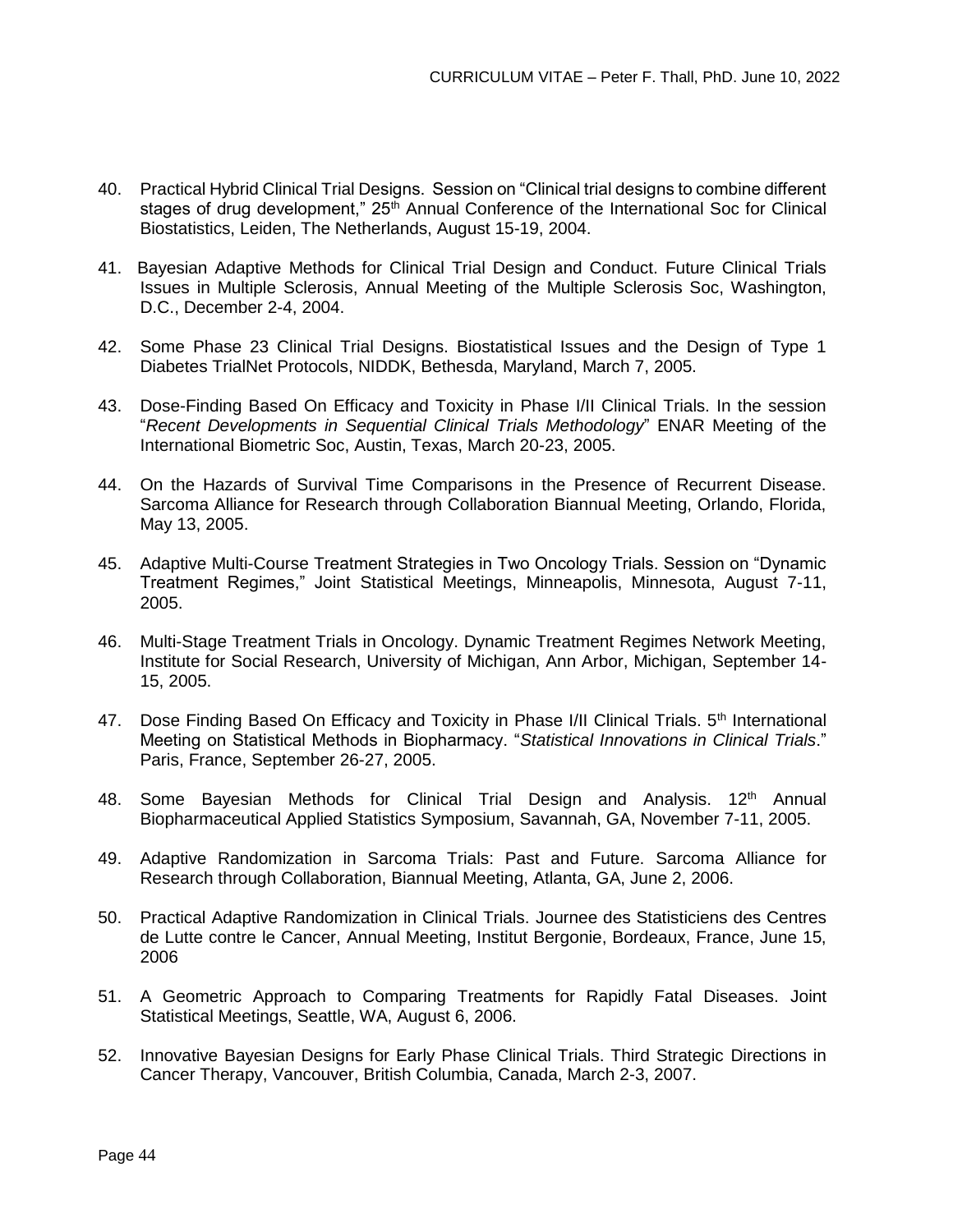40. Practical Hybrid Clinical Trial Designs. Session on "Clinical trial designs to combine different stages of drug development," 25th Annual Conference of the International Soc for Clinical Biostatistics, Leiden, The Netherlands, August 15-19, 2004.

41. Bayesian Adaptive Methods for Clinical Trial Design and Conduct. Future Clinical Trials Issues in Multiple Sclerosis, Annual Meeting of the Multiple Sclerosis Soc, Washington, D.C., December 2-4, 2004.

42. Some Phase 23 Clinical Trial Designs. Biostatistical Issues and the Design of Type 1 Diabetes TrialNet Protocols, NIDDK, Bethesda, Maryland, March 7, 2005.

43. Dose-Finding Based On Efficacy and Toxicity in Phase I/II Clinical Trials. In the session "*Recent Developments in Sequential Clinical Trials Methodology*" ENAR Meeting of the International Biometric Soc, Austin, Texas, March 20-23, 2005.

44. On the Hazards of Survival Time Comparisons in the Presence of Recurrent Disease. Sarcoma Alliance for Research through Collaboration Biannual Meeting, Orlando, Florida, May 13, 2005.

45. Adaptive Multi-Course Treatment Strategies in Two Oncology Trials. Session on "Dynamic Treatment Regimes," Joint Statistical Meetings, Minneapolis, Minnesota, August 7-11, 2005.

46. Multi-Stage Treatment Trials in Oncology. Dynamic Treatment Regimes Network Meeting, Institute for Social Research, University of Michigan, Ann Arbor, Michigan, September 14-15, 2005.

47. Dose Finding Based On Efficacy and Toxicity in Phase I/II Clinical Trials. 5th International Meeting on Statistical Methods in Biopharmacy. "*Statistical Innovations in Clinical Trials*." Paris, France, September 26-27, 2005.

48. Some Bayesian Methods for Clinical Trial Design and Analysis. 12th Annual Biopharmaceutical Applied Statistics Symposium, Savannah, GA, November 7-11, 2005.

49. Adaptive Randomization in Sarcoma Trials: Past and Future. Sarcoma Alliance for Research through Collaboration, Biannual Meeting, Atlanta, GA, June 2, 2006.

50. Practical Adaptive Randomization in Clinical Trials. Journee des Statisticiens des Centres de Lutte contre le Cancer, Annual Meeting, Institut Bergonie, Bordeaux, France, June 15, 2006

51. A Geometric Approach to Comparing Treatments for Rapidly Fatal Diseases. Joint Statistical Meetings, Seattle, WA, August 6, 2006.

52. Innovative Bayesian Designs for Early Phase Clinical Trials. Third Strategic Directions in Cancer Therapy, Vancouver, British Columbia, Canada, March 2-3, 2007.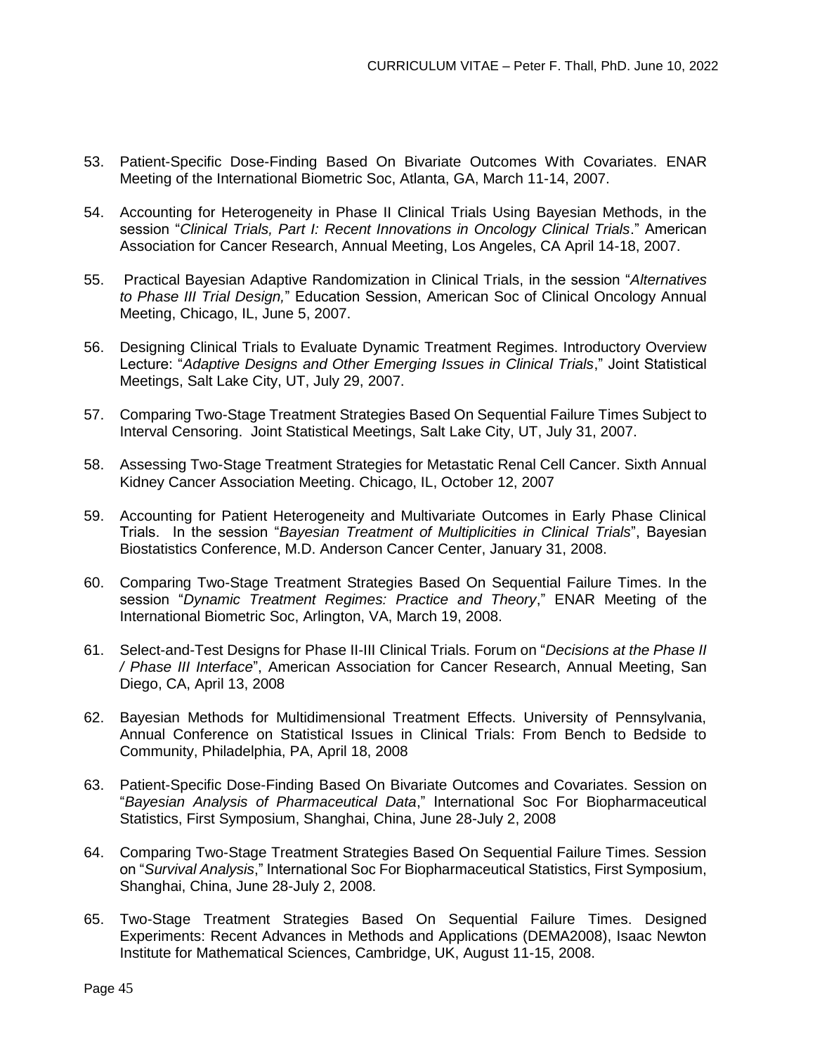53. Patient-Specific Dose-Finding Based On Bivariate Outcomes With Covariates. ENAR Meeting of the International Biometric Soc, Atlanta, GA, March 11-14, 2007.

54. Accounting for Heterogeneity in Phase II Clinical Trials Using Bayesian Methods, in the session "*Clinical Trials, Part I: Recent Innovations in Oncology Clinical Trials*." American Association for Cancer Research, Annual Meeting, Los Angeles, CA April 14-18, 2007.

55. Practical Bayesian Adaptive Randomization in Clinical Trials, in the session "*Alternatives to Phase III Trial Design,*" Education Session, American Soc of Clinical Oncology Annual Meeting, Chicago, IL, June 5, 2007.

56. Designing Clinical Trials to Evaluate Dynamic Treatment Regimes. Introductory Overview Lecture: "*Adaptive Designs and Other Emerging Issues in Clinical Trials*," Joint Statistical Meetings, Salt Lake City, UT, July 29, 2007.

57. Comparing Two-Stage Treatment Strategies Based On Sequential Failure Times Subject to Interval Censoring. Joint Statistical Meetings, Salt Lake City, UT, July 31, 2007.

58. Assessing Two-Stage Treatment Strategies for Metastatic Renal Cell Cancer. Sixth Annual Kidney Cancer Association Meeting. Chicago, IL, October 12, 2007

59. Accounting for Patient Heterogeneity and Multivariate Outcomes in Early Phase Clinical Trials. In the session "*Bayesian Treatment of Multiplicities in Clinical Trials*", Bayesian Biostatistics Conference, M.D. Anderson Cancer Center, January 31, 2008.

60. Comparing Two-Stage Treatment Strategies Based On Sequential Failure Times. In the session "*Dynamic Treatment Regimes: Practice and Theory*," ENAR Meeting of the International Biometric Soc, Arlington, VA, March 19, 2008.

61. Select-and-Test Designs for Phase II-III Clinical Trials. Forum on "*Decisions at the Phase II / Phase III Interface*", American Association for Cancer Research, Annual Meeting, San Diego, CA, April 13, 2008

62. Bayesian Methods for Multidimensional Treatment Effects. University of Pennsylvania, Annual Conference on Statistical Issues in Clinical Trials: From Bench to Bedside to Community, Philadelphia, PA, April 18, 2008

63. Patient-Specific Dose-Finding Based On Bivariate Outcomes and Covariates. Session on "*Bayesian Analysis of Pharmaceutical Data*," International Soc For Biopharmaceutical Statistics, First Symposium, Shanghai, China, June 28-July 2, 2008

64. Comparing Two-Stage Treatment Strategies Based On Sequential Failure Times. Session on "*Survival Analysis*," International Soc For Biopharmaceutical Statistics, First Symposium, Shanghai, China, June 28-July 2, 2008.

65. Two-Stage Treatment Strategies Based On Sequential Failure Times. Designed Experiments: Recent Advances in Methods and Applications (DEMA2008), Isaac Newton Institute for Mathematical Sciences, Cambridge, UK, August 11-15, 2008.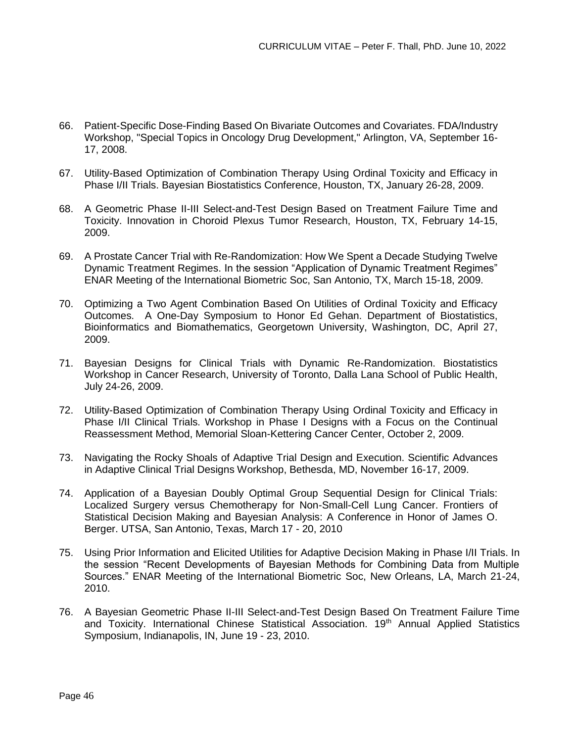66. Patient-Specific Dose-Finding Based On Bivariate Outcomes and Covariates. FDA/Industry Workshop, "Special Topics in Oncology Drug Development," Arlington, VA, September 16-17, 2008.

67. Utility-Based Optimization of Combination Therapy Using Ordinal Toxicity and Efficacy in Phase I/II Trials. Bayesian Biostatistics Conference, Houston, TX, January 26-28, 2009.

68. A Geometric Phase II-III Select-and-Test Design Based on Treatment Failure Time and Toxicity. Innovation in Choroid Plexus Tumor Research, Houston, TX, February 14-15, 2009.

69. A Prostate Cancer Trial with Re-Randomization: How We Spent a Decade Studying Twelve Dynamic Treatment Regimes. In the session "Application of Dynamic Treatment Regimes" ENAR Meeting of the International Biometric Soc, San Antonio, TX, March 15-18, 2009.

70. Optimizing a Two Agent Combination Based On Utilities of Ordinal Toxicity and Efficacy Outcomes. A One-Day Symposium to Honor Ed Gehan. Department of Biostatistics, Bioinformatics and Biomathematics, Georgetown University, Washington, DC, April 27, 2009.

71. Bayesian Designs for Clinical Trials with Dynamic Re-Randomization. Biostatistics Workshop in Cancer Research, University of Toronto, Dalla Lana School of Public Health, July 24-26, 2009.

72. Utility-Based Optimization of Combination Therapy Using Ordinal Toxicity and Efficacy in Phase I/II Clinical Trials. Workshop in Phase I Designs with a Focus on the Continual Reassessment Method, Memorial Sloan-Kettering Cancer Center, October 2, 2009.

73. Navigating the Rocky Shoals of Adaptive Trial Design and Execution. Scientific Advances in Adaptive Clinical Trial Designs Workshop, Bethesda, MD, November 16-17, 2009.

74. Application of a Bayesian Doubly Optimal Group Sequential Design for Clinical Trials: Localized Surgery versus Chemotherapy for Non-Small-Cell Lung Cancer. Frontiers of Statistical Decision Making and Bayesian Analysis: A Conference in Honor of James O. Berger. UTSA, San Antonio, Texas, March 17 - 20, 2010

75. Using Prior Information and Elicited Utilities for Adaptive Decision Making in Phase I/II Trials. In the session "Recent Developments of Bayesian Methods for Combining Data from Multiple Sources." ENAR Meeting of the International Biometric Soc, New Orleans, LA, March 21-24, 2010.

76. A Bayesian Geometric Phase II-III Select-and-Test Design Based On Treatment Failure Time and Toxicity. International Chinese Statistical Association. 19th Annual Applied Statistics Symposium, Indianapolis, IN, June 19 - 23, 2010.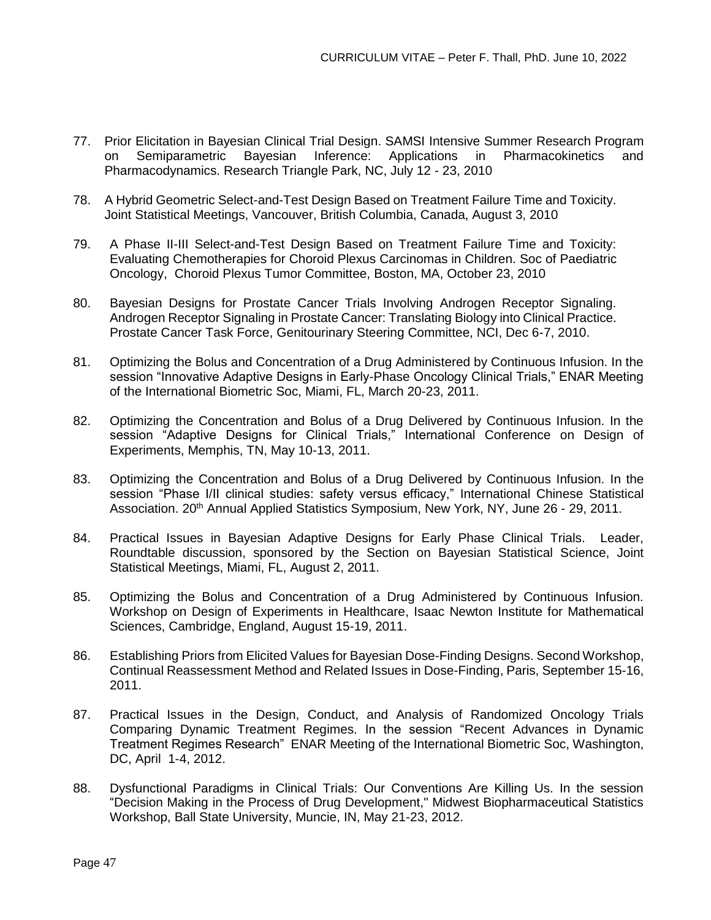77. Prior Elicitation in Bayesian Clinical Trial Design. SAMSI Intensive Summer Research Program on Semiparametric Bayesian Inference: Applications in Pharmacokinetics and Pharmacodynamics. Research Triangle Park, NC, July 12 - 23, 2010

78. A Hybrid Geometric Select-and-Test Design Based on Treatment Failure Time and Toxicity. Joint Statistical Meetings, Vancouver, British Columbia, Canada, August 3, 2010

79. A Phase II-III Select-and-Test Design Based on Treatment Failure Time and Toxicity: Evaluating Chemotherapies for Choroid Plexus Carcinomas in Children. Soc of Paediatric Oncology, Choroid Plexus Tumor Committee, Boston, MA, October 23, 2010

80. Bayesian Designs for Prostate Cancer Trials Involving Androgen Receptor Signaling. Androgen Receptor Signaling in Prostate Cancer: Translating Biology into Clinical Practice. Prostate Cancer Task Force, Genitourinary Steering Committee, NCI, Dec 6-7, 2010.

81. Optimizing the Bolus and Concentration of a Drug Administered by Continuous Infusion. In the session "Innovative Adaptive Designs in Early-Phase Oncology Clinical Trials," ENAR Meeting of the International Biometric Soc, Miami, FL, March 20-23, 2011.

82. Optimizing the Concentration and Bolus of a Drug Delivered by Continuous Infusion. In the session "Adaptive Designs for Clinical Trials," International Conference on Design of Experiments, Memphis, TN, May 10-13, 2011.

83. Optimizing the Concentration and Bolus of a Drug Delivered by Continuous Infusion. In the session "Phase I/II clinical studies: safety versus efficacy," International Chinese Statistical Association. 20th Annual Applied Statistics Symposium, New York, NY, June 26 - 29, 2011.

84. Practical Issues in Bayesian Adaptive Designs for Early Phase Clinical Trials. Leader, Roundtable discussion, sponsored by the Section on Bayesian Statistical Science, Joint Statistical Meetings, Miami, FL, August 2, 2011.

85. Optimizing the Bolus and Concentration of a Drug Administered by Continuous Infusion. Workshop on Design of Experiments in Healthcare, Isaac Newton Institute for Mathematical Sciences, Cambridge, England, August 15-19, 2011.

86. Establishing Priors from Elicited Values for Bayesian Dose-Finding Designs. Second Workshop, Continual Reassessment Method and Related Issues in Dose-Finding, Paris, September 15-16, 2011.

87. Practical Issues in the Design, Conduct, and Analysis of Randomized Oncology Trials Comparing Dynamic Treatment Regimes. In the session "Recent Advances in Dynamic Treatment Regimes Research" ENAR Meeting of the International Biometric Soc, Washington, DC, April 1-4, 2012.

88. Dysfunctional Paradigms in Clinical Trials: Our Conventions Are Killing Us. In the session "Decision Making in the Process of Drug Development," Midwest Biopharmaceutical Statistics Workshop, Ball State University, Muncie, IN, May 21-23, 2012.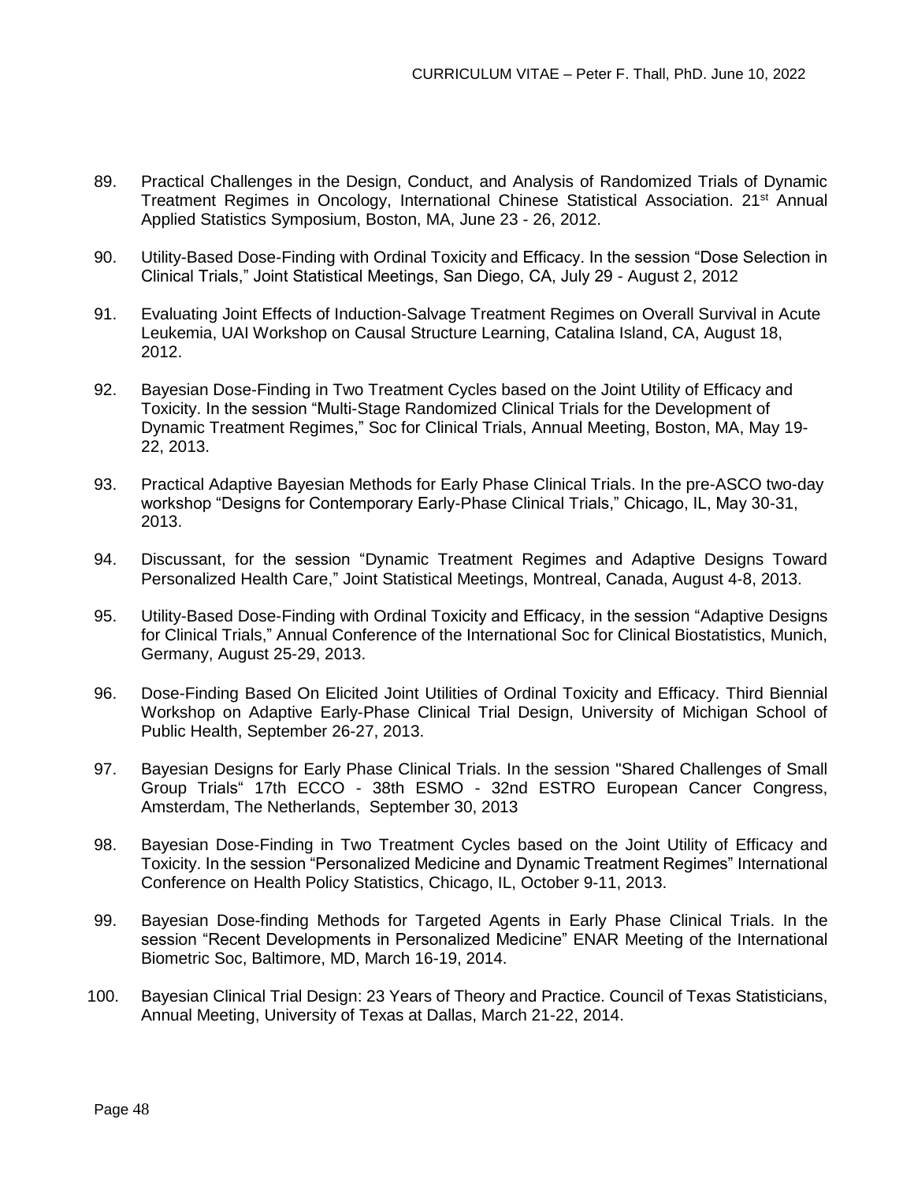89. Practical Challenges in the Design, Conduct, and Analysis of Randomized Trials of Dynamic Treatment Regimes in Oncology, International Chinese Statistical Association. 21st Annual Applied Statistics Symposium, Boston, MA, June 23 - 26, 2012.

90. Utility-Based Dose-Finding with Ordinal Toxicity and Efficacy. In the session "Dose Selection in Clinical Trials," Joint Statistical Meetings, San Diego, CA, July 29 - August 2, 2012

91. Evaluating Joint Effects of Induction-Salvage Treatment Regimes on Overall Survival in Acute Leukemia, UAI Workshop on Causal Structure Learning, Catalina Island, CA, August 18, 2012.

92. Bayesian Dose-Finding in Two Treatment Cycles based on the Joint Utility of Efficacy and Toxicity. In the session "Multi-Stage Randomized Clinical Trials for the Development of Dynamic Treatment Regimes," Soc for Clinical Trials, Annual Meeting, Boston, MA, May 19-22, 2013.

93. Practical Adaptive Bayesian Methods for Early Phase Clinical Trials. In the pre-ASCO two-day workshop "Designs for Contemporary Early-Phase Clinical Trials," Chicago, IL, May 30-31, 2013.

94. Discussant, for the session "Dynamic Treatment Regimes and Adaptive Designs Toward Personalized Health Care," Joint Statistical Meetings, Montreal, Canada, August 4-8, 2013.

95. Utility-Based Dose-Finding with Ordinal Toxicity and Efficacy, in the session "Adaptive Designs for Clinical Trials," Annual Conference of the International Soc for Clinical Biostatistics, Munich, Germany, August 25-29, 2013.

96. Dose-Finding Based On Elicited Joint Utilities of Ordinal Toxicity and Efficacy. Third Biennial Workshop on Adaptive Early-Phase Clinical Trial Design, University of Michigan School of Public Health, September 26-27, 2013.

97. Bayesian Designs for Early Phase Clinical Trials. In the session "Shared Challenges of Small Group Trials" 17th ECCO - 38th ESMO - 32nd ESTRO European Cancer Congress, Amsterdam, The Netherlands, September 30, 2013

98. Bayesian Dose-Finding in Two Treatment Cycles based on the Joint Utility of Efficacy and Toxicity. In the session "Personalized Medicine and Dynamic Treatment Regimes" International Conference on Health Policy Statistics, Chicago, IL, October 9-11, 2013.

99. Bayesian Dose-finding Methods for Targeted Agents in Early Phase Clinical Trials. In the session "Recent Developments in Personalized Medicine" ENAR Meeting of the International Biometric Soc, Baltimore, MD, March 16-19, 2014.

100. Bayesian Clinical Trial Design: 23 Years of Theory and Practice. Council of Texas Statisticians, Annual Meeting, University of Texas at Dallas, March 21-22, 2014.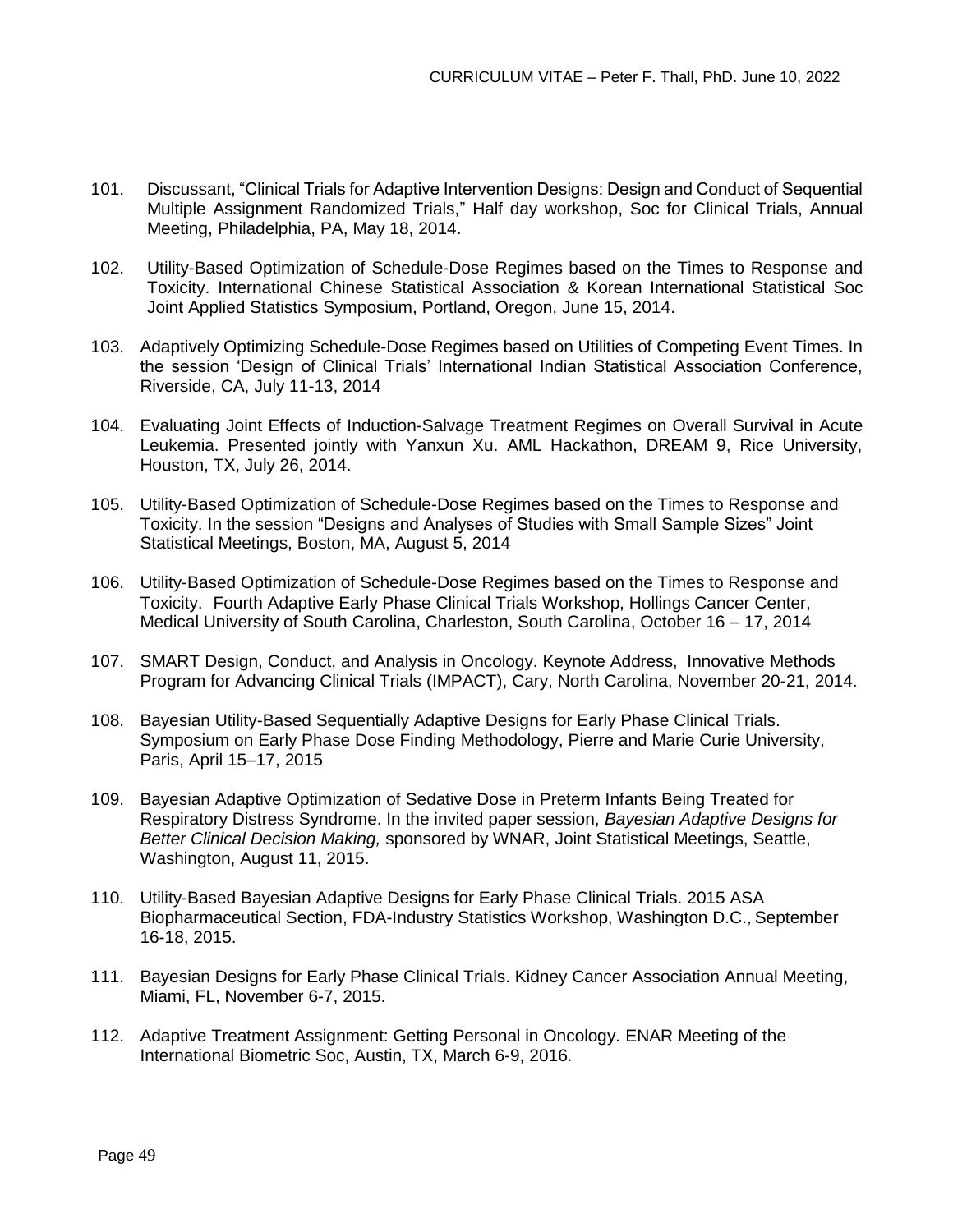101. Discussant, "Clinical Trials for Adaptive Intervention Designs: Design and Conduct of Sequential Multiple Assignment Randomized Trials," Half day workshop, Soc for Clinical Trials, Annual Meeting, Philadelphia, PA, May 18, 2014.

102. Utility-Based Optimization of Schedule-Dose Regimes based on the Times to Response and Toxicity. International Chinese Statistical Association & Korean International Statistical Soc Joint Applied Statistics Symposium, Portland, Oregon, June 15, 2014.

103. Adaptively Optimizing Schedule-Dose Regimes based on Utilities of Competing Event Times. In the session 'Design of Clinical Trials' International Indian Statistical Association Conference, Riverside, CA, July 11-13, 2014

104. Evaluating Joint Effects of Induction-Salvage Treatment Regimes on Overall Survival in Acute Leukemia. Presented jointly with Yanxun Xu. AML Hackathon, DREAM 9, Rice University, Houston, TX, July 26, 2014.

105. Utility-Based Optimization of Schedule-Dose Regimes based on the Times to Response and Toxicity. In the session "Designs and Analyses of Studies with Small Sample Sizes" Joint Statistical Meetings, Boston, MA, August 5, 2014

106. Utility-Based Optimization of Schedule-Dose Regimes based on the Times to Response and Toxicity. Fourth Adaptive Early Phase Clinical Trials Workshop, Hollings Cancer Center, Medical University of South Carolina, Charleston, South Carolina, October 16 – 17, 2014

107. SMART Design, Conduct, and Analysis in Oncology. Keynote Address, Innovative Methods Program for Advancing Clinical Trials (IMPACT), Cary, North Carolina, November 20-21, 2014.

108. Bayesian Utility-Based Sequentially Adaptive Designs for Early Phase Clinical Trials. Symposium on Early Phase Dose Finding Methodology, Pierre and Marie Curie University, Paris, April 15–17, 2015

109. Bayesian Adaptive Optimization of Sedative Dose in Preterm Infants Being Treated for Respiratory Distress Syndrome. In the invited paper session, *Bayesian Adaptive Designs for Better Clinical Decision Making,* sponsored by WNAR, Joint Statistical Meetings, Seattle, Washington, August 11, 2015.

110. Utility-Based Bayesian Adaptive Designs for Early Phase Clinical Trials. 2015 ASA Biopharmaceutical Section, FDA-Industry Statistics Workshop, Washington D.C., September 16-18, 2015.

111. Bayesian Designs for Early Phase Clinical Trials. Kidney Cancer Association Annual Meeting, Miami, FL, November 6-7, 2015.

112. Adaptive Treatment Assignment: Getting Personal in Oncology. ENAR Meeting of the International Biometric Soc, Austin, TX, March 6-9, 2016.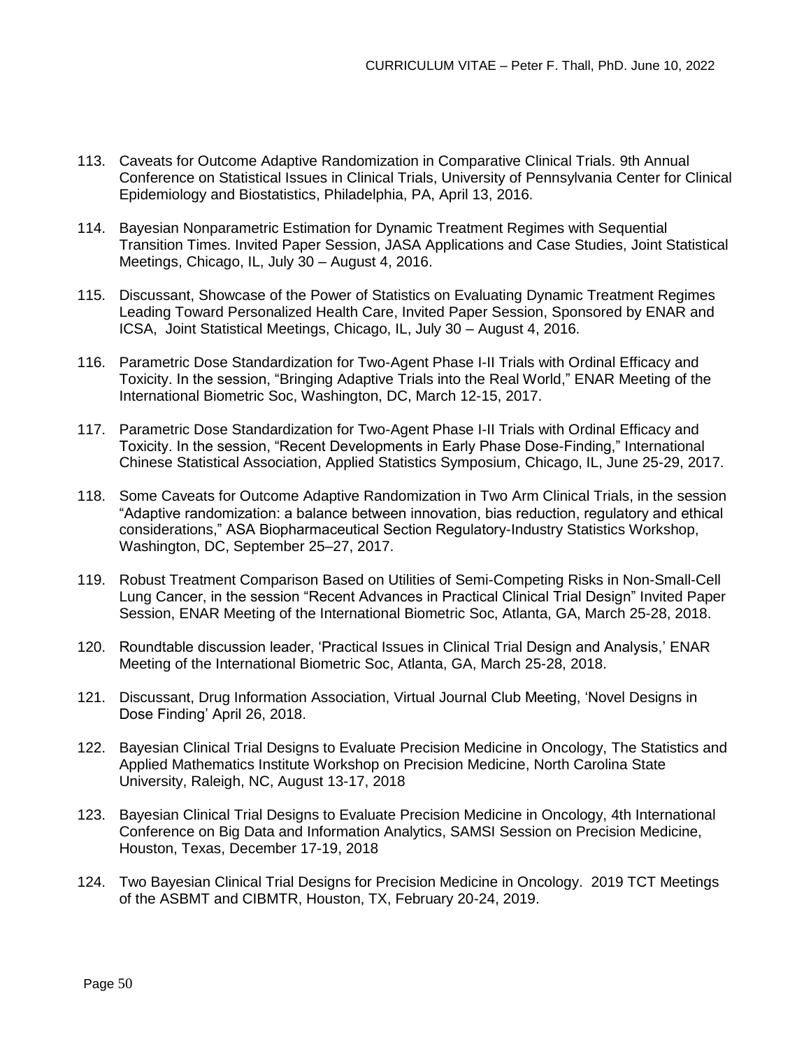113. Caveats for Outcome Adaptive Randomization in Comparative Clinical Trials. 9th Annual Conference on Statistical Issues in Clinical Trials, University of Pennsylvania Center for Clinical Epidemiology and Biostatistics, Philadelphia, PA, April 13, 2016.

114. Bayesian Nonparametric Estimation for Dynamic Treatment Regimes with Sequential Transition Times. Invited Paper Session, JASA Applications and Case Studies, Joint Statistical Meetings, Chicago, IL, July 30 – August 4, 2016.

115. Discussant, Showcase of the Power of Statistics on Evaluating Dynamic Treatment Regimes Leading Toward Personalized Health Care, Invited Paper Session, Sponsored by ENAR and ICSA, Joint Statistical Meetings, Chicago, IL, July 30 – August 4, 2016.

116. Parametric Dose Standardization for Two-Agent Phase I-II Trials with Ordinal Efficacy and Toxicity. In the session, "Bringing Adaptive Trials into the Real World," ENAR Meeting of the International Biometric Soc, Washington, DC, March 12-15, 2017.

117. Parametric Dose Standardization for Two-Agent Phase I-II Trials with Ordinal Efficacy and Toxicity. In the session, "Recent Developments in Early Phase Dose-Finding," International Chinese Statistical Association, Applied Statistics Symposium, Chicago, IL, June 25-29, 2017.

118. Some Caveats for Outcome Adaptive Randomization in Two Arm Clinical Trials, in the session "Adaptive randomization: a balance between innovation, bias reduction, regulatory and ethical considerations," ASA Biopharmaceutical Section Regulatory-Industry Statistics Workshop, Washington, DC, September 25–27, 2017.

119. Robust Treatment Comparison Based on Utilities of Semi-Competing Risks in Non-Small-Cell Lung Cancer, in the session "Recent Advances in Practical Clinical Trial Design" Invited Paper Session, ENAR Meeting of the International Biometric Soc, Atlanta, GA, March 25-28, 2018.

120. Roundtable discussion leader, 'Practical Issues in Clinical Trial Design and Analysis,' ENAR Meeting of the International Biometric Soc, Atlanta, GA, March 25-28, 2018.

121. Discussant, Drug Information Association, Virtual Journal Club Meeting, 'Novel Designs in Dose Finding' April 26, 2018.

122. Bayesian Clinical Trial Designs to Evaluate Precision Medicine in Oncology, The Statistics and Applied Mathematics Institute Workshop on Precision Medicine, North Carolina State University, Raleigh, NC, August 13-17, 2018

123. Bayesian Clinical Trial Designs to Evaluate Precision Medicine in Oncology, 4th International Conference on Big Data and Information Analytics, SAMSI Session on Precision Medicine, Houston, Texas, December 17-19, 2018

124. Two Bayesian Clinical Trial Designs for Precision Medicine in Oncology. 2019 TCT Meetings of the ASBMT and CIBMTR, Houston, TX, February 20-24, 2019.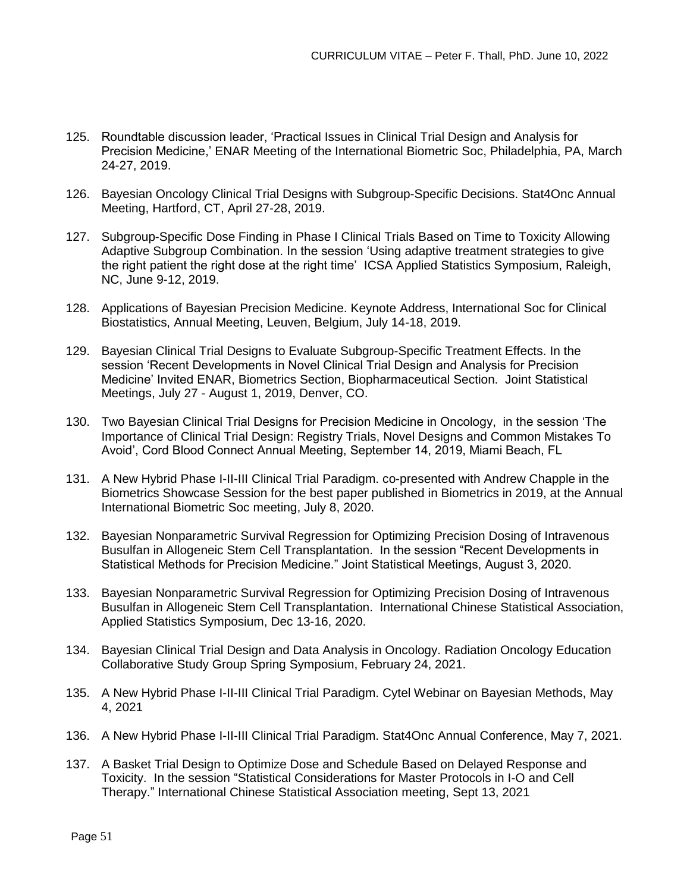125. Roundtable discussion leader, 'Practical Issues in Clinical Trial Design and Analysis for Precision Medicine,' ENAR Meeting of the International Biometric Soc, Philadelphia, PA, March 24-27, 2019.

126. Bayesian Oncology Clinical Trial Designs with Subgroup-Specific Decisions. Stat4Onc Annual Meeting, Hartford, CT, April 27-28, 2019.

127. Subgroup-Specific Dose Finding in Phase I Clinical Trials Based on Time to Toxicity Allowing Adaptive Subgroup Combination. In the session 'Using adaptive treatment strategies to give the right patient the right dose at the right time' ICSA Applied Statistics Symposium, Raleigh, NC, June 9-12, 2019.

128. Applications of Bayesian Precision Medicine. Keynote Address, International Soc for Clinical Biostatistics, Annual Meeting, Leuven, Belgium, July 14-18, 2019.

129. Bayesian Clinical Trial Designs to Evaluate Subgroup-Specific Treatment Effects. In the session 'Recent Developments in Novel Clinical Trial Design and Analysis for Precision Medicine' Invited ENAR, Biometrics Section, Biopharmaceutical Section. Joint Statistical Meetings, July 27 - August 1, 2019, Denver, CO.

130. Two Bayesian Clinical Trial Designs for Precision Medicine in Oncology, in the session 'The Importance of Clinical Trial Design: Registry Trials, Novel Designs and Common Mistakes To Avoid', Cord Blood Connect Annual Meeting, September 14, 2019, Miami Beach, FL

131. A New Hybrid Phase I-II-III Clinical Trial Paradigm. co-presented with Andrew Chapple in the Biometrics Showcase Session for the best paper published in Biometrics in 2019, at the Annual International Biometric Soc meeting, July 8, 2020.

132. Bayesian Nonparametric Survival Regression for Optimizing Precision Dosing of Intravenous Busulfan in Allogeneic Stem Cell Transplantation. In the session "Recent Developments in Statistical Methods for Precision Medicine." Joint Statistical Meetings, August 3, 2020.

133. Bayesian Nonparametric Survival Regression for Optimizing Precision Dosing of Intravenous Busulfan in Allogeneic Stem Cell Transplantation. International Chinese Statistical Association, Applied Statistics Symposium, Dec 13-16, 2020.

134. Bayesian Clinical Trial Design and Data Analysis in Oncology. Radiation Oncology Education Collaborative Study Group Spring Symposium, February 24, 2021.

135. A New Hybrid Phase I-II-III Clinical Trial Paradigm. Cytel Webinar on Bayesian Methods, May 4, 2021

136. A New Hybrid Phase I-II-III Clinical Trial Paradigm. Stat4Onc Annual Conference, May 7, 2021.

137. A Basket Trial Design to Optimize Dose and Schedule Based on Delayed Response and Toxicity. In the session "Statistical Considerations for Master Protocols in I-O and Cell Therapy." International Chinese Statistical Association meeting, Sept 13, 2021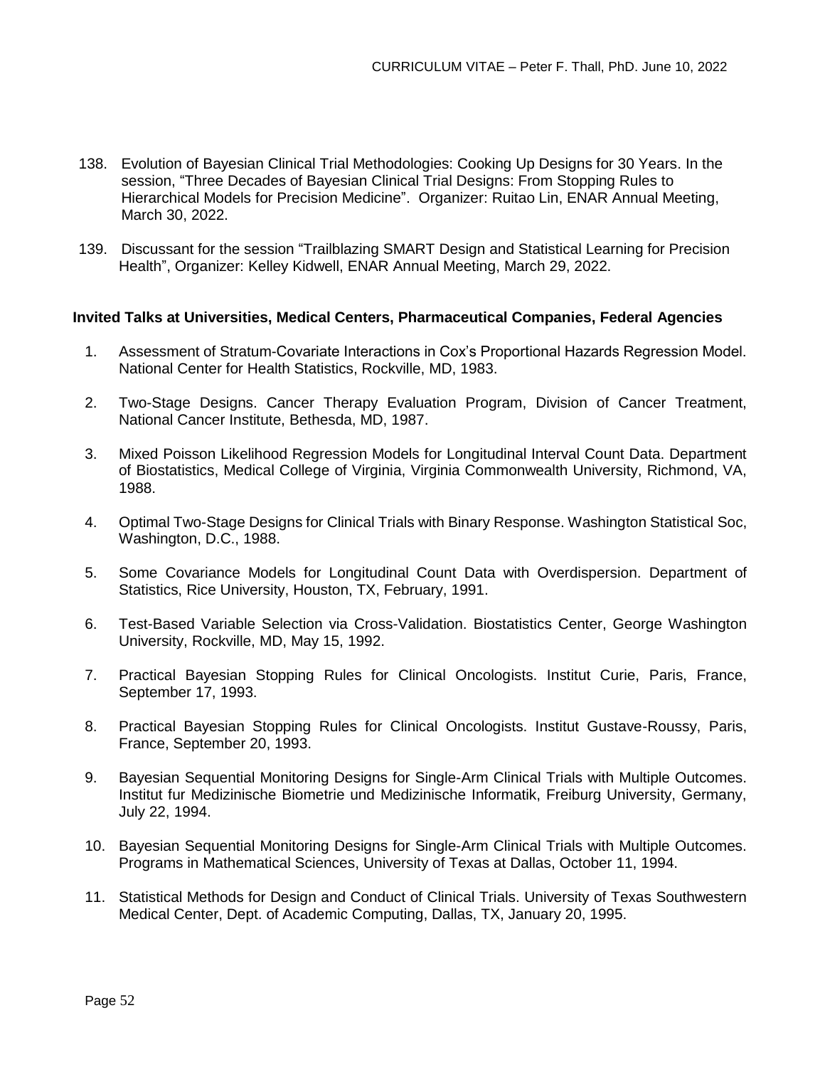138. Evolution of Bayesian Clinical Trial Methodologies: Cooking Up Designs for 30 Years. In the session, "Three Decades of Bayesian Clinical Trial Designs: From Stopping Rules to Hierarchical Models for Precision Medicine". Organizer: Ruitao Lin, ENAR Annual Meeting, March 30, 2022.

139. Discussant for the session "Trailblazing SMART Design and Statistical Learning for Precision Health", Organizer: Kelley Kidwell, ENAR Annual Meeting, March 29, 2022.

**Invited Talks at Universities, Medical Centers, Pharmaceutical Companies, Federal Agencies**

1. Assessment of Stratum-Covariate Interactions in Cox's Proportional Hazards Regression Model. National Center for Health Statistics, Rockville, MD, 1983.

2. Two-Stage Designs. Cancer Therapy Evaluation Program, Division of Cancer Treatment, National Cancer Institute, Bethesda, MD, 1987.

3. Mixed Poisson Likelihood Regression Models for Longitudinal Interval Count Data. Department of Biostatistics, Medical College of Virginia, Virginia Commonwealth University, Richmond, VA, 1988.

4. Optimal Two-Stage Designs for Clinical Trials with Binary Response. Washington Statistical Soc, Washington, D.C., 1988.

5. Some Covariance Models for Longitudinal Count Data with Overdispersion. Department of Statistics, Rice University, Houston, TX, February, 1991.

6. Test-Based Variable Selection via Cross-Validation. Biostatistics Center, George Washington University, Rockville, MD, May 15, 1992.

7. Practical Bayesian Stopping Rules for Clinical Oncologists. Institut Curie, Paris, France, September 17, 1993.

8. Practical Bayesian Stopping Rules for Clinical Oncologists. Institut Gustave-Roussy, Paris, France, September 20, 1993.

9. Bayesian Sequential Monitoring Designs for Single-Arm Clinical Trials with Multiple Outcomes. Institut fur Medizinische Biometrie und Medizinische Informatik, Freiburg University, Germany, July 22, 1994.

10. Bayesian Sequential Monitoring Designs for Single-Arm Clinical Trials with Multiple Outcomes. Programs in Mathematical Sciences, University of Texas at Dallas, October 11, 1994.

11. Statistical Methods for Design and Conduct of Clinical Trials. University of Texas Southwestern Medical Center, Dept. of Academic Computing, Dallas, TX, January 20, 1995.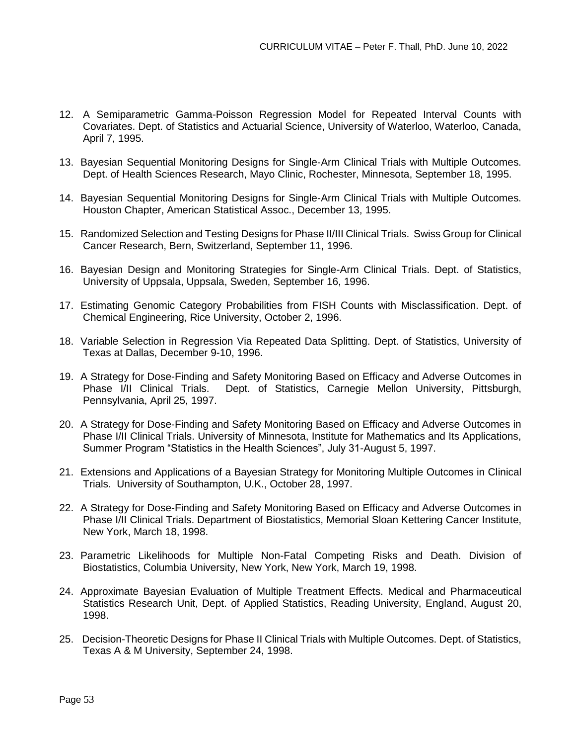12. A Semiparametric Gamma-Poisson Regression Model for Repeated Interval Counts with Covariates. Dept. of Statistics and Actuarial Science, University of Waterloo, Waterloo, Canada, April 7, 1995.

13. Bayesian Sequential Monitoring Designs for Single-Arm Clinical Trials with Multiple Outcomes. Dept. of Health Sciences Research, Mayo Clinic, Rochester, Minnesota, September 18, 1995.

14. Bayesian Sequential Monitoring Designs for Single-Arm Clinical Trials with Multiple Outcomes. Houston Chapter, American Statistical Assoc., December 13, 1995.

15. Randomized Selection and Testing Designs for Phase II/III Clinical Trials. Swiss Group for Clinical Cancer Research, Bern, Switzerland, September 11, 1996.

16. Bayesian Design and Monitoring Strategies for Single-Arm Clinical Trials. Dept. of Statistics, University of Uppsala, Uppsala, Sweden, September 16, 1996.

17. Estimating Genomic Category Probabilities from FISH Counts with Misclassification. Dept. of Chemical Engineering, Rice University, October 2, 1996.

18. Variable Selection in Regression Via Repeated Data Splitting. Dept. of Statistics, University of Texas at Dallas, December 9-10, 1996.

19. A Strategy for Dose-Finding and Safety Monitoring Based on Efficacy and Adverse Outcomes in Phase I/II Clinical Trials. Dept. of Statistics, Carnegie Mellon University, Pittsburgh, Pennsylvania, April 25, 1997.

20. A Strategy for Dose-Finding and Safety Monitoring Based on Efficacy and Adverse Outcomes in Phase I/II Clinical Trials. University of Minnesota, Institute for Mathematics and Its Applications, Summer Program "Statistics in the Health Sciences", July 31-August 5, 1997.

21. Extensions and Applications of a Bayesian Strategy for Monitoring Multiple Outcomes in Clinical Trials. University of Southampton, U.K., October 28, 1997.

22. A Strategy for Dose-Finding and Safety Monitoring Based on Efficacy and Adverse Outcomes in Phase I/II Clinical Trials. Department of Biostatistics, Memorial Sloan Kettering Cancer Institute, New York, March 18, 1998.

23. Parametric Likelihoods for Multiple Non-Fatal Competing Risks and Death. Division of Biostatistics, Columbia University, New York, New York, March 19, 1998.

24. Approximate Bayesian Evaluation of Multiple Treatment Effects. Medical and Pharmaceutical Statistics Research Unit, Dept. of Applied Statistics, Reading University, England, August 20, 1998.

25. Decision-Theoretic Designs for Phase II Clinical Trials with Multiple Outcomes. Dept. of Statistics, Texas A & M University, September 24, 1998.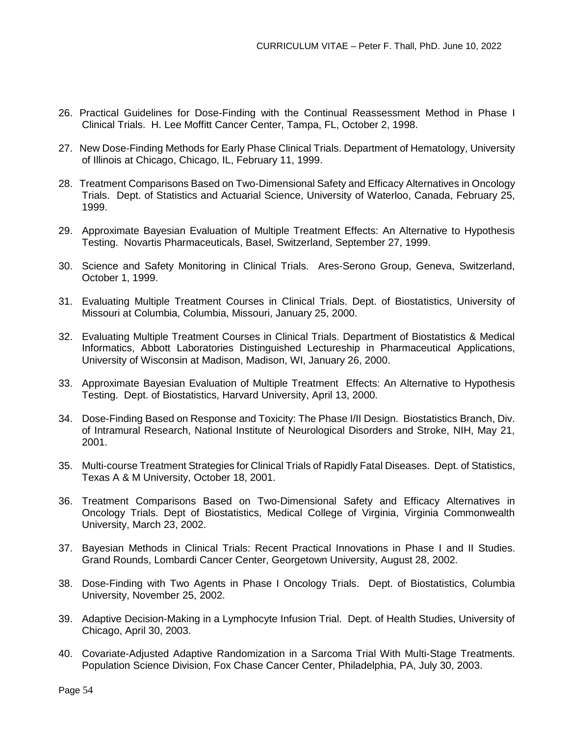26. Practical Guidelines for Dose-Finding with the Continual Reassessment Method in Phase I Clinical Trials. H. Lee Moffitt Cancer Center, Tampa, FL, October 2, 1998.

27. New Dose-Finding Methods for Early Phase Clinical Trials. Department of Hematology, University of Illinois at Chicago, Chicago, IL, February 11, 1999.

28. Treatment Comparisons Based on Two-Dimensional Safety and Efficacy Alternatives in Oncology Trials. Dept. of Statistics and Actuarial Science, University of Waterloo, Canada, February 25, 1999.

29. Approximate Bayesian Evaluation of Multiple Treatment Effects: An Alternative to Hypothesis Testing. Novartis Pharmaceuticals, Basel, Switzerland, September 27, 1999.

30. Science and Safety Monitoring in Clinical Trials. Ares-Serono Group, Geneva, Switzerland, October 1, 1999.

31. Evaluating Multiple Treatment Courses in Clinical Trials. Dept. of Biostatistics, University of Missouri at Columbia, Columbia, Missouri, January 25, 2000.

32. Evaluating Multiple Treatment Courses in Clinical Trials. Department of Biostatistics & Medical Informatics, Abbott Laboratories Distinguished Lectureship in Pharmaceutical Applications, University of Wisconsin at Madison, Madison, WI, January 26, 2000.

33. Approximate Bayesian Evaluation of Multiple Treatment Effects: An Alternative to Hypothesis Testing. Dept. of Biostatistics, Harvard University, April 13, 2000.

34. Dose-Finding Based on Response and Toxicity: The Phase I/II Design. Biostatistics Branch, Div. of Intramural Research, National Institute of Neurological Disorders and Stroke, NIH, May 21, 2001.

35. Multi-course Treatment Strategies for Clinical Trials of Rapidly Fatal Diseases. Dept. of Statistics, Texas A & M University, October 18, 2001.

36. Treatment Comparisons Based on Two-Dimensional Safety and Efficacy Alternatives in Oncology Trials. Dept of Biostatistics, Medical College of Virginia, Virginia Commonwealth University, March 23, 2002.

37. Bayesian Methods in Clinical Trials: Recent Practical Innovations in Phase I and II Studies. Grand Rounds, Lombardi Cancer Center, Georgetown University, August 28, 2002.

38. Dose-Finding with Two Agents in Phase I Oncology Trials. Dept. of Biostatistics, Columbia University, November 25, 2002.

39. Adaptive Decision-Making in a Lymphocyte Infusion Trial. Dept. of Health Studies, University of Chicago, April 30, 2003.

40. Covariate-Adjusted Adaptive Randomization in a Sarcoma Trial With Multi-Stage Treatments. Population Science Division, Fox Chase Cancer Center, Philadelphia, PA, July 30, 2003.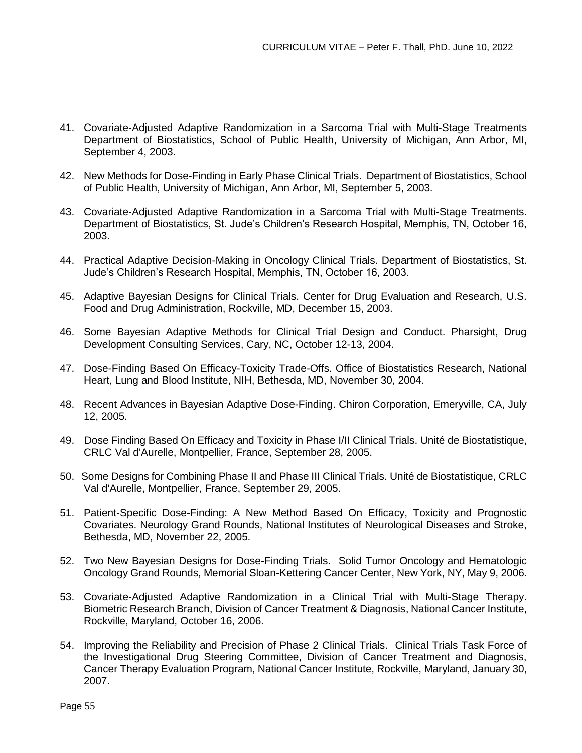41. Covariate-Adjusted Adaptive Randomization in a Sarcoma Trial with Multi-Stage Treatments Department of Biostatistics, School of Public Health, University of Michigan, Ann Arbor, MI, September 4, 2003.

42. New Methods for Dose-Finding in Early Phase Clinical Trials. Department of Biostatistics, School of Public Health, University of Michigan, Ann Arbor, MI, September 5, 2003.

43. Covariate-Adjusted Adaptive Randomization in a Sarcoma Trial with Multi-Stage Treatments. Department of Biostatistics, St. Jude's Children's Research Hospital, Memphis, TN, October 16, 2003.

44. Practical Adaptive Decision-Making in Oncology Clinical Trials. Department of Biostatistics, St. Jude's Children's Research Hospital, Memphis, TN, October 16, 2003.

45. Adaptive Bayesian Designs for Clinical Trials. Center for Drug Evaluation and Research, U.S. Food and Drug Administration, Rockville, MD, December 15, 2003.

46. Some Bayesian Adaptive Methods for Clinical Trial Design and Conduct. Pharsight, Drug Development Consulting Services, Cary, NC, October 12-13, 2004.

47. Dose-Finding Based On Efficacy-Toxicity Trade-Offs. Office of Biostatistics Research, National Heart, Lung and Blood Institute, NIH, Bethesda, MD, November 30, 2004.

48. Recent Advances in Bayesian Adaptive Dose-Finding. Chiron Corporation, Emeryville, CA, July 12, 2005.

49. Dose Finding Based On Efficacy and Toxicity in Phase I/II Clinical Trials. Unité de Biostatistique, CRLC Val d'Aurelle, Montpellier, France, September 28, 2005.

50. Some Designs for Combining Phase II and Phase III Clinical Trials. Unité de Biostatistique, CRLC Val d'Aurelle, Montpellier, France, September 29, 2005.

51. Patient-Specific Dose-Finding: A New Method Based On Efficacy, Toxicity and Prognostic Covariates. Neurology Grand Rounds, National Institutes of Neurological Diseases and Stroke, Bethesda, MD, November 22, 2005.

52. Two New Bayesian Designs for Dose-Finding Trials. Solid Tumor Oncology and Hematologic Oncology Grand Rounds, Memorial Sloan-Kettering Cancer Center, New York, NY, May 9, 2006.

53. Covariate-Adjusted Adaptive Randomization in a Clinical Trial with Multi-Stage Therapy. Biometric Research Branch, Division of Cancer Treatment & Diagnosis, National Cancer Institute, Rockville, Maryland, October 16, 2006.

54. Improving the Reliability and Precision of Phase 2 Clinical Trials. Clinical Trials Task Force of the Investigational Drug Steering Committee, Division of Cancer Treatment and Diagnosis, Cancer Therapy Evaluation Program, National Cancer Institute, Rockville, Maryland, January 30, 2007.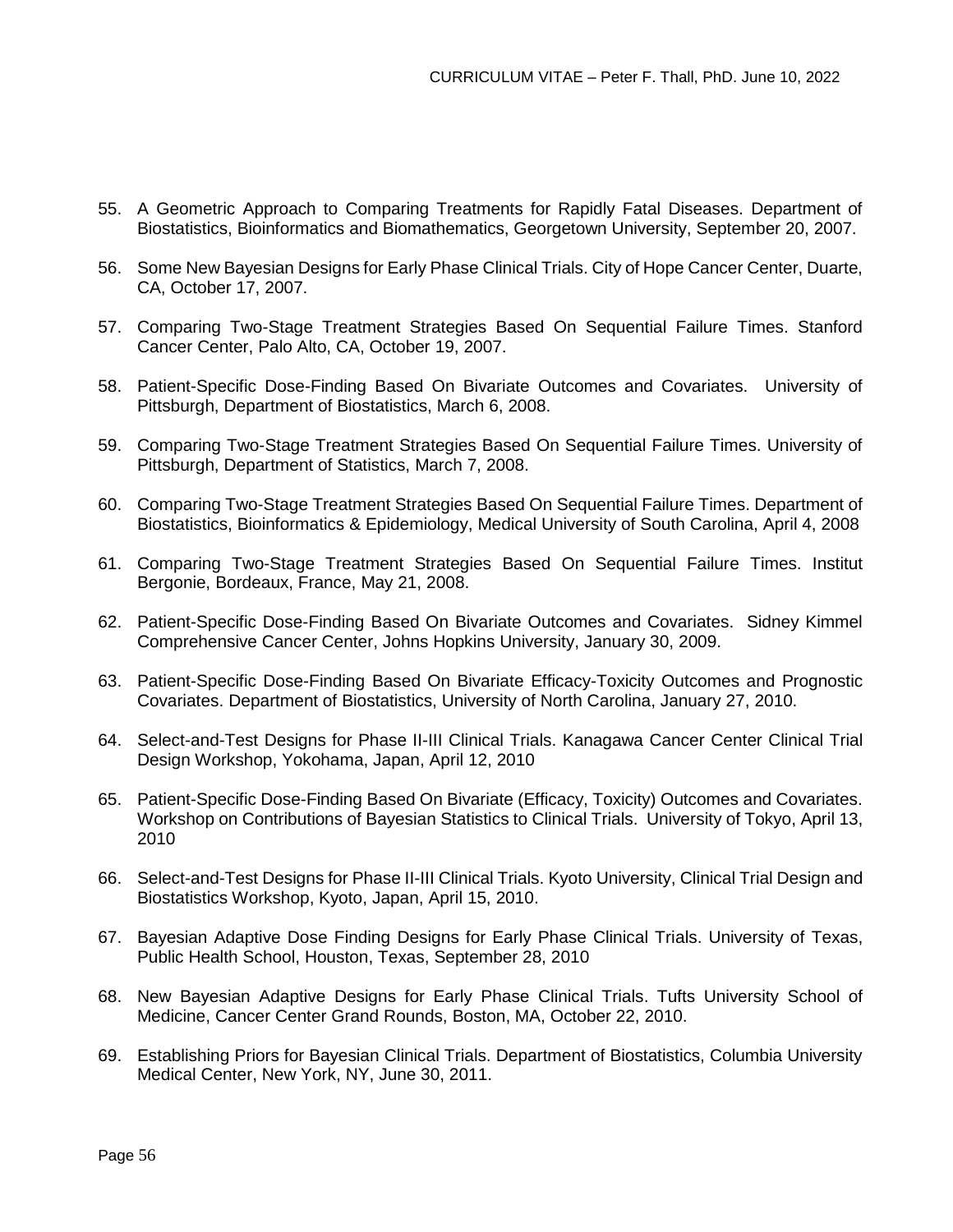55. A Geometric Approach to Comparing Treatments for Rapidly Fatal Diseases. Department of Biostatistics, Bioinformatics and Biomathematics, Georgetown University, September 20, 2007.

56. Some New Bayesian Designs for Early Phase Clinical Trials. City of Hope Cancer Center, Duarte, CA, October 17, 2007.

57. Comparing Two-Stage Treatment Strategies Based On Sequential Failure Times. Stanford Cancer Center, Palo Alto, CA, October 19, 2007.

58. Patient-Specific Dose-Finding Based On Bivariate Outcomes and Covariates. University of Pittsburgh, Department of Biostatistics, March 6, 2008.

59. Comparing Two-Stage Treatment Strategies Based On Sequential Failure Times. University of Pittsburgh, Department of Statistics, March 7, 2008.

60. Comparing Two-Stage Treatment Strategies Based On Sequential Failure Times. Department of Biostatistics, Bioinformatics & Epidemiology, Medical University of South Carolina, April 4, 2008

61. Comparing Two-Stage Treatment Strategies Based On Sequential Failure Times. Institut Bergonie, Bordeaux, France, May 21, 2008.

62. Patient-Specific Dose-Finding Based On Bivariate Outcomes and Covariates. Sidney Kimmel Comprehensive Cancer Center, Johns Hopkins University, January 30, 2009.

63. Patient-Specific Dose-Finding Based On Bivariate Efficacy-Toxicity Outcomes and Prognostic Covariates. Department of Biostatistics, University of North Carolina, January 27, 2010.

64. Select-and-Test Designs for Phase II-III Clinical Trials. Kanagawa Cancer Center Clinical Trial Design Workshop, Yokohama, Japan, April 12, 2010

65. Patient-Specific Dose-Finding Based On Bivariate (Efficacy, Toxicity) Outcomes and Covariates. Workshop on Contributions of Bayesian Statistics to Clinical Trials. University of Tokyo, April 13, 2010

66. Select-and-Test Designs for Phase II-III Clinical Trials. Kyoto University, Clinical Trial Design and Biostatistics Workshop, Kyoto, Japan, April 15, 2010.

67. Bayesian Adaptive Dose Finding Designs for Early Phase Clinical Trials. University of Texas, Public Health School, Houston, Texas, September 28, 2010

68. New Bayesian Adaptive Designs for Early Phase Clinical Trials. Tufts University School of Medicine, Cancer Center Grand Rounds, Boston, MA, October 22, 2010.

69. Establishing Priors for Bayesian Clinical Trials. Department of Biostatistics, Columbia University Medical Center, New York, NY, June 30, 2011.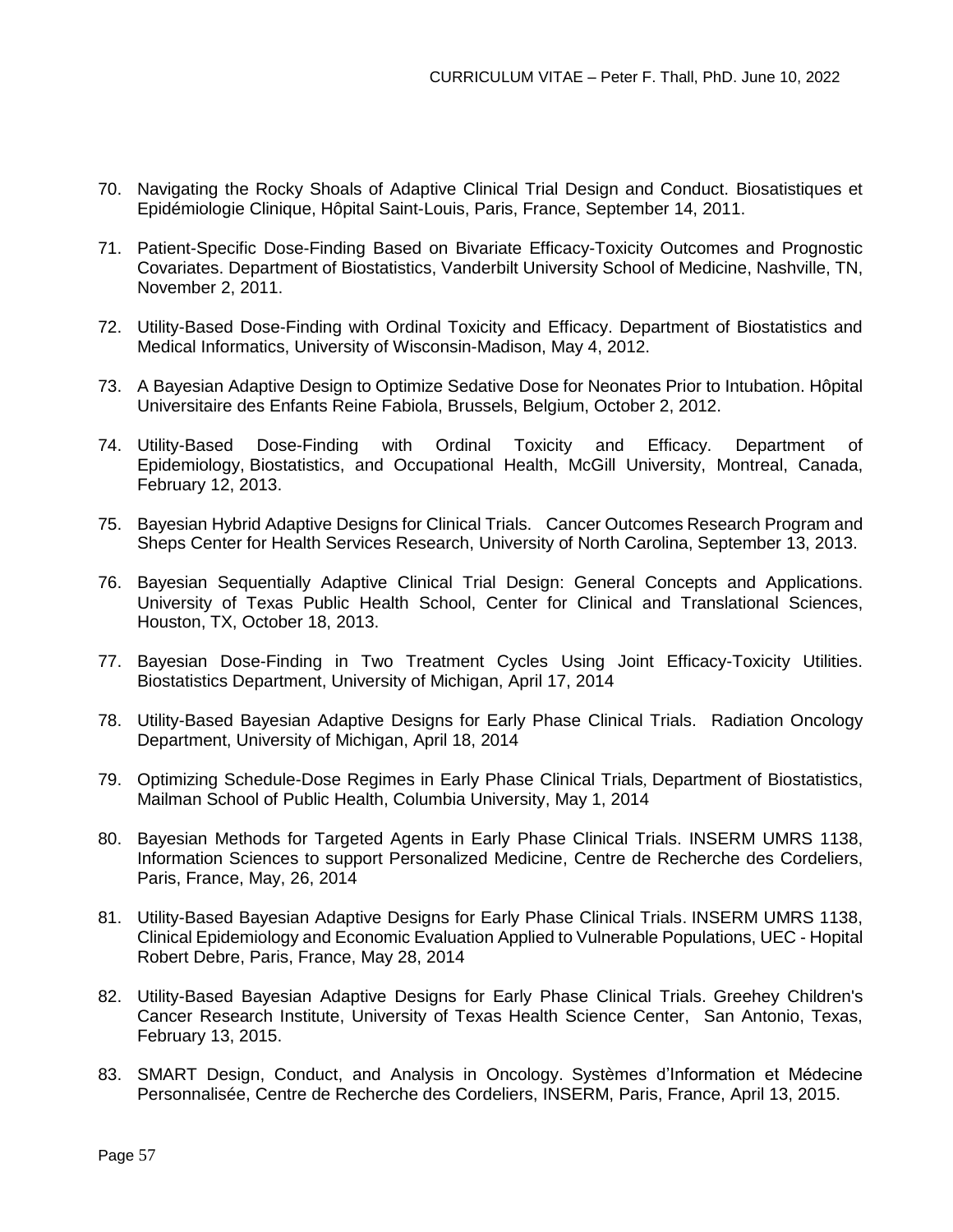70. Navigating the Rocky Shoals of Adaptive Clinical Trial Design and Conduct. Biosatistiques et Epidémiologie Clinique, Hôpital Saint-Louis, Paris, France, September 14, 2011.

71. Patient-Specific Dose-Finding Based on Bivariate Efficacy-Toxicity Outcomes and Prognostic Covariates. Department of Biostatistics, Vanderbilt University School of Medicine, Nashville, TN, November 2, 2011.

72. Utility-Based Dose-Finding with Ordinal Toxicity and Efficacy. Department of Biostatistics and Medical Informatics, University of Wisconsin-Madison, May 4, 2012.

73. A Bayesian Adaptive Design to Optimize Sedative Dose for Neonates Prior to Intubation. Hôpital Universitaire des Enfants Reine Fabiola, Brussels, Belgium, October 2, 2012.

74. Utility-Based Dose-Finding with Ordinal Toxicity and Efficacy. Department of Epidemiology, Biostatistics, and Occupational Health, McGill University, Montreal, Canada, February 12, 2013.

75. Bayesian Hybrid Adaptive Designs for Clinical Trials. Cancer Outcomes Research Program and Sheps Center for Health Services Research, University of North Carolina, September 13, 2013.

76. Bayesian Sequentially Adaptive Clinical Trial Design: General Concepts and Applications. University of Texas Public Health School, Center for Clinical and Translational Sciences, Houston, TX, October 18, 2013.

77. Bayesian Dose-Finding in Two Treatment Cycles Using Joint Efficacy-Toxicity Utilities. Biostatistics Department, University of Michigan, April 17, 2014

78. Utility-Based Bayesian Adaptive Designs for Early Phase Clinical Trials. Radiation Oncology Department, University of Michigan, April 18, 2014

79. Optimizing Schedule-Dose Regimes in Early Phase Clinical Trials, Department of Biostatistics, Mailman School of Public Health, Columbia University, May 1, 2014

80. Bayesian Methods for Targeted Agents in Early Phase Clinical Trials. INSERM UMRS 1138, Information Sciences to support Personalized Medicine, Centre de Recherche des Cordeliers, Paris, France, May, 26, 2014

81. Utility-Based Bayesian Adaptive Designs for Early Phase Clinical Trials. INSERM UMRS 1138, Clinical Epidemiology and Economic Evaluation Applied to Vulnerable Populations, UEC - Hopital Robert Debre, Paris, France, May 28, 2014

82. Utility-Based Bayesian Adaptive Designs for Early Phase Clinical Trials. Greehey Children's Cancer Research Institute, University of Texas Health Science Center, San Antonio, Texas, February 13, 2015.

83. SMART Design, Conduct, and Analysis in Oncology. Systèmes d'Information et Médecine Personnalisée, Centre de Recherche des Cordeliers, INSERM, Paris, France, April 13, 2015.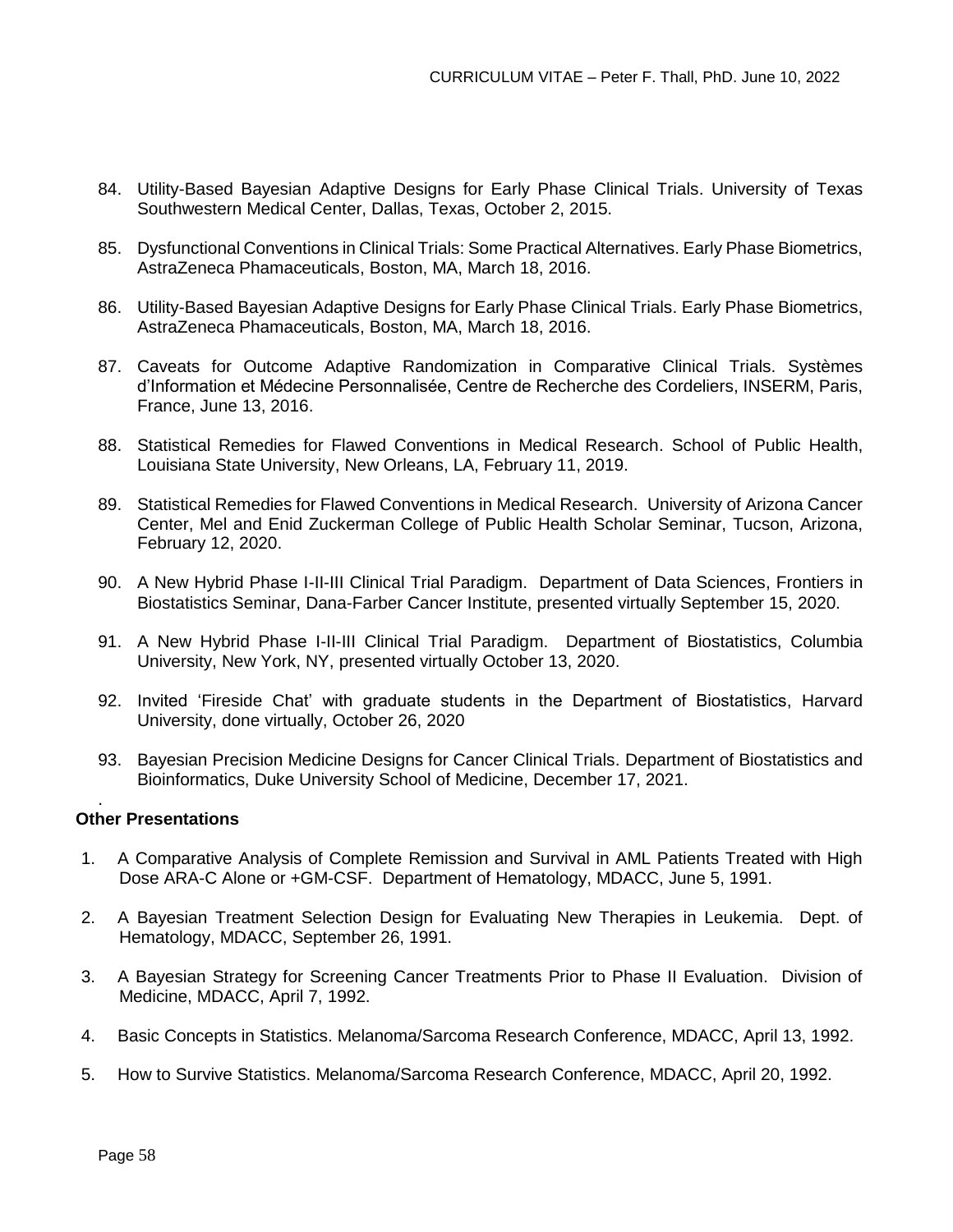84. Utility-Based Bayesian Adaptive Designs for Early Phase Clinical Trials. University of Texas Southwestern Medical Center, Dallas, Texas, October 2, 2015.

85. Dysfunctional Conventions in Clinical Trials: Some Practical Alternatives. Early Phase Biometrics, AstraZeneca Phamaceuticals, Boston, MA, March 18, 2016.

86. Utility-Based Bayesian Adaptive Designs for Early Phase Clinical Trials. Early Phase Biometrics, AstraZeneca Phamaceuticals, Boston, MA, March 18, 2016.

87. Caveats for Outcome Adaptive Randomization in Comparative Clinical Trials. Systèmes d'Information et Médecine Personnalisée, Centre de Recherche des Cordeliers, INSERM, Paris, France, June 13, 2016.

88. Statistical Remedies for Flawed Conventions in Medical Research. School of Public Health, Louisiana State University, New Orleans, LA, February 11, 2019.

89. Statistical Remedies for Flawed Conventions in Medical Research. University of Arizona Cancer Center, Mel and Enid Zuckerman College of Public Health Scholar Seminar, Tucson, Arizona, February 12, 2020.

90. A New Hybrid Phase I-II-III Clinical Trial Paradigm. Department of Data Sciences, Frontiers in Biostatistics Seminar, Dana-Farber Cancer Institute, presented virtually September 15, 2020.

91. A New Hybrid Phase I-II-III Clinical Trial Paradigm. Department of Biostatistics, Columbia University, New York, NY, presented virtually October 13, 2020.

92. Invited 'Fireside Chat' with graduate students in the Department of Biostatistics, Harvard University, done virtually, October 26, 2020

93. Bayesian Precision Medicine Designs for Cancer Clinical Trials. Department of Biostatistics and Bioinformatics, Duke University School of Medicine, December 17, 2021.

**Other Presentations**

1. A Comparative Analysis of Complete Remission and Survival in AML Patients Treated with High Dose ARA-C Alone or +GM-CSF. Department of Hematology, MDACC, June 5, 1991.

2. A Bayesian Treatment Selection Design for Evaluating New Therapies in Leukemia. Dept. of Hematology, MDACC, September 26, 1991.

3. A Bayesian Strategy for Screening Cancer Treatments Prior to Phase II Evaluation. Division of Medicine, MDACC, April 7, 1992.

4. Basic Concepts in Statistics. Melanoma/Sarcoma Research Conference, MDACC, April 13, 1992.

5. How to Survive Statistics. Melanoma/Sarcoma Research Conference, MDACC, April 20, 1992.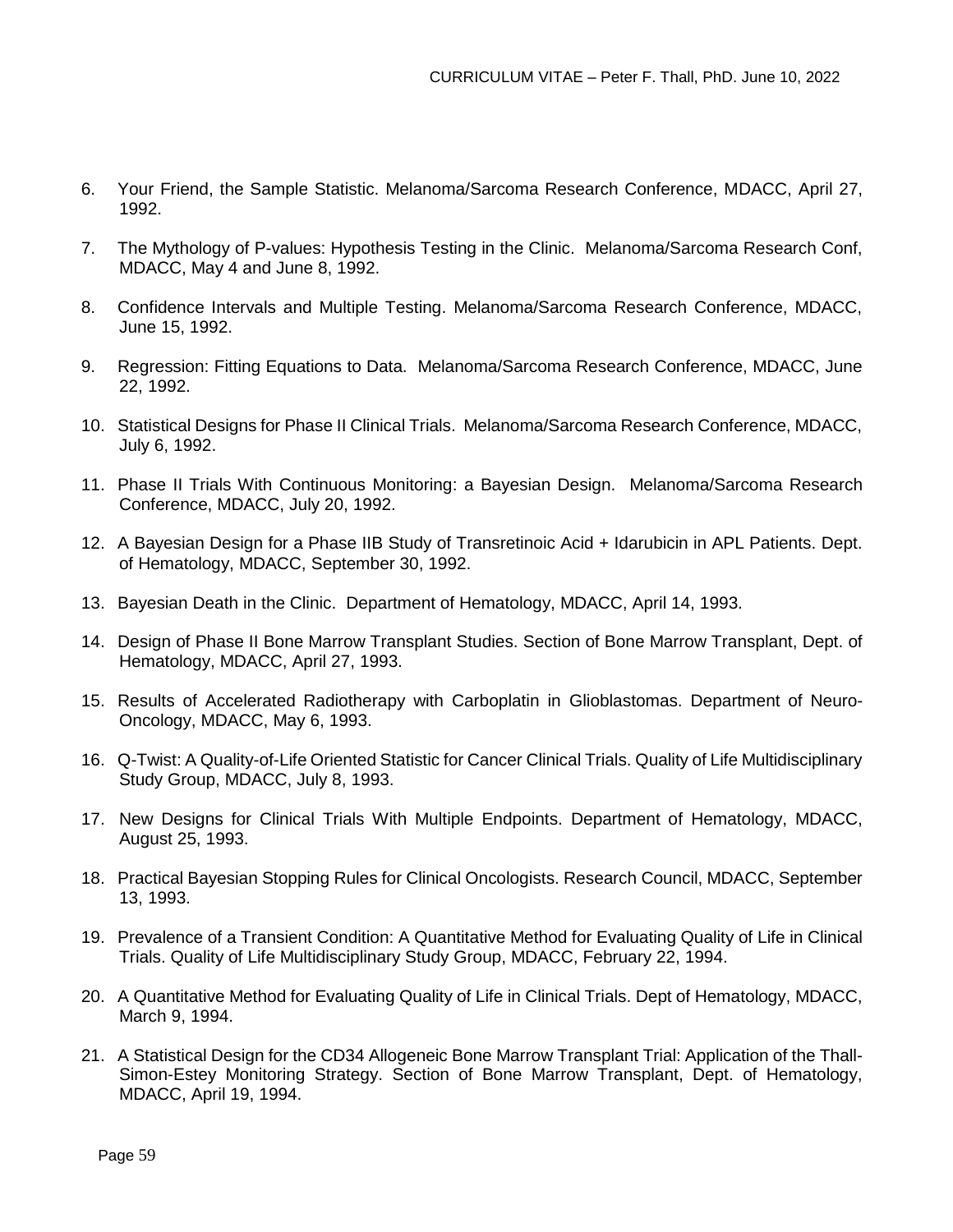6. Your Friend, the Sample Statistic. Melanoma/Sarcoma Research Conference, MDACC, April 27, 1992.

7. The Mythology of P-values: Hypothesis Testing in the Clinic. Melanoma/Sarcoma Research Conf, MDACC, May 4 and June 8, 1992.

8. Confidence Intervals and Multiple Testing. Melanoma/Sarcoma Research Conference, MDACC, June 15, 1992.

9. Regression: Fitting Equations to Data. Melanoma/Sarcoma Research Conference, MDACC, June 22, 1992.

10. Statistical Designs for Phase II Clinical Trials. Melanoma/Sarcoma Research Conference, MDACC, July 6, 1992.

11. Phase II Trials With Continuous Monitoring: a Bayesian Design. Melanoma/Sarcoma Research Conference, MDACC, July 20, 1992.

12. A Bayesian Design for a Phase IIB Study of Transretinoic Acid + Idarubicin in APL Patients. Dept. of Hematology, MDACC, September 30, 1992.

13. Bayesian Death in the Clinic. Department of Hematology, MDACC, April 14, 1993.

14. Design of Phase II Bone Marrow Transplant Studies. Section of Bone Marrow Transplant, Dept. of Hematology, MDACC, April 27, 1993.

15. Results of Accelerated Radiotherapy with Carboplatin in Glioblastomas. Department of Neuro-Oncology, MDACC, May 6, 1993.

16. Q-Twist: A Quality-of-Life Oriented Statistic for Cancer Clinical Trials. Quality of Life Multidisciplinary Study Group, MDACC, July 8, 1993.

17. New Designs for Clinical Trials With Multiple Endpoints. Department of Hematology, MDACC, August 25, 1993.

18. Practical Bayesian Stopping Rules for Clinical Oncologists. Research Council, MDACC, September 13, 1993.

19. Prevalence of a Transient Condition: A Quantitative Method for Evaluating Quality of Life in Clinical Trials. Quality of Life Multidisciplinary Study Group, MDACC, February 22, 1994.

20. A Quantitative Method for Evaluating Quality of Life in Clinical Trials. Dept of Hematology, MDACC, March 9, 1994.

21. A Statistical Design for the CD34 Allogeneic Bone Marrow Transplant Trial: Application of the Thall-Simon-Estey Monitoring Strategy. Section of Bone Marrow Transplant, Dept. of Hematology, MDACC, April 19, 1994.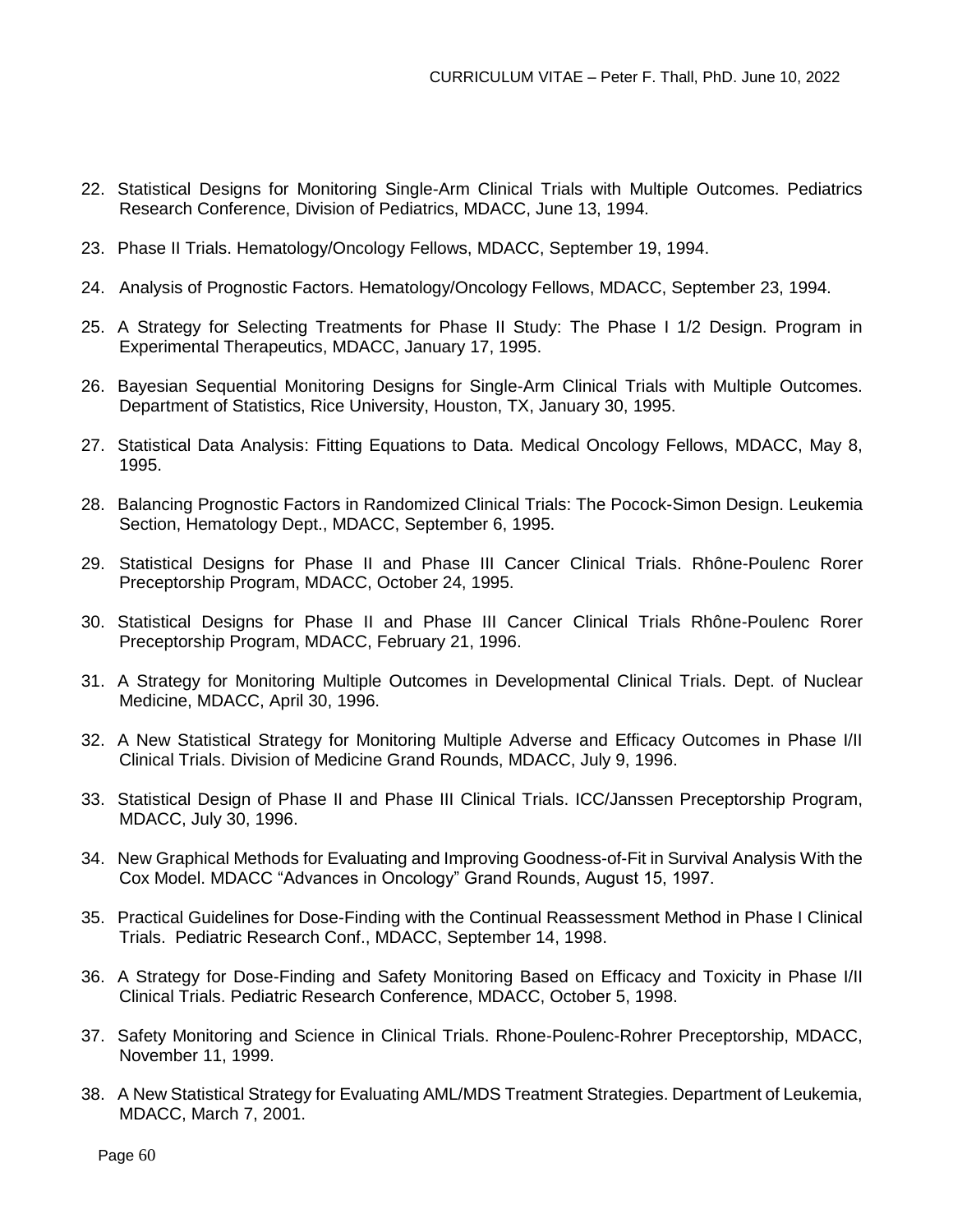22. Statistical Designs for Monitoring Single-Arm Clinical Trials with Multiple Outcomes. Pediatrics Research Conference, Division of Pediatrics, MDACC, June 13, 1994.

23. Phase II Trials. Hematology/Oncology Fellows, MDACC, September 19, 1994.

24. Analysis of Prognostic Factors. Hematology/Oncology Fellows, MDACC, September 23, 1994.

25. A Strategy for Selecting Treatments for Phase II Study: The Phase I 1/2 Design. Program in Experimental Therapeutics, MDACC, January 17, 1995.

26. Bayesian Sequential Monitoring Designs for Single-Arm Clinical Trials with Multiple Outcomes. Department of Statistics, Rice University, Houston, TX, January 30, 1995.

27. Statistical Data Analysis: Fitting Equations to Data. Medical Oncology Fellows, MDACC, May 8, 1995.

28. Balancing Prognostic Factors in Randomized Clinical Trials: The Pocock-Simon Design. Leukemia Section, Hematology Dept., MDACC, September 6, 1995.

29. Statistical Designs for Phase II and Phase III Cancer Clinical Trials. Rhône-Poulenc Rorer Preceptorship Program, MDACC, October 24, 1995.

30. Statistical Designs for Phase II and Phase III Cancer Clinical Trials Rhône-Poulenc Rorer Preceptorship Program, MDACC, February 21, 1996.

31. A Strategy for Monitoring Multiple Outcomes in Developmental Clinical Trials. Dept. of Nuclear Medicine, MDACC, April 30, 1996.

32. A New Statistical Strategy for Monitoring Multiple Adverse and Efficacy Outcomes in Phase I/II Clinical Trials. Division of Medicine Grand Rounds, MDACC, July 9, 1996.

33. Statistical Design of Phase II and Phase III Clinical Trials. ICC/Janssen Preceptorship Program, MDACC, July 30, 1996.

34. New Graphical Methods for Evaluating and Improving Goodness-of-Fit in Survival Analysis With the Cox Model. MDACC "Advances in Oncology" Grand Rounds, August 15, 1997.

35. Practical Guidelines for Dose-Finding with the Continual Reassessment Method in Phase I Clinical Trials. Pediatric Research Conf., MDACC, September 14, 1998.

36. A Strategy for Dose-Finding and Safety Monitoring Based on Efficacy and Toxicity in Phase I/II Clinical Trials. Pediatric Research Conference, MDACC, October 5, 1998.

37. Safety Monitoring and Science in Clinical Trials. Rhone-Poulenc-Rohrer Preceptorship, MDACC, November 11, 1999.

38. A New Statistical Strategy for Evaluating AML/MDS Treatment Strategies. Department of Leukemia, MDACC, March 7, 2001.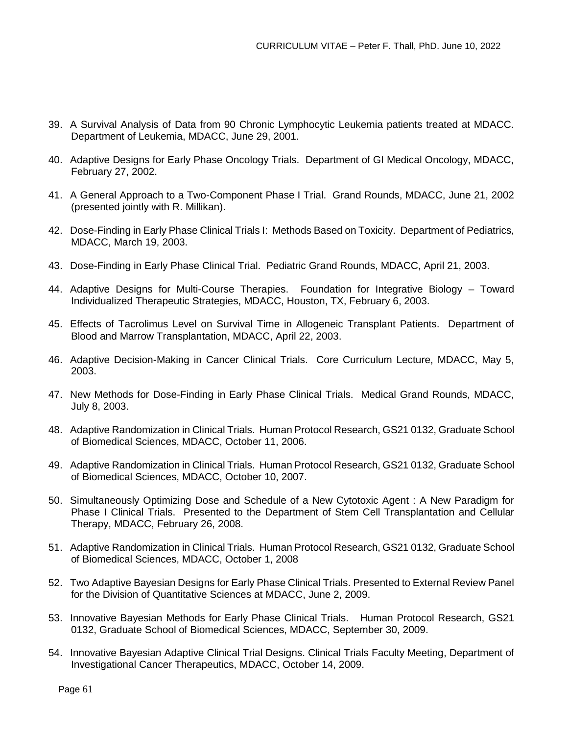39. A Survival Analysis of Data from 90 Chronic Lymphocytic Leukemia patients treated at MDACC. Department of Leukemia, MDACC, June 29, 2001.

40. Adaptive Designs for Early Phase Oncology Trials. Department of GI Medical Oncology, MDACC, February 27, 2002.

41. A General Approach to a Two-Component Phase I Trial. Grand Rounds, MDACC, June 21, 2002 (presented jointly with R. Millikan).

42. Dose-Finding in Early Phase Clinical Trials I: Methods Based on Toxicity. Department of Pediatrics, MDACC, March 19, 2003.

43. Dose-Finding in Early Phase Clinical Trial. Pediatric Grand Rounds, MDACC, April 21, 2003.

44. Adaptive Designs for Multi-Course Therapies. Foundation for Integrative Biology – Toward Individualized Therapeutic Strategies, MDACC, Houston, TX, February 6, 2003.

45. Effects of Tacrolimus Level on Survival Time in Allogeneic Transplant Patients. Department of Blood and Marrow Transplantation, MDACC, April 22, 2003.

46. Adaptive Decision-Making in Cancer Clinical Trials. Core Curriculum Lecture, MDACC, May 5, 2003.

47. New Methods for Dose-Finding in Early Phase Clinical Trials. Medical Grand Rounds, MDACC, July 8, 2003.

48. Adaptive Randomization in Clinical Trials. Human Protocol Research, GS21 0132, Graduate School of Biomedical Sciences, MDACC, October 11, 2006.

49. Adaptive Randomization in Clinical Trials. Human Protocol Research, GS21 0132, Graduate School of Biomedical Sciences, MDACC, October 10, 2007.

50. Simultaneously Optimizing Dose and Schedule of a New Cytotoxic Agent : A New Paradigm for Phase I Clinical Trials. Presented to the Department of Stem Cell Transplantation and Cellular Therapy, MDACC, February 26, 2008.

51. Adaptive Randomization in Clinical Trials. Human Protocol Research, GS21 0132, Graduate School of Biomedical Sciences, MDACC, October 1, 2008

52. Two Adaptive Bayesian Designs for Early Phase Clinical Trials. Presented to External Review Panel for the Division of Quantitative Sciences at MDACC, June 2, 2009.

53. Innovative Bayesian Methods for Early Phase Clinical Trials. Human Protocol Research, GS21 0132, Graduate School of Biomedical Sciences, MDACC, September 30, 2009.

54. Innovative Bayesian Adaptive Clinical Trial Designs. Clinical Trials Faculty Meeting, Department of Investigational Cancer Therapeutics, MDACC, October 14, 2009.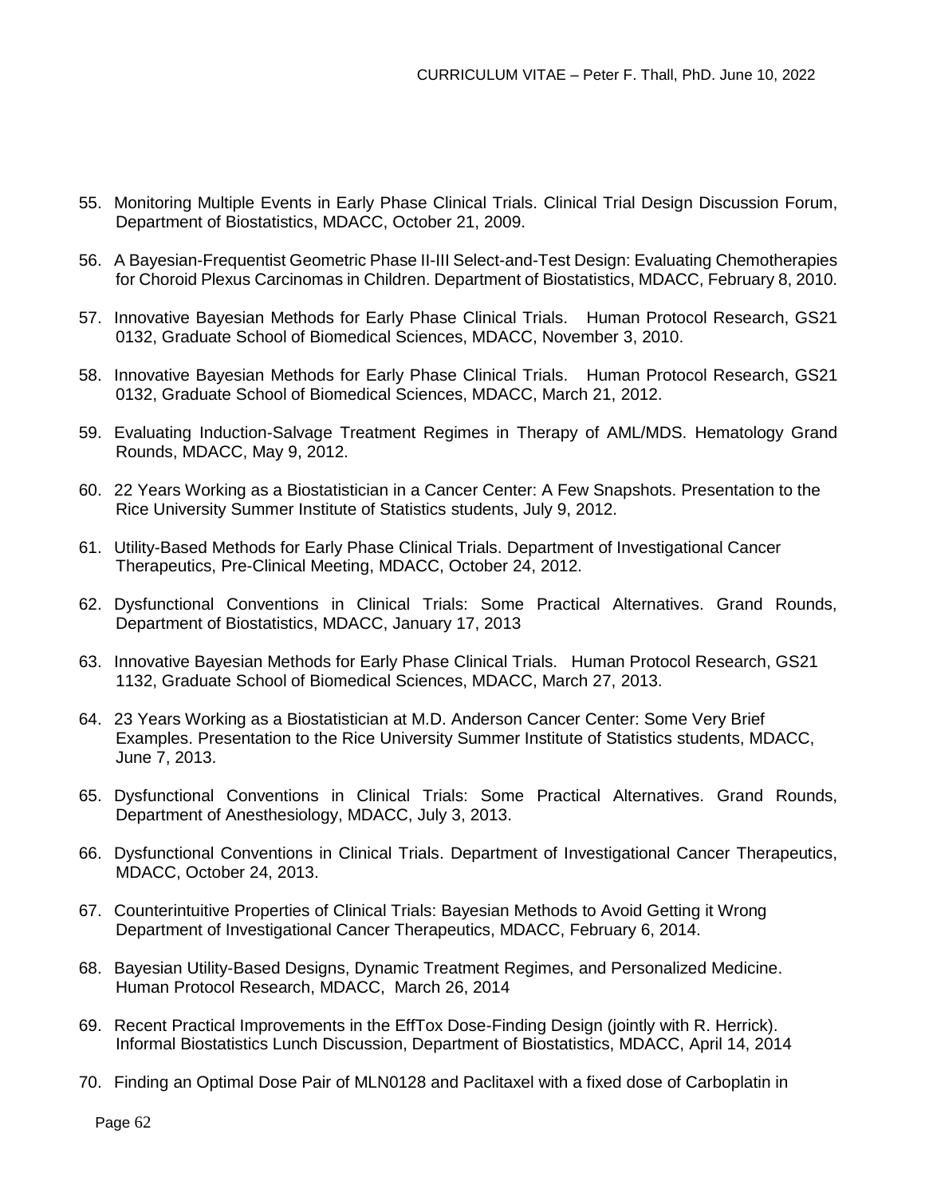55. Monitoring Multiple Events in Early Phase Clinical Trials. Clinical Trial Design Discussion Forum, Department of Biostatistics, MDACC, October 21, 2009.

56. A Bayesian-Frequentist Geometric Phase II-III Select-and-Test Design: Evaluating Chemotherapies for Choroid Plexus Carcinomas in Children. Department of Biostatistics, MDACC, February 8, 2010.

57. Innovative Bayesian Methods for Early Phase Clinical Trials. Human Protocol Research, GS21 0132, Graduate School of Biomedical Sciences, MDACC, November 3, 2010.

58. Innovative Bayesian Methods for Early Phase Clinical Trials. Human Protocol Research, GS21 0132, Graduate School of Biomedical Sciences, MDACC, March 21, 2012.

59. Evaluating Induction-Salvage Treatment Regimes in Therapy of AML/MDS. Hematology Grand Rounds, MDACC, May 9, 2012.

60. 22 Years Working as a Biostatistician in a Cancer Center: A Few Snapshots. Presentation to the Rice University Summer Institute of Statistics students, July 9, 2012.

61. Utility-Based Methods for Early Phase Clinical Trials. Department of Investigational Cancer Therapeutics, Pre-Clinical Meeting, MDACC, October 24, 2012.

62. Dysfunctional Conventions in Clinical Trials: Some Practical Alternatives. Grand Rounds, Department of Biostatistics, MDACC, January 17, 2013

63. Innovative Bayesian Methods for Early Phase Clinical Trials. Human Protocol Research, GS21 1132, Graduate School of Biomedical Sciences, MDACC, March 27, 2013.

64. 23 Years Working as a Biostatistician at M.D. Anderson Cancer Center: Some Very Brief Examples. Presentation to the Rice University Summer Institute of Statistics students, MDACC, June 7, 2013.

65. Dysfunctional Conventions in Clinical Trials: Some Practical Alternatives. Grand Rounds, Department of Anesthesiology, MDACC, July 3, 2013.

66. Dysfunctional Conventions in Clinical Trials. Department of Investigational Cancer Therapeutics, MDACC, October 24, 2013.

67. Counterintuitive Properties of Clinical Trials: Bayesian Methods to Avoid Getting it Wrong Department of Investigational Cancer Therapeutics, MDACC, February 6, 2014.

68. Bayesian Utility-Based Designs, Dynamic Treatment Regimes, and Personalized Medicine. Human Protocol Research, MDACC, March 26, 2014

69. Recent Practical Improvements in the EffTox Dose-Finding Design (jointly with R. Herrick). Informal Biostatistics Lunch Discussion, Department of Biostatistics, MDACC, April 14, 2014

70. Finding an Optimal Dose Pair of MLN0128 and Paclitaxel with a fixed dose of Carboplatin in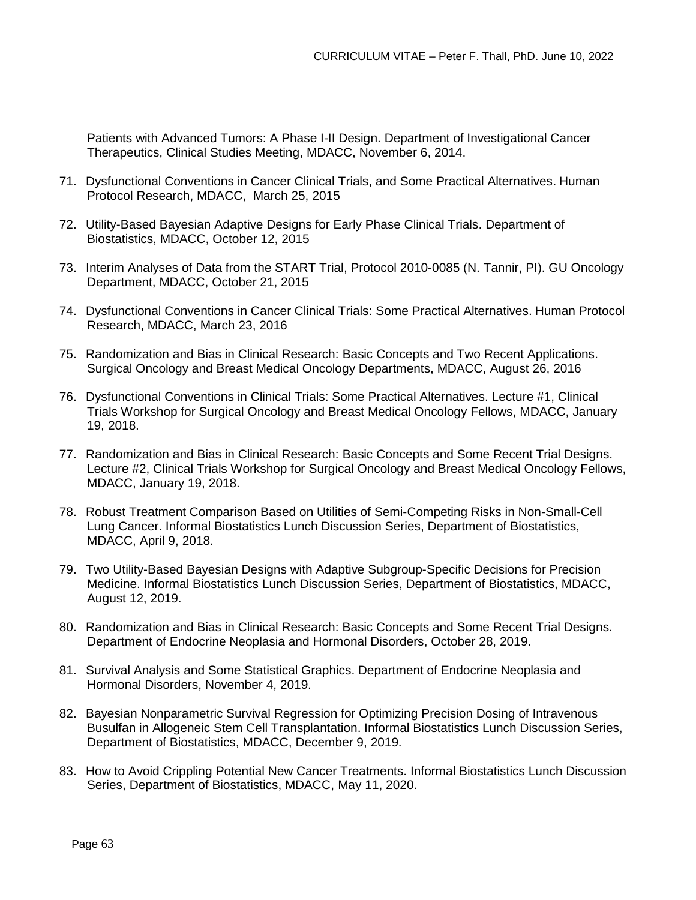Patients with Advanced Tumors: A Phase I-II Design. Department of Investigational Cancer Therapeutics, Clinical Studies Meeting, MDACC, November 6, 2014.

71. Dysfunctional Conventions in Cancer Clinical Trials, and Some Practical Alternatives. Human Protocol Research, MDACC, March 25, 2015

72. Utility-Based Bayesian Adaptive Designs for Early Phase Clinical Trials. Department of Biostatistics, MDACC, October 12, 2015

73. Interim Analyses of Data from the START Trial, Protocol 2010-0085 (N. Tannir, PI). GU Oncology Department, MDACC, October 21, 2015

74. Dysfunctional Conventions in Cancer Clinical Trials: Some Practical Alternatives. Human Protocol Research, MDACC, March 23, 2016

75. Randomization and Bias in Clinical Research: Basic Concepts and Two Recent Applications. Surgical Oncology and Breast Medical Oncology Departments, MDACC, August 26, 2016

76. Dysfunctional Conventions in Clinical Trials: Some Practical Alternatives. Lecture #1, Clinical Trials Workshop for Surgical Oncology and Breast Medical Oncology Fellows, MDACC, January 19, 2018.

77. Randomization and Bias in Clinical Research: Basic Concepts and Some Recent Trial Designs. Lecture #2, Clinical Trials Workshop for Surgical Oncology and Breast Medical Oncology Fellows, MDACC, January 19, 2018.

78. Robust Treatment Comparison Based on Utilities of Semi-Competing Risks in Non-Small-Cell Lung Cancer. Informal Biostatistics Lunch Discussion Series, Department of Biostatistics, MDACC, April 9, 2018.

79. Two Utility-Based Bayesian Designs with Adaptive Subgroup-Specific Decisions for Precision Medicine. Informal Biostatistics Lunch Discussion Series, Department of Biostatistics, MDACC, August 12, 2019.

80. Randomization and Bias in Clinical Research: Basic Concepts and Some Recent Trial Designs. Department of Endocrine Neoplasia and Hormonal Disorders, October 28, 2019.

81. Survival Analysis and Some Statistical Graphics. Department of Endocrine Neoplasia and Hormonal Disorders, November 4, 2019.

82. Bayesian Nonparametric Survival Regression for Optimizing Precision Dosing of Intravenous Busulfan in Allogeneic Stem Cell Transplantation. Informal Biostatistics Lunch Discussion Series, Department of Biostatistics, MDACC, December 9, 2019.

83. How to Avoid Crippling Potential New Cancer Treatments. Informal Biostatistics Lunch Discussion Series, Department of Biostatistics, MDACC, May 11, 2020.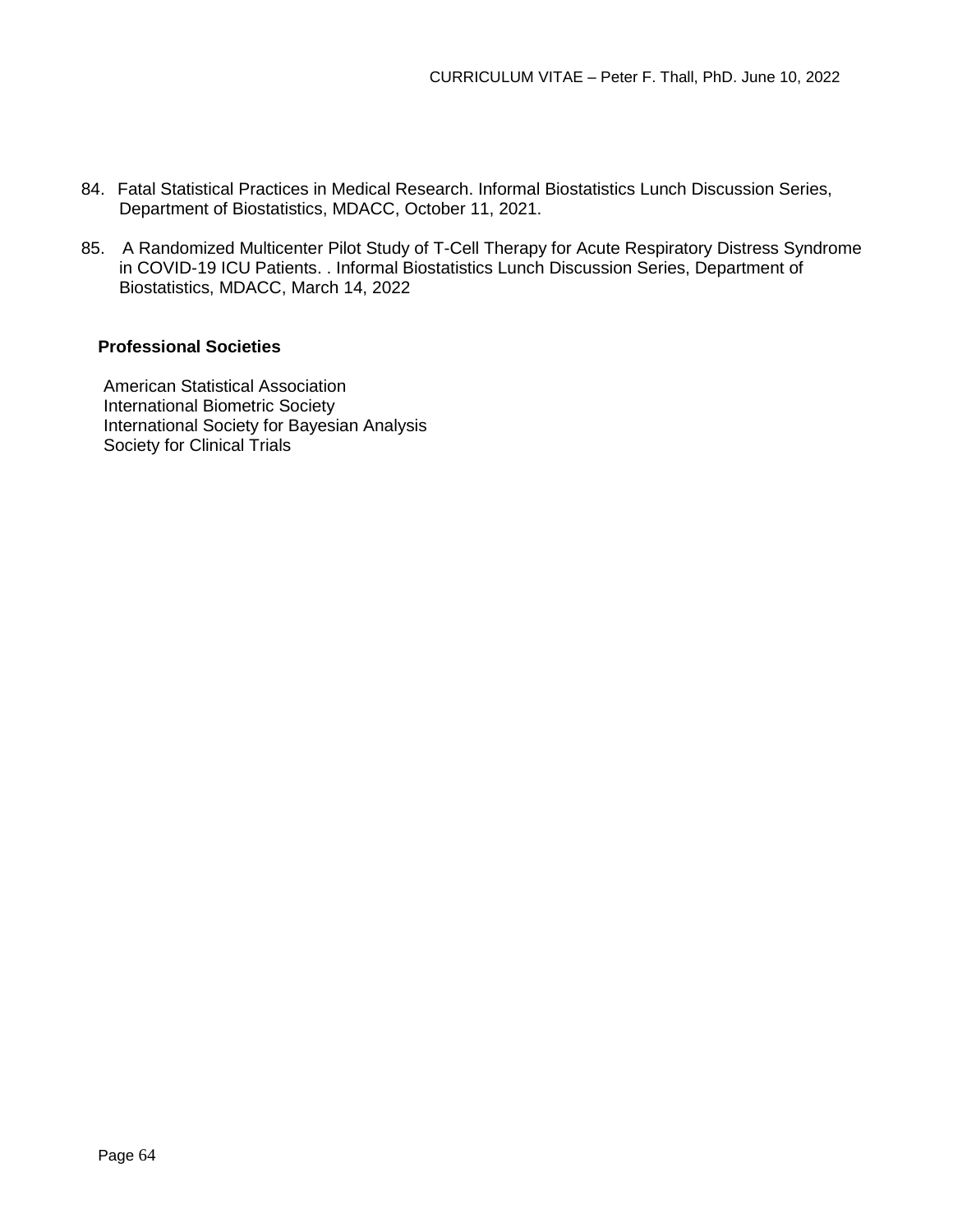84. Fatal Statistical Practices in Medical Research. Informal Biostatistics Lunch Discussion Series, Department of Biostatistics, MDACC, October 11, 2021.

85. A Randomized Multicenter Pilot Study of T-Cell Therapy for Acute Respiratory Distress Syndrome in COVID-19 ICU Patients. . Informal Biostatistics Lunch Discussion Series, Department of Biostatistics, MDACC, March 14, 2022

### Professional Societies

American Statistical Association
International Biometric Society
International Society for Bayesian Analysis
Society for Clinical Trials